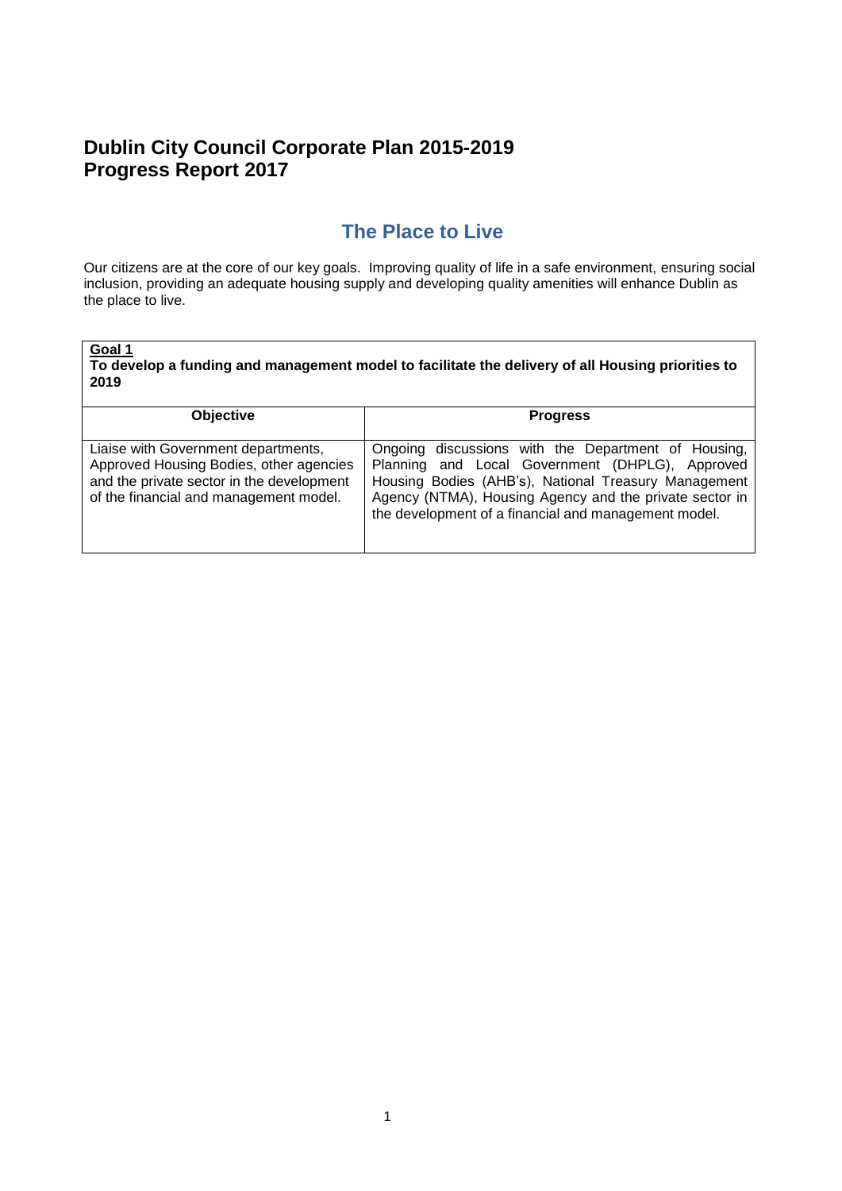# Dublin City Council Corporate Plan 2015-2019
# Progress Report 2017

## The Place to Live

Our citizens are at the core of our key goals. Improving quality of life in a safe environment, ensuring social inclusion, providing an adequate housing supply and developing quality amenities will enhance Dublin as the place to live.

**Goal 1**
**To develop a funding and management model to facilitate the delivery of all Housing priorities to 2019**

| Objective | Progress |
| --- | --- |
| Liaise with Government departments, Approved Housing Bodies, other agencies and the private sector in the development of the financial and management model. | Ongoing discussions with the Department of Housing, Planning and Local Government (DHPLG), Approved Housing Bodies (AHB's), National Treasury Management Agency (NTMA), Housing Agency and the private sector in the development of a financial and management model. |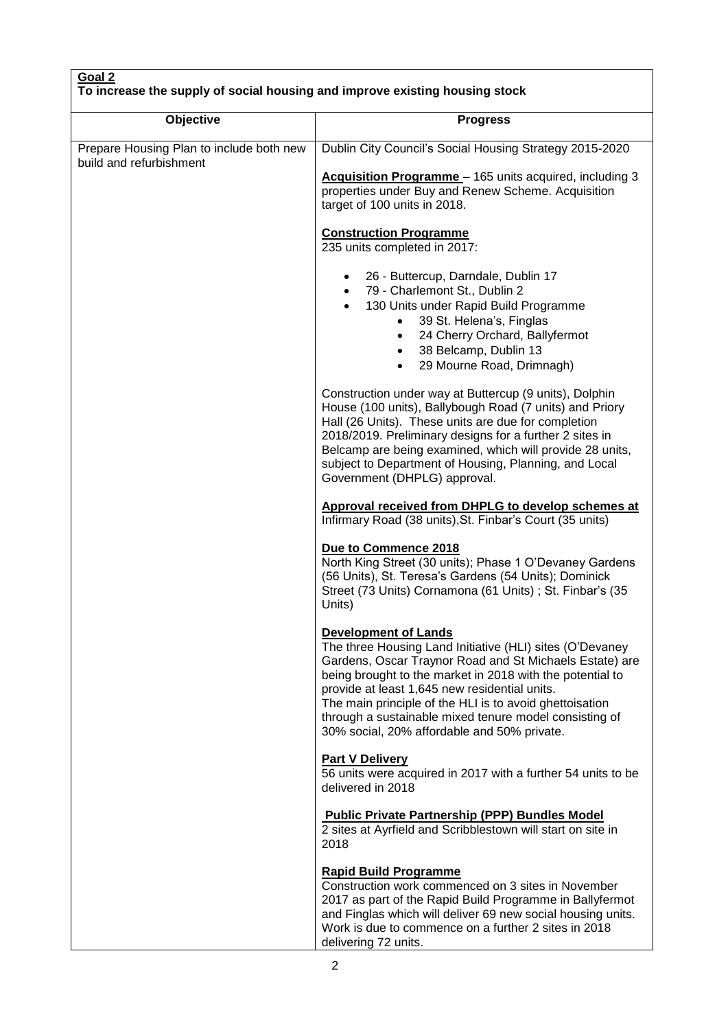**Goal 2**
**To increase the supply of social housing and improve existing housing stock**

| Objective | Progress |
|---|---|
| Prepare Housing Plan to include both new build and refurbishment | Dublin City Council's Social Housing Strategy 2015-2020<br><br>**Acquisition Programme** – 165 units acquired, including 3 properties under Buy and Renew Scheme. Acquisition target of 100 units in 2018.<br><br>**Construction Programme**<br>235 units completed in 2017:<br>• 26 - Buttercup, Darndale, Dublin 17<br>• 79 - Charlemont St., Dublin 2<br>• 130 Units under Rapid Build Programme<br>  • 39 St. Helena's, Finglas<br>  • 24 Cherry Orchard, Ballyfermot<br>  • 38 Belcamp, Dublin 13<br>  • 29 Mourne Road, Drimnagh)<br><br>Construction under way at Buttercup (9 units), Dolphin House (100 units), Ballybough Road (7 units) and Priory Hall (26 Units). These units are due for completion 2018/2019. Preliminary designs for a further 2 sites in Belcamp are being examined, which will provide 28 units, subject to Department of Housing, Planning, and Local Government (DHPLG) approval.<br><br>**Approval received from DHPLG to develop schemes at** Infirmary Road (38 units),St. Finbar's Court (35 units)<br><br>**Due to Commence 2018**<br>North King Street (30 units); Phase 1 O'Devaney Gardens (56 Units), St. Teresa's Gardens (54 Units); Dominick Street (73 Units) Cornamona (61 Units) ; St. Finbar's (35 Units)<br><br>**Development of Lands**<br>The three Housing Land Initiative (HLI) sites (O'Devaney Gardens, Oscar Traynor Road and St Michaels Estate) are being brought to the market in 2018 with the potential to provide at least 1,645 new residential units.<br>The main principle of the HLI is to avoid ghettoisation through a sustainable mixed tenure model consisting of 30% social, 20% affordable and 50% private.<br><br>**Part V Delivery**<br>56 units were acquired in 2017 with a further 54 units to be delivered in 2018<br><br>**Public Private Partnership (PPP) Bundles Model**<br>2 sites at Ayrfield and Scribblestown will start on site in 2018<br><br>**Rapid Build Programme**<br>Construction work commenced on 3 sites in November 2017 as part of the Rapid Build Programme in Ballyfermot and Finglas which will deliver 69 new social housing units. Work is due to commence on a further 2 sites in 2018 delivering 72 units. |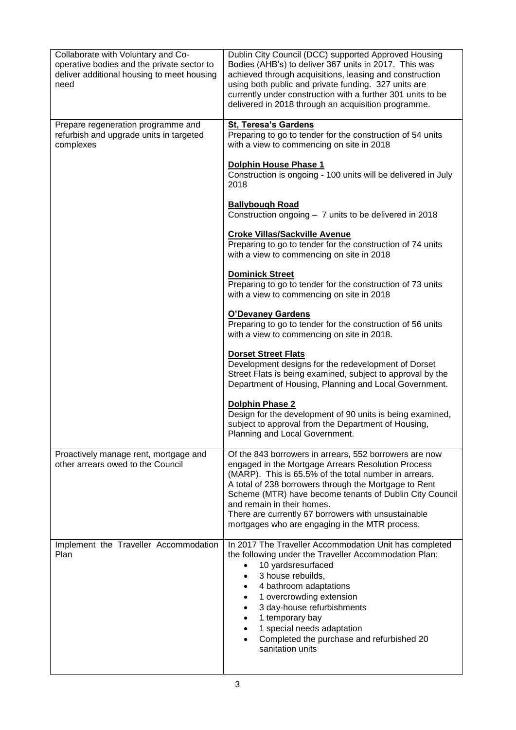| | |
|---|---|
| Collaborate with Voluntary and Co-operative bodies and the private sector to deliver additional housing to meet housing need | Dublin City Council (DCC) supported Approved Housing Bodies (AHB's) to deliver 367 units in 2017. This was achieved through acquisitions, leasing and construction using both public and private funding. 327 units are currently under construction with a further 301 units to be delivered in 2018 through an acquisition programme. |
| Prepare regeneration programme and refurbish and upgrade units in targeted complexes | **St, Teresa's Gardens**<br>Preparing to go to tender for the construction of 54 units with a view to commencing on site in 2018<br><br>**Dolphin House Phase 1**<br>Construction is ongoing - 100 units will be delivered in July 2018<br><br>**Ballybough Road**<br>Construction ongoing – 7 units to be delivered in 2018<br><br>**Croke Villas/Sackville Avenue**<br>Preparing to go to tender for the construction of 74 units with a view to commencing on site in 2018<br><br>**Dominick Street**<br>Preparing to go to tender for the construction of 73 units with a view to commencing on site in 2018<br><br>**O'Devaney Gardens**<br>Preparing to go to tender for the construction of 56 units with a view to commencing on site in 2018.<br><br>**Dorset Street Flats**<br>Development designs for the redevelopment of Dorset Street Flats is being examined, subject to approval by the Department of Housing, Planning and Local Government.<br><br>**Dolphin Phase 2**<br>Design for the development of 90 units is being examined, subject to approval from the Department of Housing, Planning and Local Government. |
| Proactively manage rent, mortgage and other arrears owed to the Council | Of the 843 borrowers in arrears, 552 borrowers are now engaged in the Mortgage Arrears Resolution Process (MARP). This is 65.5% of the total number in arrears.<br>A total of 238 borrowers through the Mortgage to Rent Scheme (MTR) have become tenants of Dublin City Council and remain in their homes.<br>There are currently 67 borrowers with unsustainable mortgages who are engaging in the MTR process. |
| Implement the Traveller Accommodation Plan | In 2017 The Traveller Accommodation Unit has completed the following under the Traveller Accommodation Plan:<br>• 10 yardsresurfaced<br>• 3 house rebuilds,<br>• 4 bathroom adaptations<br>• 1 overcrowding extension<br>• 3 day-house refurbishments<br>• 1 temporary bay<br>• 1 special needs adaptation<br>• Completed the purchase and refurbished 20 sanitation units |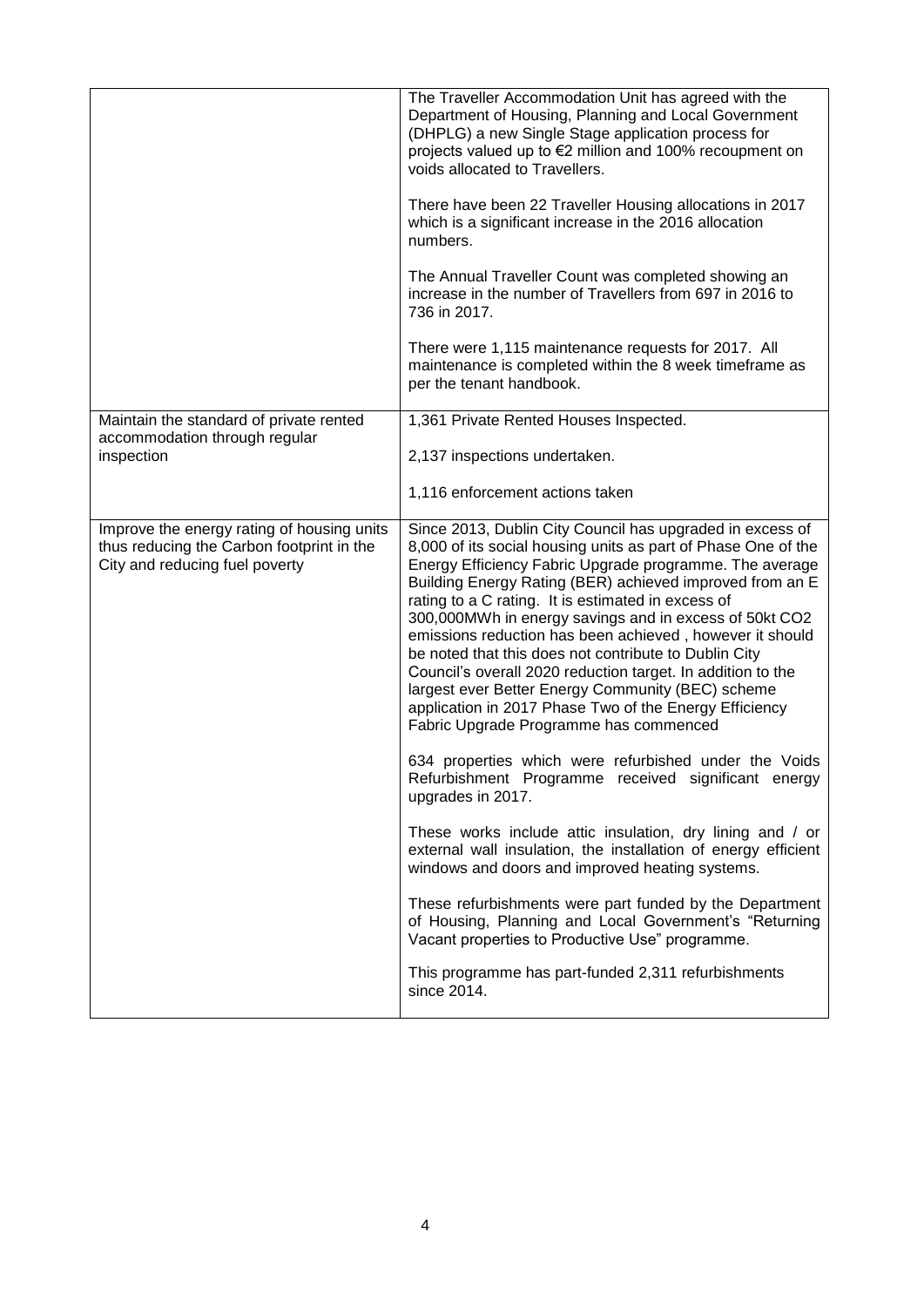| | |
|---|---|
| | The Traveller Accommodation Unit has agreed with the Department of Housing, Planning and Local Government (DHPLG) a new Single Stage application process for projects valued up to €2 million and 100% recoupment on voids allocated to Travellers.<br><br>There have been 22 Traveller Housing allocations in 2017 which is a significant increase in the 2016 allocation numbers.<br><br>The Annual Traveller Count was completed showing an increase in the number of Travellers from 697 in 2016 to 736 in 2017.<br><br>There were 1,115 maintenance requests for 2017. All maintenance is completed within the 8 week timeframe as per the tenant handbook. |
| Maintain the standard of private rented accommodation through regular inspection | 1,361 Private Rented Houses Inspected.<br><br>2,137 inspections undertaken.<br><br>1,116 enforcement actions taken |
| Improve the energy rating of housing units thus reducing the Carbon footprint in the City and reducing fuel poverty | Since 2013, Dublin City Council has upgraded in excess of 8,000 of its social housing units as part of Phase One of the Energy Efficiency Fabric Upgrade programme. The average Building Energy Rating (BER) achieved improved from an E rating to a C rating. It is estimated in excess of 300,000MWh in energy savings and in excess of 50kt $CO_2$ emissions reduction has been achieved , however it should be noted that this does not contribute to Dublin City Council's overall 2020 reduction target. In addition to the largest ever Better Energy Community (BEC) scheme application in 2017 Phase Two of the Energy Efficiency Fabric Upgrade Programme has commenced<br><br>634 properties which were refurbished under the Voids Refurbishment Programme received significant energy upgrades in 2017.<br><br>These works include attic insulation, dry lining and / or external wall insulation, the installation of energy efficient windows and doors and improved heating systems.<br><br>These refurbishments were part funded by the Department of Housing, Planning and Local Government's "Returning Vacant properties to Productive Use" programme.<br><br>This programme has part-funded 2,311 refurbishments since 2014. |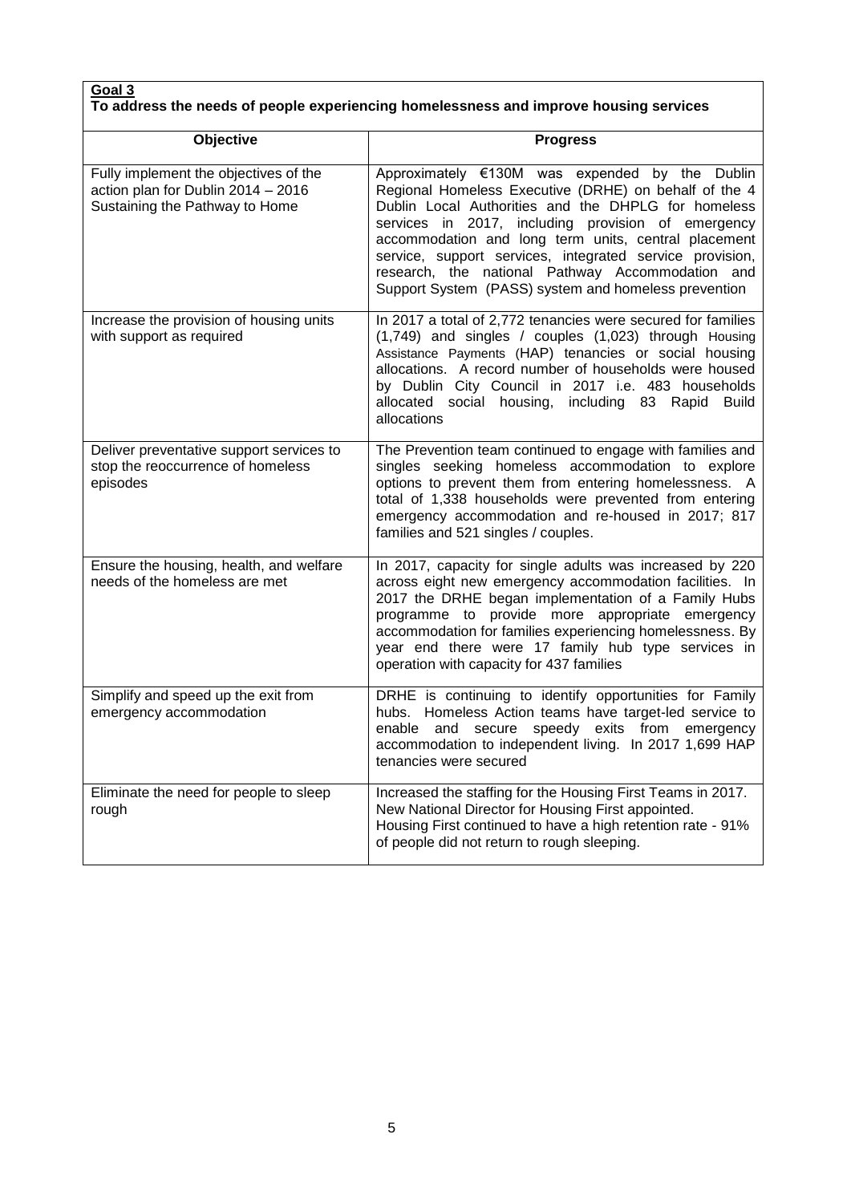**Goal 3**

**To address the needs of people experiencing homelessness and improve housing services**

| Objective | Progress |
|---|---|
| Fully implement the objectives of the action plan for Dublin 2014 – 2016 Sustaining the Pathway to Home | Approximately €130M was expended by the Dublin Regional Homeless Executive (DRHE) on behalf of the 4 Dublin Local Authorities and the DHPLG for homeless services in 2017, including provision of emergency accommodation and long term units, central placement service, support services, integrated service provision, research, the national Pathway Accommodation and Support System (PASS) system and homeless prevention |
| Increase the provision of housing units with support as required | In 2017 a total of 2,772 tenancies were secured for families (1,749) and singles / couples (1,023) through Housing Assistance Payments (HAP) tenancies or social housing allocations. A record number of households were housed by Dublin City Council in 2017 i.e. 483 households allocated social housing, including 83 Rapid Build allocations |
| Deliver preventative support services to stop the reoccurrence of homeless episodes | The Prevention team continued to engage with families and singles seeking homeless accommodation to explore options to prevent them from entering homelessness. A total of 1,338 households were prevented from entering emergency accommodation and re-housed in 2017; 817 families and 521 singles / couples. |
| Ensure the housing, health, and welfare needs of the homeless are met | In 2017, capacity for single adults was increased by 220 across eight new emergency accommodation facilities. In 2017 the DRHE began implementation of a Family Hubs programme to provide more appropriate emergency accommodation for families experiencing homelessness. By year end there were 17 family hub type services in operation with capacity for 437 families |
| Simplify and speed up the exit from emergency accommodation | DRHE is continuing to identify opportunities for Family hubs. Homeless Action teams have target-led service to enable and secure speedy exits from emergency accommodation to independent living. In 2017 1,699 HAP tenancies were secured |
| Eliminate the need for people to sleep rough | Increased the staffing for the Housing First Teams in 2017. New National Director for Housing First appointed. Housing First continued to have a high retention rate - 91% of people did not return to rough sleeping. |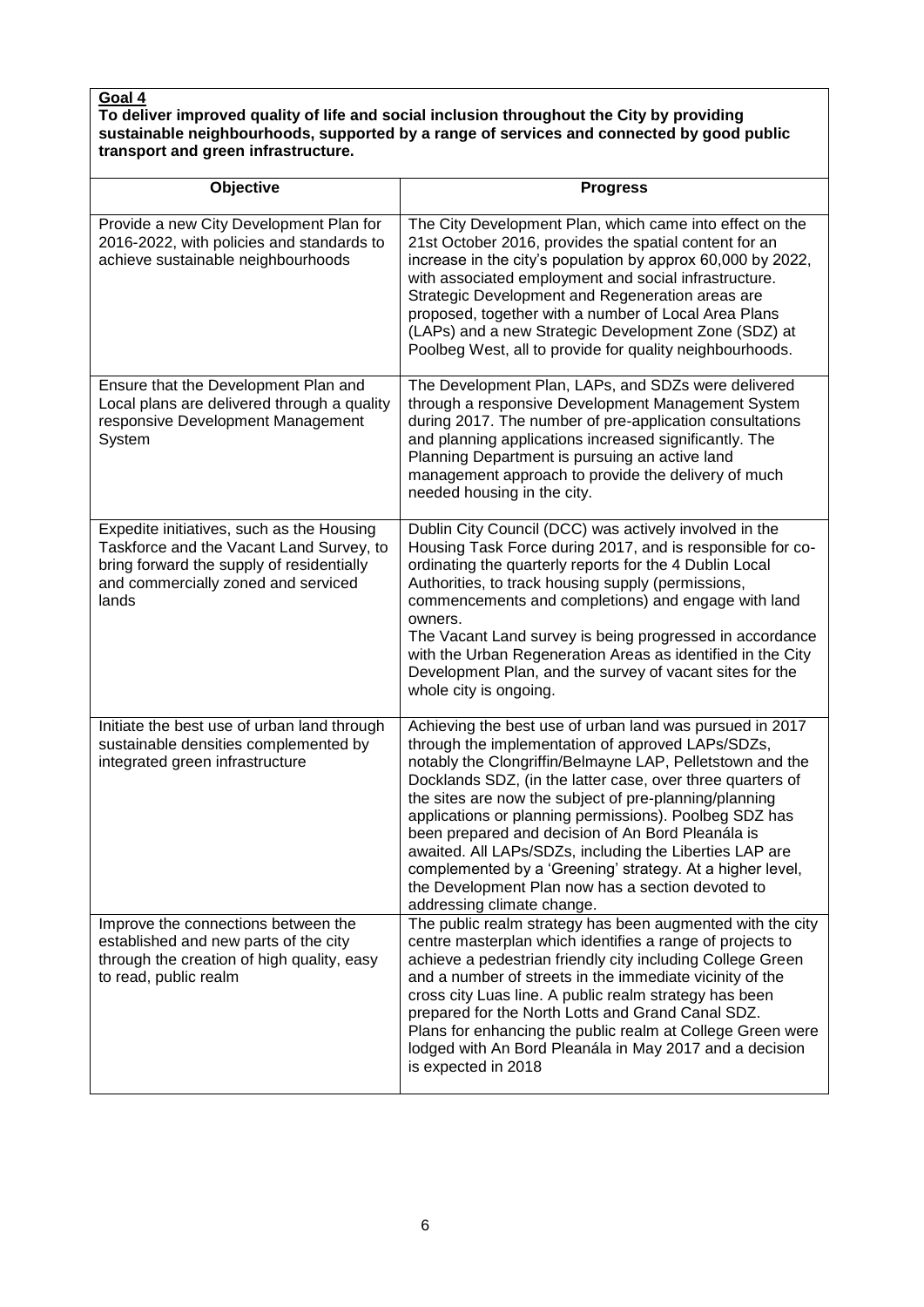**Goal 4**

**To deliver improved quality of life and social inclusion throughout the City by providing sustainable neighbourhoods, supported by a range of services and connected by good public transport and green infrastructure.**

| Objective | Progress |
|---|---|
| Provide a new City Development Plan for 2016-2022, with policies and standards to achieve sustainable neighbourhoods | The City Development Plan, which came into effect on the 21st October 2016, provides the spatial content for an increase in the city's population by approx 60,000 by 2022, with associated employment and social infrastructure. Strategic Development and Regeneration areas are proposed, together with a number of Local Area Plans (LAPs) and a new Strategic Development Zone (SDZ) at Poolbeg West, all to provide for quality neighbourhoods. |
| Ensure that the Development Plan and Local plans are delivered through a quality responsive Development Management System | The Development Plan, LAPs, and SDZs were delivered through a responsive Development Management System during 2017. The number of pre-application consultations and planning applications increased significantly. The Planning Department is pursuing an active land management approach to provide the delivery of much needed housing in the city. |
| Expedite initiatives, such as the Housing Taskforce and the Vacant Land Survey, to bring forward the supply of residentially and commercially zoned and serviced lands | Dublin City Council (DCC) was actively involved in the Housing Task Force during 2017, and is responsible for co-ordinating the quarterly reports for the 4 Dublin Local Authorities, to track housing supply (permissions, commencements and completions) and engage with land owners.<br>The Vacant Land survey is being progressed in accordance with the Urban Regeneration Areas as identified in the City Development Plan, and the survey of vacant sites for the whole city is ongoing. |
| Initiate the best use of urban land through sustainable densities complemented by integrated green infrastructure | Achieving the best use of urban land was pursued in 2017 through the implementation of approved LAPs/SDZs, notably the Clongriffin/Belmayne LAP, Pelletstown and the Docklands SDZ, (in the latter case, over three quarters of the sites are now the subject of pre-planning/planning applications or planning permissions). Poolbeg SDZ has been prepared and decision of An Bord Pleanála is awaited. All LAPs/SDZs, including the Liberties LAP are complemented by a 'Greening' strategy. At a higher level, the Development Plan now has a section devoted to addressing climate change. |
| Improve the connections between the established and new parts of the city through the creation of high quality, easy to read, public realm | The public realm strategy has been augmented with the city centre masterplan which identifies a range of projects to achieve a pedestrian friendly city including College Green and a number of streets in the immediate vicinity of the cross city Luas line. A public realm strategy has been prepared for the North Lotts and Grand Canal SDZ.<br>Plans for enhancing the public realm at College Green were lodged with An Bord Pleanála in May 2017 and a decision is expected in 2018 |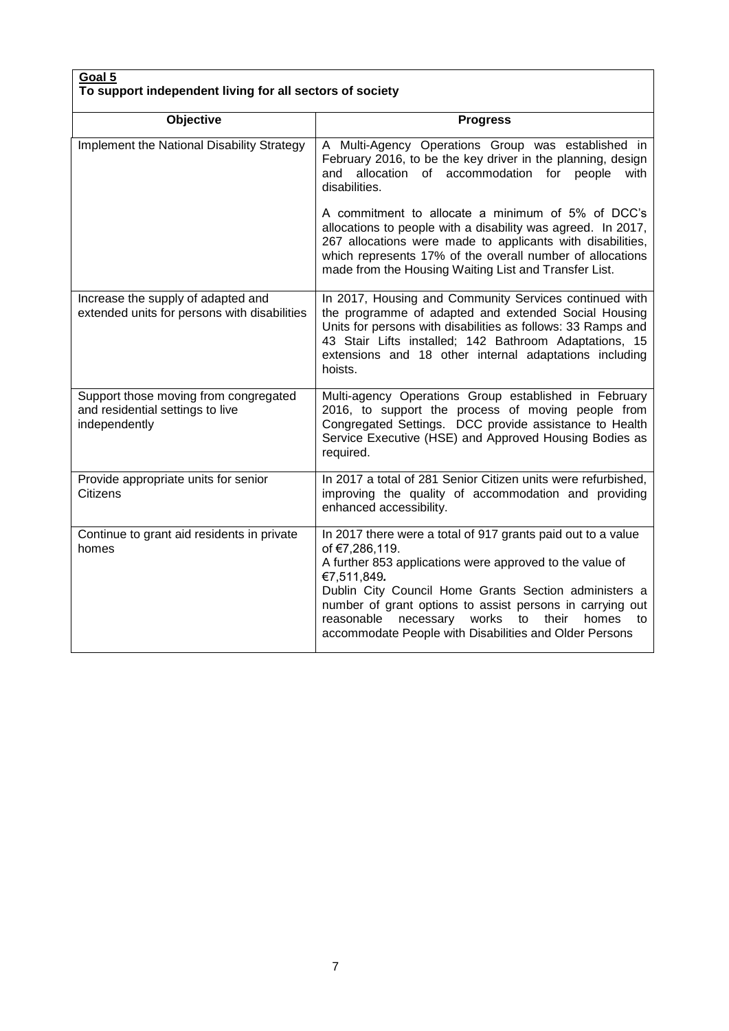**Goal 5**
**To support independent living for all sectors of society**

| Objective | Progress |
|---|---|
| Implement the National Disability Strategy | A Multi-Agency Operations Group was established in February 2016, to be the key driver in the planning, design and allocation of accommodation for people with disabilities.<br><br>A commitment to allocate a minimum of 5% of DCC's allocations to people with a disability was agreed. In 2017, 267 allocations were made to applicants with disabilities, which represents 17% of the overall number of allocations made from the Housing Waiting List and Transfer List. |
| Increase the supply of adapted and extended units for persons with disabilities | In 2017, Housing and Community Services continued with the programme of adapted and extended Social Housing Units for persons with disabilities as follows: 33 Ramps and 43 Stair Lifts installed; 142 Bathroom Adaptations, 15 extensions and 18 other internal adaptations including hoists. |
| Support those moving from congregated and residential settings to live independently | Multi-agency Operations Group established in February 2016, to support the process of moving people from Congregated Settings. DCC provide assistance to Health Service Executive (HSE) and Approved Housing Bodies as required. |
| Provide appropriate units for senior Citizens | In 2017 a total of 281 Senior Citizen units were refurbished, improving the quality of accommodation and providing enhanced accessibility. |
| Continue to grant aid residents in private homes | In 2017 there were a total of 917 grants paid out to a value of €7,286,119.<br>A further 853 applications were approved to the value of €7,511,849.<br>Dublin City Council Home Grants Section administers a number of grant options to assist persons in carrying out reasonable necessary works to their homes to accommodate People with Disabilities and Older Persons |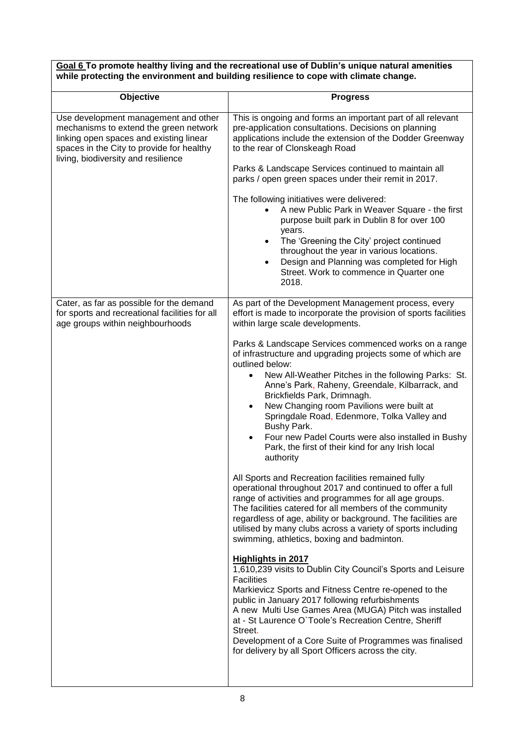**Goal 6 To promote healthy living and the recreational use of Dublin's unique natural amenities while protecting the environment and building resilience to cope with climate change.**

| Objective | Progress |
|---|---|
| Use development management and other mechanisms to extend the green network linking open spaces and existing linear spaces in the City to provide for healthy living, biodiversity and resilience | This is ongoing and forms an important part of all relevant pre-application consultations. Decisions on planning applications include the extension of the Dodder Greenway to the rear of Clonskeagh Road<br><br>Parks & Landscape Services continued to maintain all parks / open green spaces under their remit in 2017.<br><br>The following initiatives were delivered:<br>• A new Public Park in Weaver Square - the first purpose built park in Dublin 8 for over 100 years.<br>• The 'Greening the City' project continued throughout the year in various locations.<br>• Design and Planning was completed for High Street. Work to commence in Quarter one 2018. |
| Cater, as far as possible for the demand for sports and recreational facilities for all age groups within neighbourhoods | As part of the Development Management process, every effort is made to incorporate the provision of sports facilities within large scale developments.<br><br>Parks & Landscape Services commenced works on a range of infrastructure and upgrading projects some of which are outlined below:<br>• New All-Weather Pitches in the following Parks: St. Anne's Park, Raheny, Greendale, Kilbarrack, and Brickfields Park, Drimnagh.<br>• New Changing room Pavilions were built at Springdale Road, Edenmore, Tolka Valley and Bushy Park.<br>• Four new Padel Courts were also installed in Bushy Park, the first of their kind for any Irish local authority<br><br>All Sports and Recreation facilities remained fully operational throughout 2017 and continued to offer a full range of activities and programmes for all age groups. The facilities catered for all members of the community regardless of age, ability or background. The facilities are utilised by many clubs across a variety of sports including swimming, athletics, boxing and badminton.<br><br>**Highlights in 2017**<br>1,610,239 visits to Dublin City Council's Sports and Leisure Facilities<br>Markievicz Sports and Fitness Centre re-opened to the public in January 2017 following refurbishments<br>A new Multi Use Games Area (MUGA) Pitch was installed at - St Laurence O`Toole's Recreation Centre, Sheriff Street.<br>Development of a Core Suite of Programmes was finalised for delivery by all Sport Officers across the city. |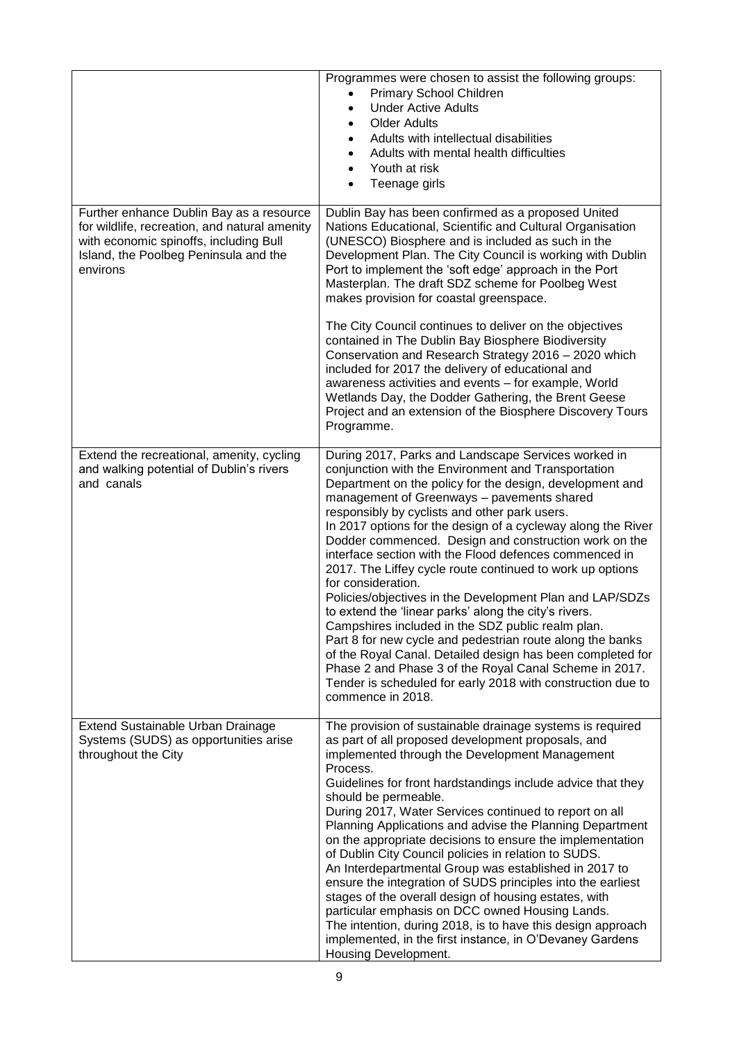| | |
|---|---|
| | Programmes were chosen to assist the following groups:<br>• Primary School Children<br>• Under Active Adults<br>• Older Adults<br>• Adults with intellectual disabilities<br>• Adults with mental health difficulties<br>• Youth at risk<br>• Teenage girls |
| Further enhance Dublin Bay as a resource for wildlife, recreation, and natural amenity with economic spinoffs, including Bull Island, the Poolbeg Peninsula and the environs | Dublin Bay has been confirmed as a proposed United Nations Educational, Scientific and Cultural Organisation (UNESCO) Biosphere and is included as such in the Development Plan. The City Council is working with Dublin Port to implement the 'soft edge' approach in the Port Masterplan. The draft SDZ scheme for Poolbeg West makes provision for coastal greenspace.<br><br>The City Council continues to deliver on the objectives contained in The Dublin Bay Biosphere Biodiversity Conservation and Research Strategy 2016 – 2020 which included for 2017 the delivery of educational and awareness activities and events – for example, World Wetlands Day, the Dodder Gathering, the Brent Geese Project and an extension of the Biosphere Discovery Tours Programme. |
| Extend the recreational, amenity, cycling and walking potential of Dublin's rivers and canals | During 2017, Parks and Landscape Services worked in conjunction with the Environment and Transportation Department on the policy for the design, development and management of Greenways – pavements shared responsibly by cyclists and other park users.<br>In 2017 options for the design of a cycleway along the River Dodder commenced. Design and construction work on the interface section with the Flood defences commenced in 2017. The Liffey cycle route continued to work up options for consideration.<br>Policies/objectives in the Development Plan and LAP/SDZs to extend the 'linear parks' along the city's rivers.<br>Campshires included in the SDZ public realm plan.<br>Part 8 for new cycle and pedestrian route along the banks of the Royal Canal. Detailed design has been completed for Phase 2 and Phase 3 of the Royal Canal Scheme in 2017. Tender is scheduled for early 2018 with construction due to commence in 2018. |
| Extend Sustainable Urban Drainage Systems (SUDS) as opportunities arise throughout the City | The provision of sustainable drainage systems is required as part of all proposed development proposals, and implemented through the Development Management Process.<br>Guidelines for front hardstandings include advice that they should be permeable.<br>During 2017, Water Services continued to report on all Planning Applications and advise the Planning Department on the appropriate decisions to ensure the implementation of Dublin City Council policies in relation to SUDS.<br>An Interdepartmental Group was established in 2017 to ensure the integration of SUDS principles into the earliest stages of the overall design of housing estates, with particular emphasis on DCC owned Housing Lands.<br>The intention, during 2018, is to have this design approach implemented, in the first instance, in O'Devaney Gardens Housing Development. |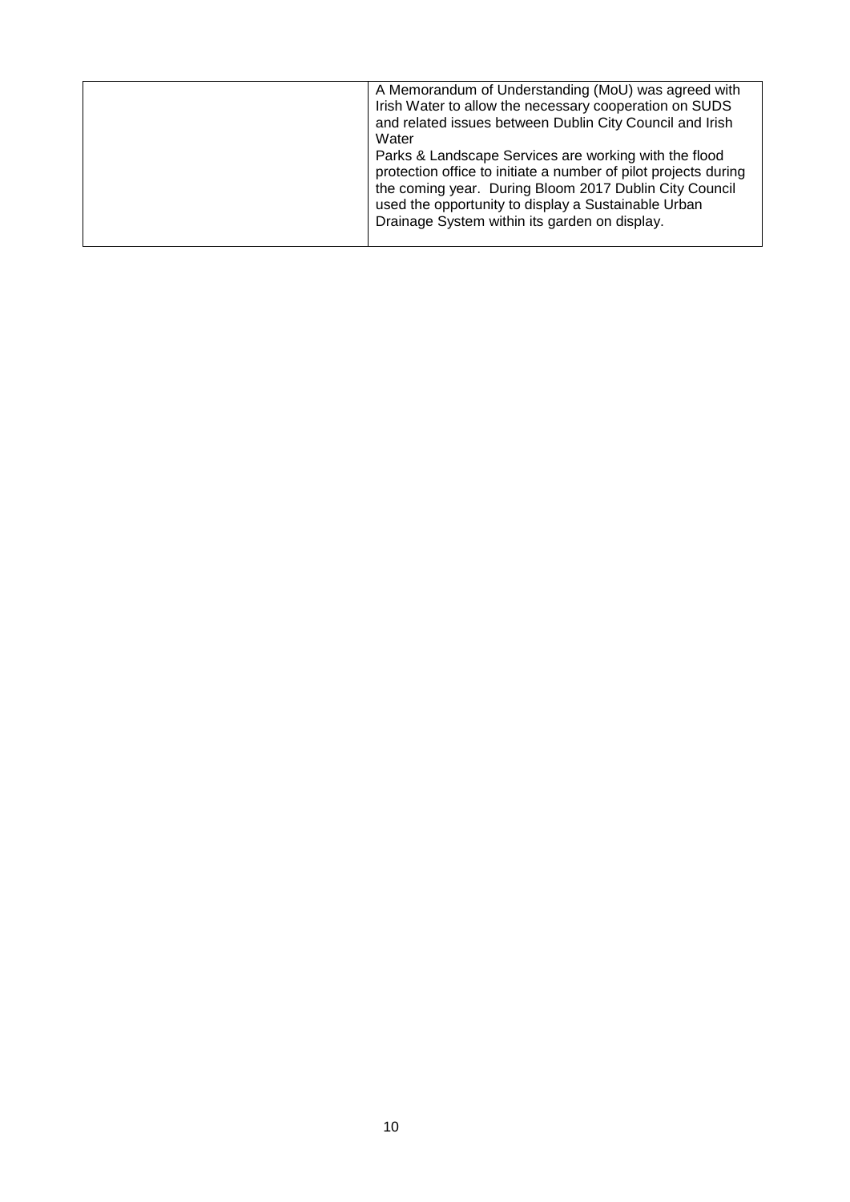| | |
|---|---|
| | A Memorandum of Understanding (MoU) was agreed with Irish Water to allow the necessary cooperation on SUDS and related issues between Dublin City Council and Irish Water<br>Parks & Landscape Services are working with the flood protection office to initiate a number of pilot projects during the coming year. During Bloom 2017 Dublin City Council used the opportunity to display a Sustainable Urban Drainage System within its garden on display. |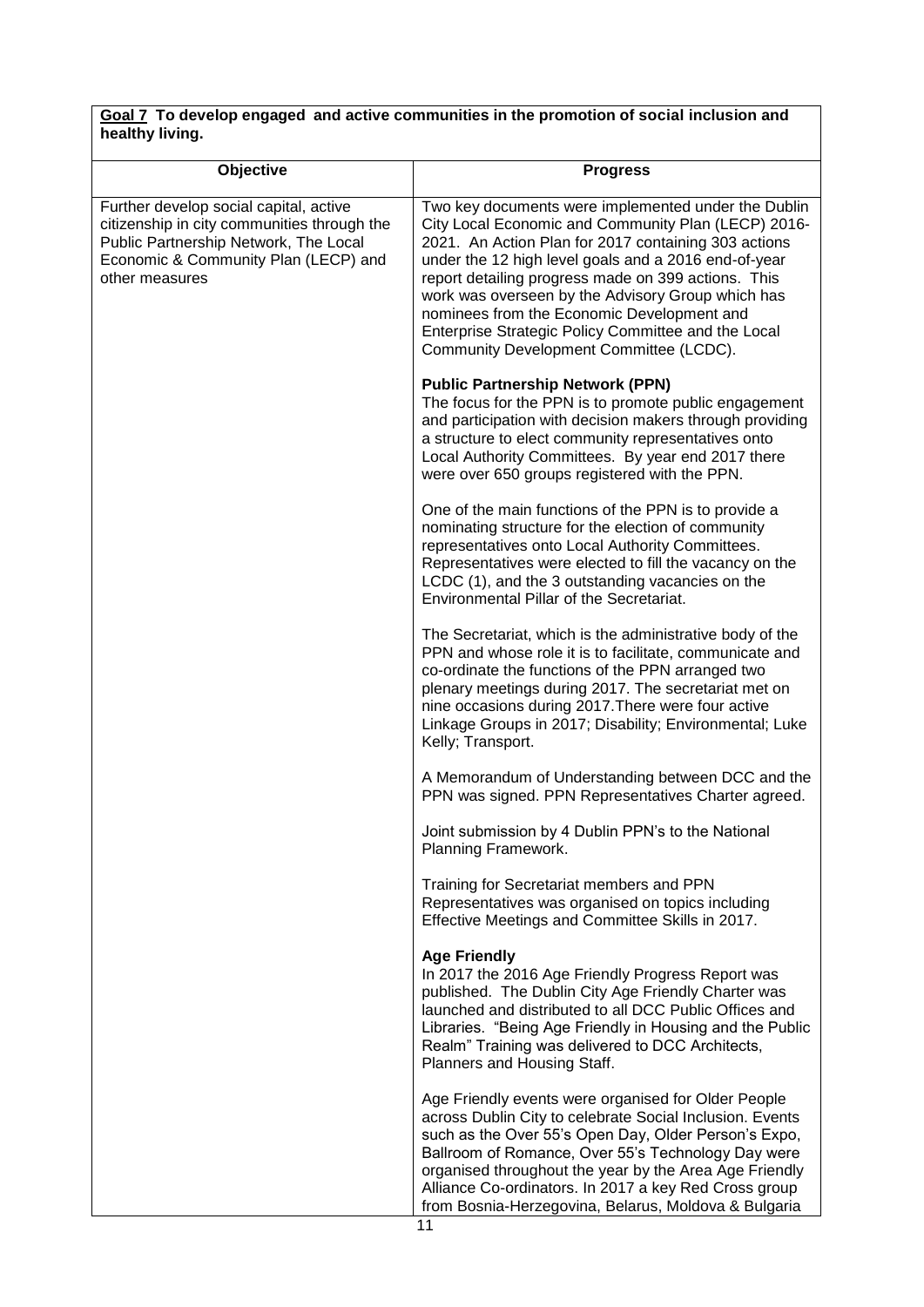| **Goal 7 To develop engaged and active communities in the promotion of social inclusion and healthy living.** | |
|---|---|
| **Objective** | **Progress** |
| Further develop social capital, active citizenship in city communities through the Public Partnership Network, The Local Economic & Community Plan (LECP) and other measures | Two key documents were implemented under the Dublin City Local Economic and Community Plan (LECP) 2016-2021. An Action Plan for 2017 containing 303 actions under the 12 high level goals and a 2016 end-of-year report detailing progress made on 399 actions. This work was overseen by the Advisory Group which has nominees from the Economic Development and Enterprise Strategic Policy Committee and the Local Community Development Committee (LCDC).<br><br>**Public Partnership Network (PPN)**<br>The focus for the PPN is to promote public engagement and participation with decision makers through providing a structure to elect community representatives onto Local Authority Committees. By year end 2017 there were over 650 groups registered with the PPN.<br><br>One of the main functions of the PPN is to provide a nominating structure for the election of community representatives onto Local Authority Committees. Representatives were elected to fill the vacancy on the LCDC (1), and the 3 outstanding vacancies on the Environmental Pillar of the Secretariat.<br><br>The Secretariat, which is the administrative body of the PPN and whose role it is to facilitate, communicate and co-ordinate the functions of the PPN arranged two plenary meetings during 2017. The secretariat met on nine occasions during 2017.There were four active Linkage Groups in 2017; Disability; Environmental; Luke Kelly; Transport.<br><br>A Memorandum of Understanding between DCC and the PPN was signed. PPN Representatives Charter agreed.<br><br>Joint submission by 4 Dublin PPN's to the National Planning Framework.<br><br>Training for Secretariat members and PPN Representatives was organised on topics including Effective Meetings and Committee Skills in 2017.<br><br>**Age Friendly**<br>In 2017 the 2016 Age Friendly Progress Report was published. The Dublin City Age Friendly Charter was launched and distributed to all DCC Public Offices and Libraries. "Being Age Friendly in Housing and the Public Realm" Training was delivered to DCC Architects, Planners and Housing Staff.<br><br>Age Friendly events were organised for Older People across Dublin City to celebrate Social Inclusion. Events such as the Over 55's Open Day, Older Person's Expo, Ballroom of Romance, Over 55's Technology Day were organised throughout the year by the Area Age Friendly Alliance Co-ordinators. In 2017 a key Red Cross group from Bosnia-Herzegovina, Belarus, Moldova & Bulgaria |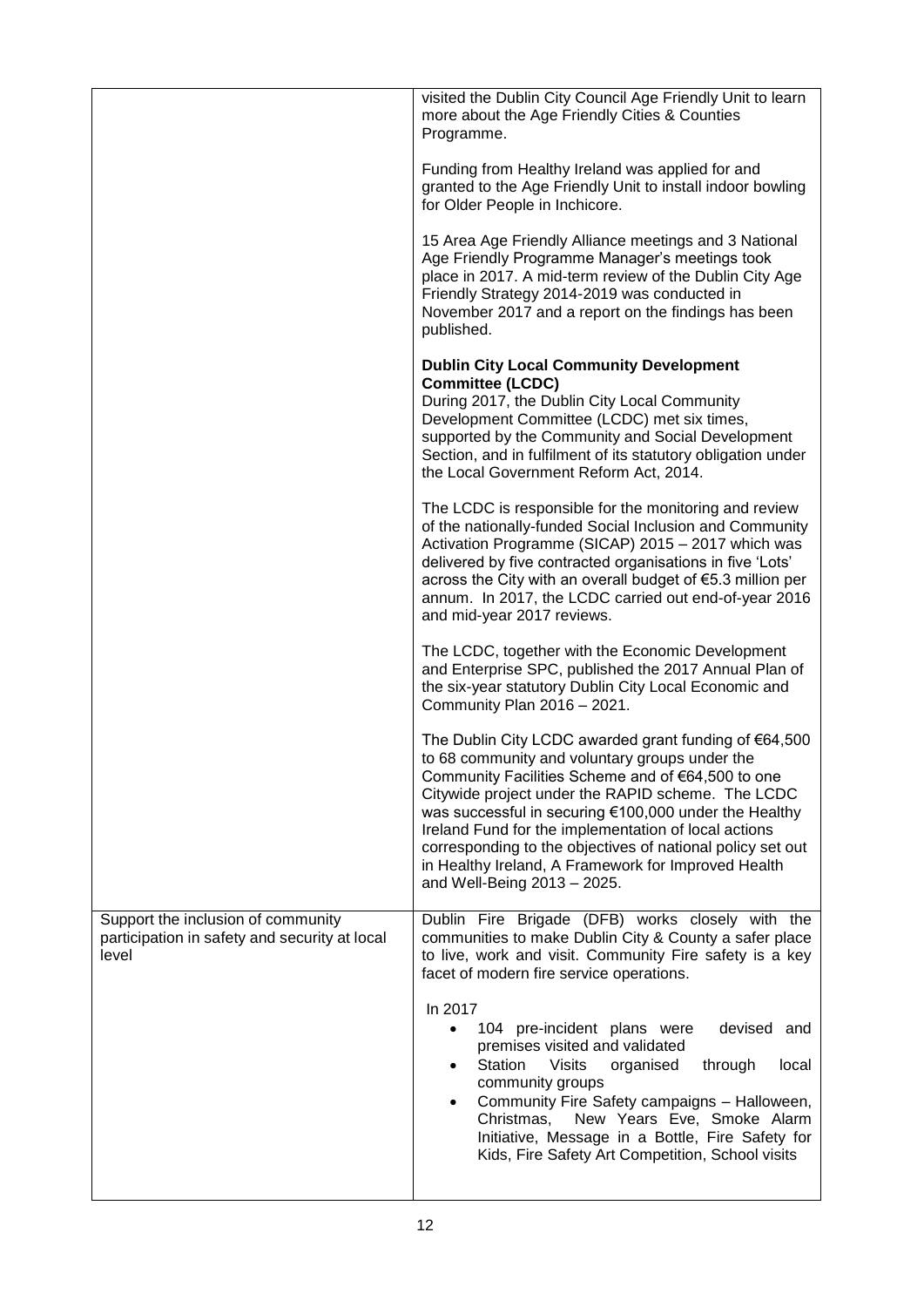| | |
|---|---|
| | visited the Dublin City Council Age Friendly Unit to learn more about the Age Friendly Cities & Counties Programme.<br><br>Funding from Healthy Ireland was applied for and granted to the Age Friendly Unit to install indoor bowling for Older People in Inchicore.<br><br>15 Area Age Friendly Alliance meetings and 3 National Age Friendly Programme Manager's meetings took place in 2017. A mid-term review of the Dublin City Age Friendly Strategy 2014-2019 was conducted in November 2017 and a report on the findings has been published.<br><br>**Dublin City Local Community Development Committee (LCDC)**<br>During 2017, the Dublin City Local Community Development Committee (LCDC) met six times, supported by the Community and Social Development Section, and in fulfilment of its statutory obligation under the Local Government Reform Act, 2014.<br><br>The LCDC is responsible for the monitoring and review of the nationally-funded Social Inclusion and Community Activation Programme (SICAP) 2015 – 2017 which was delivered by five contracted organisations in five 'Lots' across the City with an overall budget of €5.3 million per annum. In 2017, the LCDC carried out end-of-year 2016 and mid-year 2017 reviews.<br><br>The LCDC, together with the Economic Development and Enterprise SPC, published the 2017 Annual Plan of the six-year statutory Dublin City Local Economic and Community Plan 2016 – 2021.<br><br>The Dublin City LCDC awarded grant funding of €64,500 to 68 community and voluntary groups under the Community Facilities Scheme and of €64,500 to one Citywide project under the RAPID scheme. The LCDC was successful in securing €100,000 under the Healthy Ireland Fund for the implementation of local actions corresponding to the objectives of national policy set out in Healthy Ireland, A Framework for Improved Health and Well-Being 2013 – 2025. |
| Support the inclusion of community participation in safety and security at local level | Dublin Fire Brigade (DFB) works closely with the communities to make Dublin City & County a safer place to live, work and visit. Community Fire safety is a key facet of modern fire service operations.<br><br>In 2017<br>• 104 pre-incident plans were devised and premises visited and validated<br>• Station Visits organised through local community groups<br>• Community Fire Safety campaigns – Halloween, Christmas, New Years Eve, Smoke Alarm Initiative, Message in a Bottle, Fire Safety for Kids, Fire Safety Art Competition, School visits |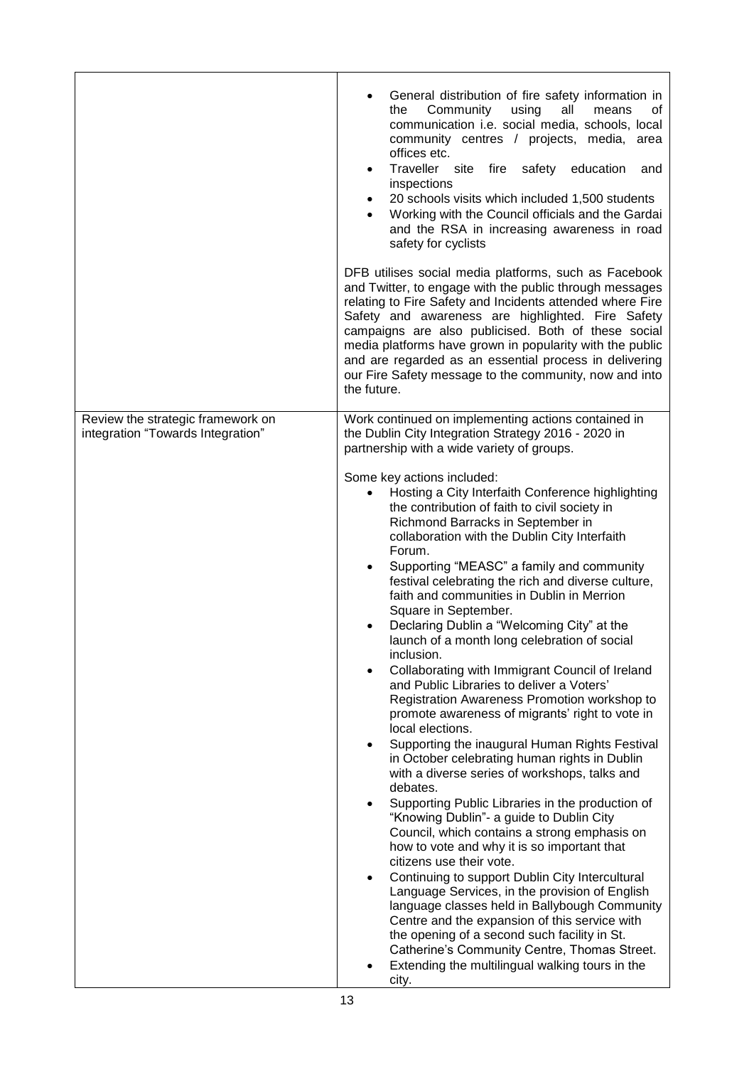| | |
|---|---|
| | • General distribution of fire safety information in the Community using all means of communication i.e. social media, schools, local community centres / projects, media, area offices etc.<br>• Traveller site fire safety education and inspections<br>• 20 schools visits which included 1,500 students<br>• Working with the Council officials and the Gardai and the RSA in increasing awareness in road safety for cyclists<br><br>DFB utilises social media platforms, such as Facebook and Twitter, to engage with the public through messages relating to Fire Safety and Incidents attended where Fire Safety and awareness are highlighted. Fire Safety campaigns are also publicised. Both of these social media platforms have grown in popularity with the public and are regarded as an essential process in delivering our Fire Safety message to the community, now and into the future. |
| Review the strategic framework on integration "Towards Integration" | Work continued on implementing actions contained in the Dublin City Integration Strategy 2016 - 2020 in partnership with a wide variety of groups.<br><br>Some key actions included:<br>• Hosting a City Interfaith Conference highlighting the contribution of faith to civil society in Richmond Barracks in September in collaboration with the Dublin City Interfaith Forum.<br>• Supporting "MEASC" a family and community festival celebrating the rich and diverse culture, faith and communities in Dublin in Merrion Square in September.<br>• Declaring Dublin a "Welcoming City" at the launch of a month long celebration of social inclusion.<br>• Collaborating with Immigrant Council of Ireland and Public Libraries to deliver a Voters' Registration Awareness Promotion workshop to promote awareness of migrants' right to vote in local elections.<br>• Supporting the inaugural Human Rights Festival in October celebrating human rights in Dublin with a diverse series of workshops, talks and debates.<br>• Supporting Public Libraries in the production of "Knowing Dublin"- a guide to Dublin City Council, which contains a strong emphasis on how to vote and why it is so important that citizens use their vote.<br>• Continuing to support Dublin City Intercultural Language Services, in the provision of English language classes held in Ballybough Community Centre and the expansion of this service with the opening of a second such facility in St. Catherine's Community Centre, Thomas Street.<br>• Extending the multilingual walking tours in the city. |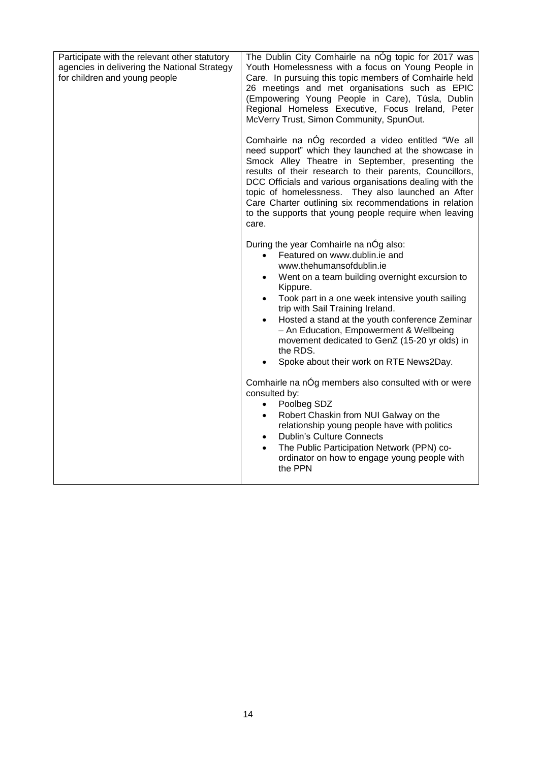| | |
|---|---|
| Participate with the relevant other statutory agencies in delivering the National Strategy for children and young people | The Dublin City Comhairle na nÓg topic for 2017 was Youth Homelessness with a focus on Young People in Care. In pursuing this topic members of Comhairle held 26 meetings and met organisations such as EPIC (Empowering Young People in Care), Túsla, Dublin Regional Homeless Executive, Focus Ireland, Peter McVerry Trust, Simon Community, SpunOut.<br><br>Comhairle na nÓg recorded a video entitled "We all need support" which they launched at the showcase in Smock Alley Theatre in September, presenting the results of their research to their parents, Councillors, DCC Officials and various organisations dealing with the topic of homelessness. They also launched an After Care Charter outlining six recommendations in relation to the supports that young people require when leaving care.<br><br>During the year Comhairle na nÓg also:<br>• Featured on www.dublin.ie and www.thehumansofdublin.ie<br>• Went on a team building overnight excursion to Kippure.<br>• Took part in a one week intensive youth sailing trip with Sail Training Ireland.<br>• Hosted a stand at the youth conference Zeminar – An Education, Empowerment & Wellbeing movement dedicated to GenZ (15-20 yr olds) in the RDS.<br>• Spoke about their work on RTE News2Day.<br><br>Comhairle na nÓg members also consulted with or were consulted by:<br>• Poolbeg SDZ<br>• Robert Chaskin from NUI Galway on the relationship young people have with politics<br>• Dublin's Culture Connects<br>• The Public Participation Network (PPN) co-ordinator on how to engage young people with the PPN |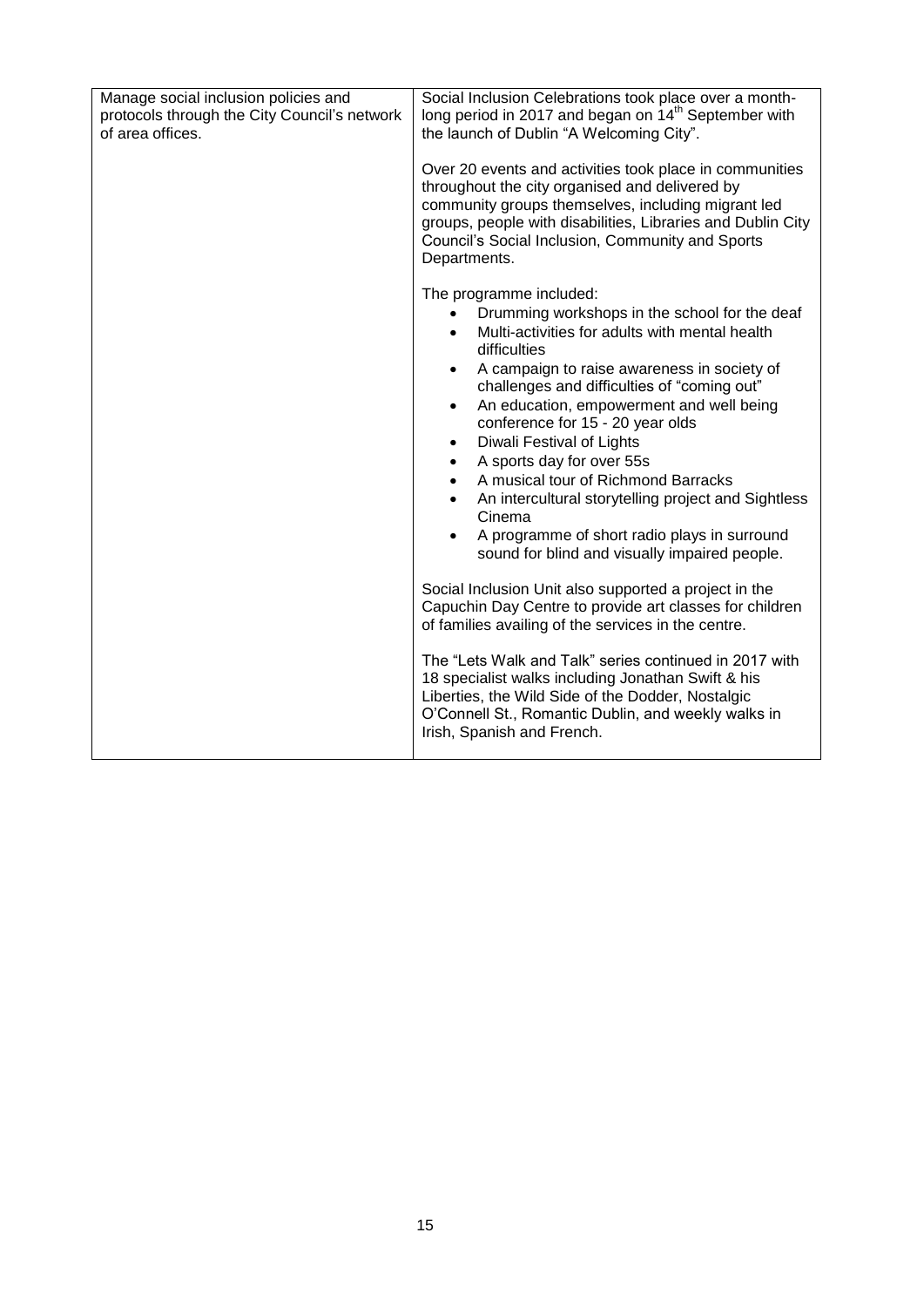| | |
|---|---|
| Manage social inclusion policies and protocols through the City Council's network of area offices. | Social Inclusion Celebrations took place over a month-long period in 2017 and began on 14th September with the launch of Dublin "A Welcoming City".<br><br>Over 20 events and activities took place in communities throughout the city organised and delivered by community groups themselves, including migrant led groups, people with disabilities, Libraries and Dublin City Council's Social Inclusion, Community and Sports Departments.<br><br>The programme included:<br>• Drumming workshops in the school for the deaf<br>• Multi-activities for adults with mental health difficulties<br>• A campaign to raise awareness in society of challenges and difficulties of "coming out"<br>• An education, empowerment and well being conference for 15 - 20 year olds<br>• Diwali Festival of Lights<br>• A sports day for over 55s<br>• A musical tour of Richmond Barracks<br>• An intercultural storytelling project and Sightless Cinema<br>• A programme of short radio plays in surround sound for blind and visually impaired people.<br><br>Social Inclusion Unit also supported a project in the Capuchin Day Centre to provide art classes for children of families availing of the services in the centre.<br><br>The "Lets Walk and Talk" series continued in 2017 with 18 specialist walks including Jonathan Swift & his Liberties, the Wild Side of the Dodder, Nostalgic O'Connell St., Romantic Dublin, and weekly walks in Irish, Spanish and French. |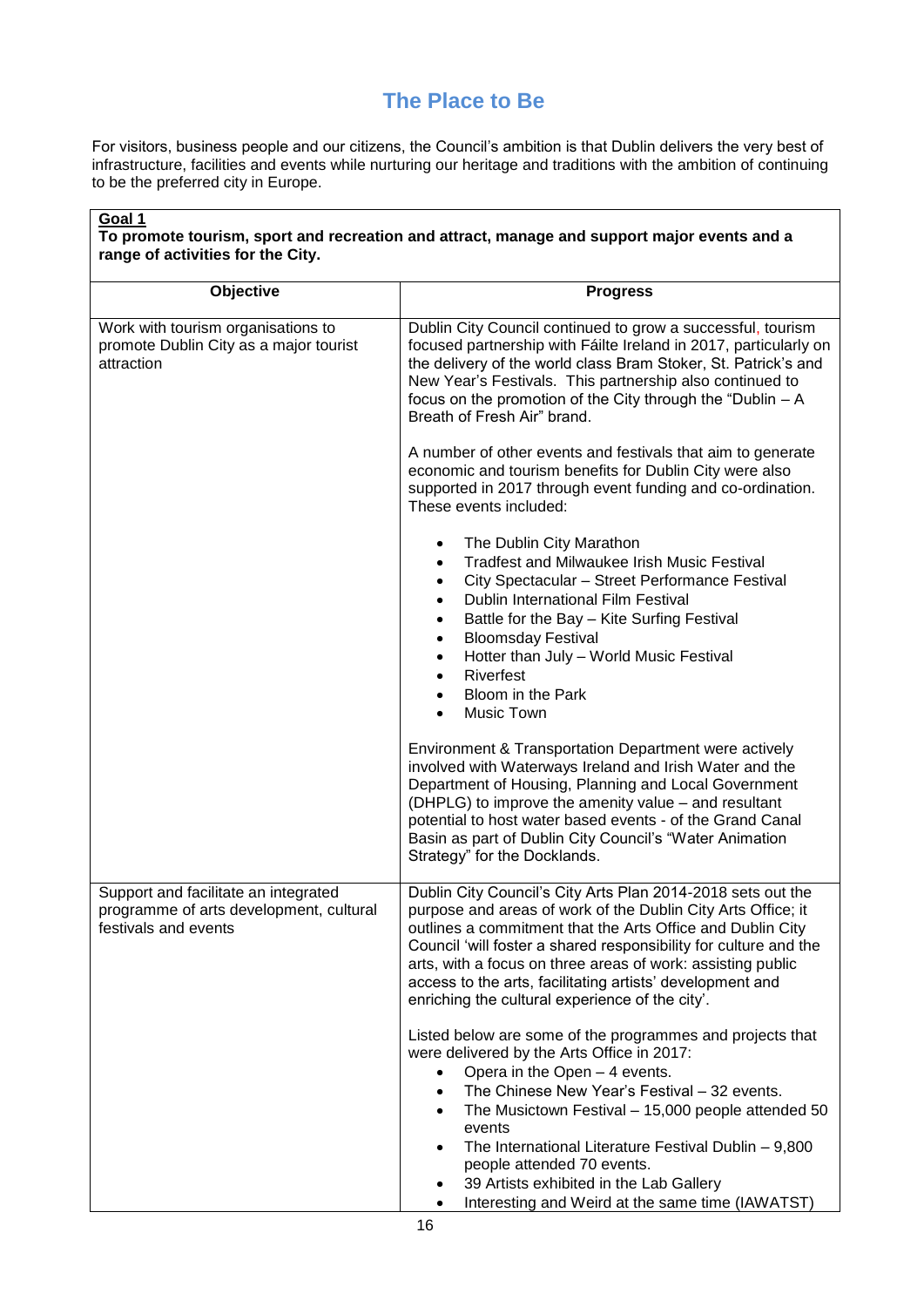# The Place to Be

For visitors, business people and our citizens, the Council's ambition is that Dublin delivers the very best of infrastructure, facilities and events while nurturing our heritage and traditions with the ambition of continuing to be the preferred city in Europe.

**Goal 1**

**To promote tourism, sport and recreation and attract, manage and support major events and a range of activities for the City.**

| Objective | Progress |
|---|---|
| Work with tourism organisations to promote Dublin City as a major tourist attraction | Dublin City Council continued to grow a successful, tourism focused partnership with Fáilte Ireland in 2017, particularly on the delivery of the world class Bram Stoker, St. Patrick's and New Year's Festivals. This partnership also continued to focus on the promotion of the City through the "Dublin – A Breath of Fresh Air" brand.<br><br>A number of other events and festivals that aim to generate economic and tourism benefits for Dublin City were also supported in 2017 through event funding and co-ordination. These events included:<br><br>• The Dublin City Marathon<br>• Tradfest and Milwaukee Irish Music Festival<br>• City Spectacular – Street Performance Festival<br>• Dublin International Film Festival<br>• Battle for the Bay – Kite Surfing Festival<br>• Bloomsday Festival<br>• Hotter than July – World Music Festival<br>• Riverfest<br>• Bloom in the Park<br>• Music Town<br><br>Environment & Transportation Department were actively involved with Waterways Ireland and Irish Water and the Department of Housing, Planning and Local Government (DHPLG) to improve the amenity value – and resultant potential to host water based events - of the Grand Canal Basin as part of Dublin City Council's "Water Animation Strategy" for the Docklands. |
| Support and facilitate an integrated programme of arts development, cultural festivals and events | Dublin City Council's City Arts Plan 2014-2018 sets out the purpose and areas of work of the Dublin City Arts Office; it outlines a commitment that the Arts Office and Dublin City Council 'will foster a shared responsibility for culture and the arts, with a focus on three areas of work: assisting public access to the arts, facilitating artists' development and enriching the cultural experience of the city'.<br><br>Listed below are some of the programmes and projects that were delivered by the Arts Office in 2017:<br>• Opera in the Open – 4 events.<br>• The Chinese New Year's Festival – 32 events.<br>• The Musictown Festival – 15,000 people attended 50 events<br>• The International Literature Festival Dublin – 9,800 people attended 70 events.<br>• 39 Artists exhibited in the Lab Gallery<br>• Interesting and Weird at the same time (IAWATST) |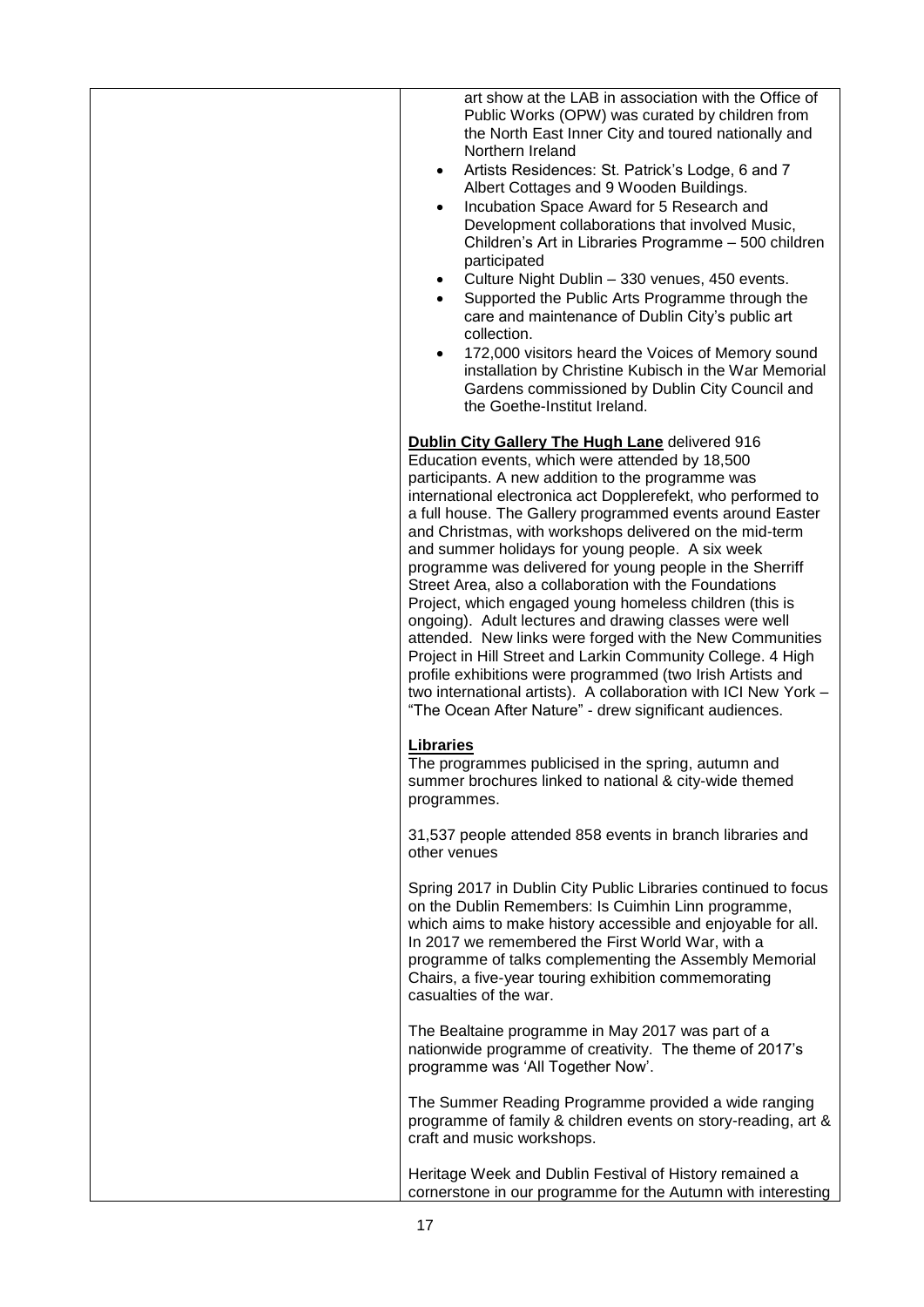| | |
|---|---|
| | art show at the LAB in association with the Office of Public Works (OPW) was curated by children from the North East Inner City and toured nationally and Northern Ireland<br>• Artists Residences: St. Patrick's Lodge, 6 and 7 Albert Cottages and 9 Wooden Buildings.<br>• Incubation Space Award for 5 Research and Development collaborations that involved Music, Children's Art in Libraries Programme – 500 children participated<br>• Culture Night Dublin – 330 venues, 450 events.<br>• Supported the Public Arts Programme through the care and maintenance of Dublin City's public art collection.<br>• 172,000 visitors heard the Voices of Memory sound installation by Christine Kubisch in the War Memorial Gardens commissioned by Dublin City Council and the Goethe-Institut Ireland.<br><br>**Dublin City Gallery The Hugh Lane** delivered 916 Education events, which were attended by 18,500 participants. A new addition to the programme was international electronica act Dopplerefekt, who performed to a full house. The Gallery programmed events around Easter and Christmas, with workshops delivered on the mid-term and summer holidays for young people. A six week programme was delivered for young people in the Sherriff Street Area, also a collaboration with the Foundations Project, which engaged young homeless children (this is ongoing). Adult lectures and drawing classes were well attended. New links were forged with the New Communities Project in Hill Street and Larkin Community College. 4 High profile exhibitions were programmed (two Irish Artists and two international artists). A collaboration with ICI New York – "The Ocean After Nature" - drew significant audiences.<br><br>**Libraries**<br>The programmes publicised in the spring, autumn and summer brochures linked to national & city-wide themed programmes.<br><br>31,537 people attended 858 events in branch libraries and other venues<br><br>Spring 2017 in Dublin City Public Libraries continued to focus on the Dublin Remembers: Is Cuimhin Linn programme, which aims to make history accessible and enjoyable for all. In 2017 we remembered the First World War, with a programme of talks complementing the Assembly Memorial Chairs, a five-year touring exhibition commemorating casualties of the war.<br><br>The Bealtaine programme in May 2017 was part of a nationwide programme of creativity. The theme of 2017's programme was 'All Together Now'.<br><br>The Summer Reading Programme provided a wide ranging programme of family & children events on story-reading, art & craft and music workshops.<br><br>Heritage Week and Dublin Festival of History remained a cornerstone in our programme for the Autumn with interesting |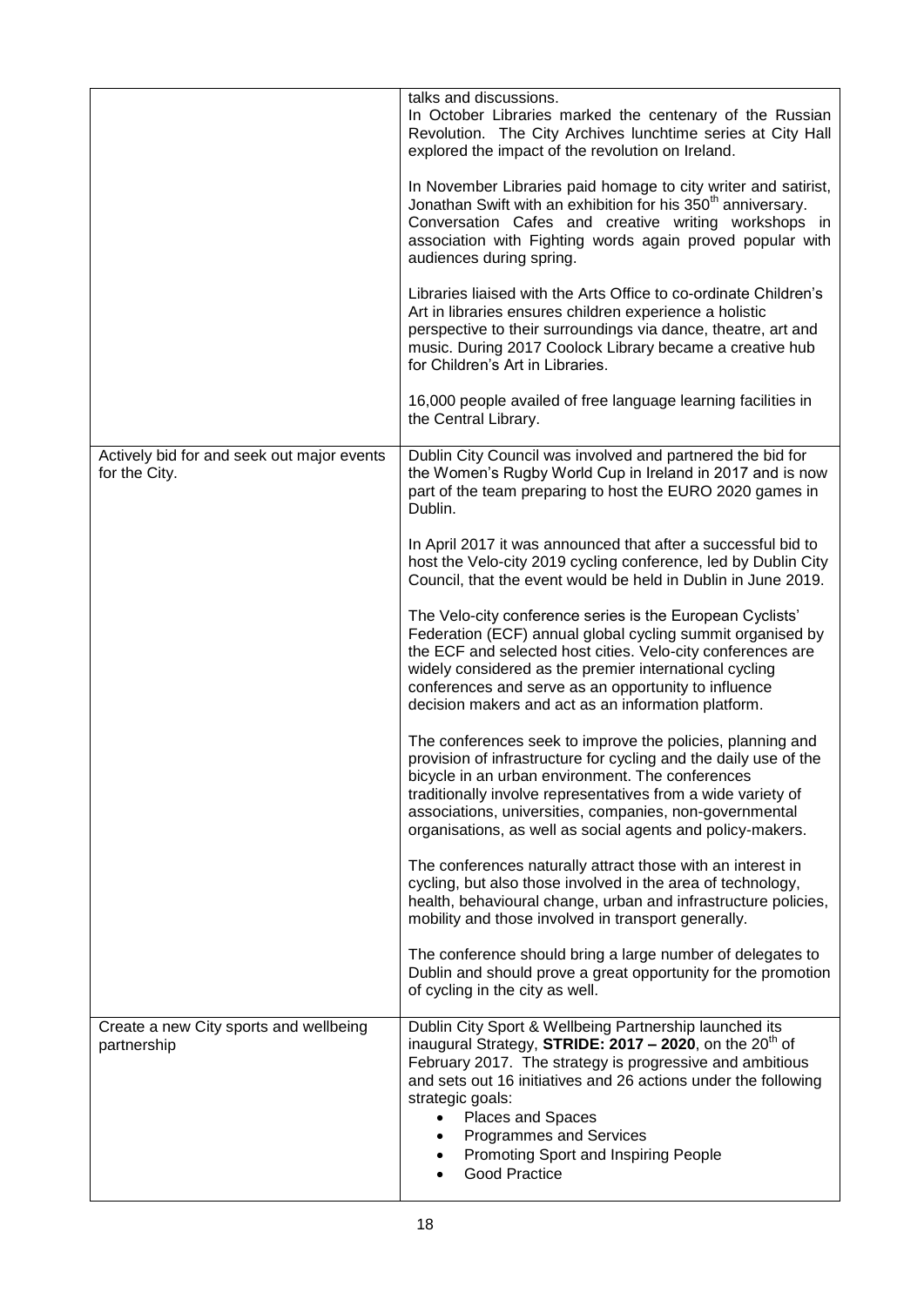| | |
|---|---|
| | talks and discussions.<br>In October Libraries marked the centenary of the Russian Revolution. The City Archives lunchtime series at City Hall explored the impact of the revolution on Ireland.<br><br>In November Libraries paid homage to city writer and satirist, Jonathan Swift with an exhibition for his 350th anniversary. Conversation Cafes and creative writing workshops in association with Fighting words again proved popular with audiences during spring.<br><br>Libraries liaised with the Arts Office to co-ordinate Children's Art in libraries ensures children experience a holistic perspective to their surroundings via dance, theatre, art and music. During 2017 Coolock Library became a creative hub for Children's Art in Libraries.<br><br>16,000 people availed of free language learning facilities in the Central Library. |
| Actively bid for and seek out major events for the City. | Dublin City Council was involved and partnered the bid for the Women's Rugby World Cup in Ireland in 2017 and is now part of the team preparing to host the EURO 2020 games in Dublin.<br><br>In April 2017 it was announced that after a successful bid to host the Velo-city 2019 cycling conference, led by Dublin City Council, that the event would be held in Dublin in June 2019.<br><br>The Velo-city conference series is the European Cyclists' Federation (ECF) annual global cycling summit organised by the ECF and selected host cities. Velo-city conferences are widely considered as the premier international cycling conferences and serve as an opportunity to influence decision makers and act as an information platform.<br><br>The conferences seek to improve the policies, planning and provision of infrastructure for cycling and the daily use of the bicycle in an urban environment. The conferences traditionally involve representatives from a wide variety of associations, universities, companies, non-governmental organisations, as well as social agents and policy-makers.<br><br>The conferences naturally attract those with an interest in cycling, but also those involved in the area of technology, health, behavioural change, urban and infrastructure policies, mobility and those involved in transport generally.<br><br>The conference should bring a large number of delegates to Dublin and should prove a great opportunity for the promotion of cycling in the city as well. |
| Create a new City sports and wellbeing partnership | Dublin City Sport & Wellbeing Partnership launched its inaugural Strategy, **STRIDE: 2017 – 2020**, on the 20th of February 2017. The strategy is progressive and ambitious and sets out 16 initiatives and 26 actions under the following strategic goals:<br>• Places and Spaces<br>• Programmes and Services<br>• Promoting Sport and Inspiring People<br>• Good Practice |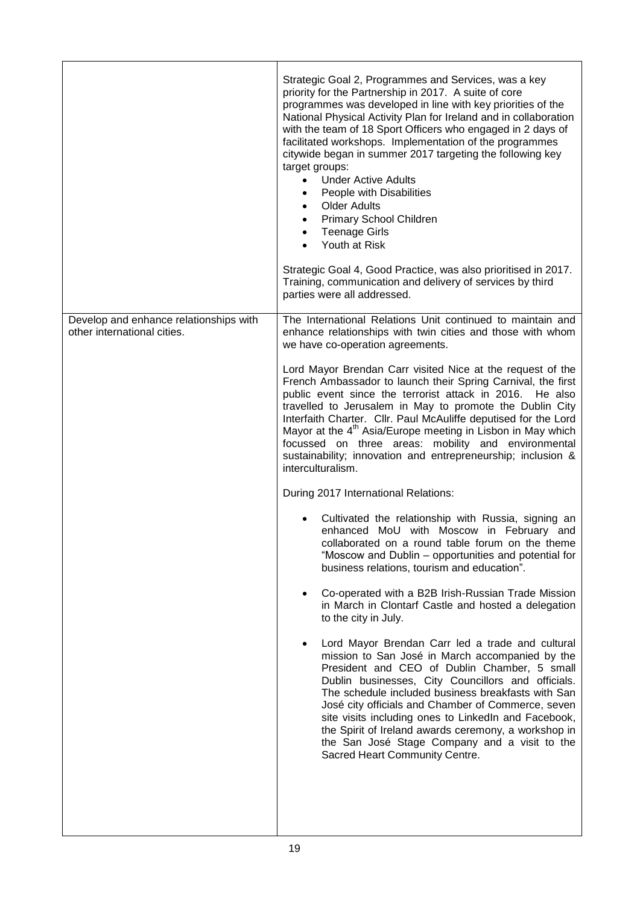| | |
|---|---|
| | Strategic Goal 2, Programmes and Services, was a key priority for the Partnership in 2017. A suite of core programmes was developed in line with key priorities of the National Physical Activity Plan for Ireland and in collaboration with the team of 18 Sport Officers who engaged in 2 days of facilitated workshops. Implementation of the programmes citywide began in summer 2017 targeting the following key target groups:<br>• Under Active Adults<br>• People with Disabilities<br>• Older Adults<br>• Primary School Children<br>• Teenage Girls<br>• Youth at Risk<br><br>Strategic Goal 4, Good Practice, was also prioritised in 2017. Training, communication and delivery of services by third parties were all addressed. |
| Develop and enhance relationships with other international cities. | The International Relations Unit continued to maintain and enhance relationships with twin cities and those with whom we have co-operation agreements.<br><br>Lord Mayor Brendan Carr visited Nice at the request of the French Ambassador to launch their Spring Carnival, the first public event since the terrorist attack in 2016. He also travelled to Jerusalem in May to promote the Dublin City Interfaith Charter. Cllr. Paul McAuliffe deputised for the Lord Mayor at the 4th Asia/Europe meeting in Lisbon in May which focussed on three areas: mobility and environmental sustainability; innovation and entrepreneurship; inclusion & interculturalism.<br><br>During 2017 International Relations:<br><br>• Cultivated the relationship with Russia, signing an enhanced MoU with Moscow in February and collaborated on a round table forum on the theme "Moscow and Dublin – opportunities and potential for business relations, tourism and education".<br><br>• Co-operated with a B2B Irish-Russian Trade Mission in March in Clontarf Castle and hosted a delegation to the city in July.<br><br>• Lord Mayor Brendan Carr led a trade and cultural mission to San José in March accompanied by the President and CEO of Dublin Chamber, 5 small Dublin businesses, City Councillors and officials. The schedule included business breakfasts with San José city officials and Chamber of Commerce, seven site visits including ones to LinkedIn and Facebook, the Spirit of Ireland awards ceremony, a workshop in the San José Stage Company and a visit to the Sacred Heart Community Centre. |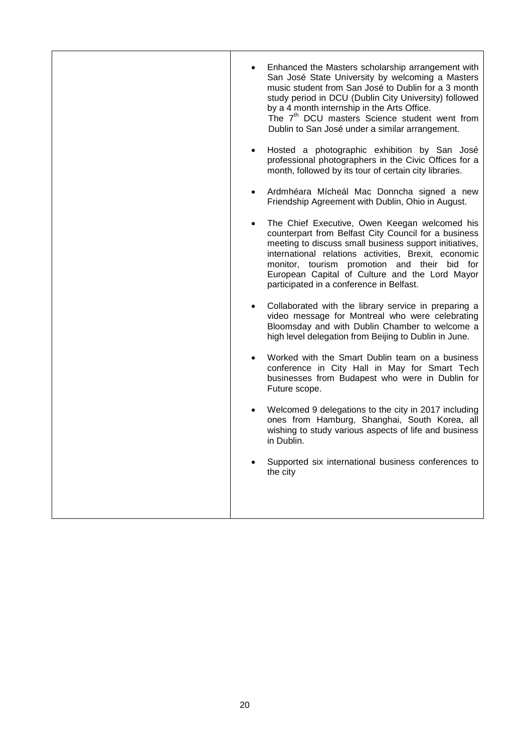| | |
|---|---|
| | • Enhanced the Masters scholarship arrangement with San José State University by welcoming a Masters music student from San José to Dublin for a 3 month study period in DCU (Dublin City University) followed by a 4 month internship in the Arts Office. The 7th DCU masters Science student went from Dublin to San José under a similar arrangement.<br><br>• Hosted a photographic exhibition by San José professional photographers in the Civic Offices for a month, followed by its tour of certain city libraries.<br><br>• Ardmhéara Mícheál Mac Donncha signed a new Friendship Agreement with Dublin, Ohio in August.<br><br>• The Chief Executive, Owen Keegan welcomed his counterpart from Belfast City Council for a business meeting to discuss small business support initiatives, international relations activities, Brexit, economic monitor, tourism promotion and their bid for European Capital of Culture and the Lord Mayor participated in a conference in Belfast.<br><br>• Collaborated with the library service in preparing a video message for Montreal who were celebrating Bloomsday and with Dublin Chamber to welcome a high level delegation from Beijing to Dublin in June.<br><br>• Worked with the Smart Dublin team on a business conference in City Hall in May for Smart Tech businesses from Budapest who were in Dublin for Future scope.<br><br>• Welcomed 9 delegations to the city in 2017 including ones from Hamburg, Shanghai, South Korea, all wishing to study various aspects of life and business in Dublin.<br><br>• Supported six international business conferences to the city |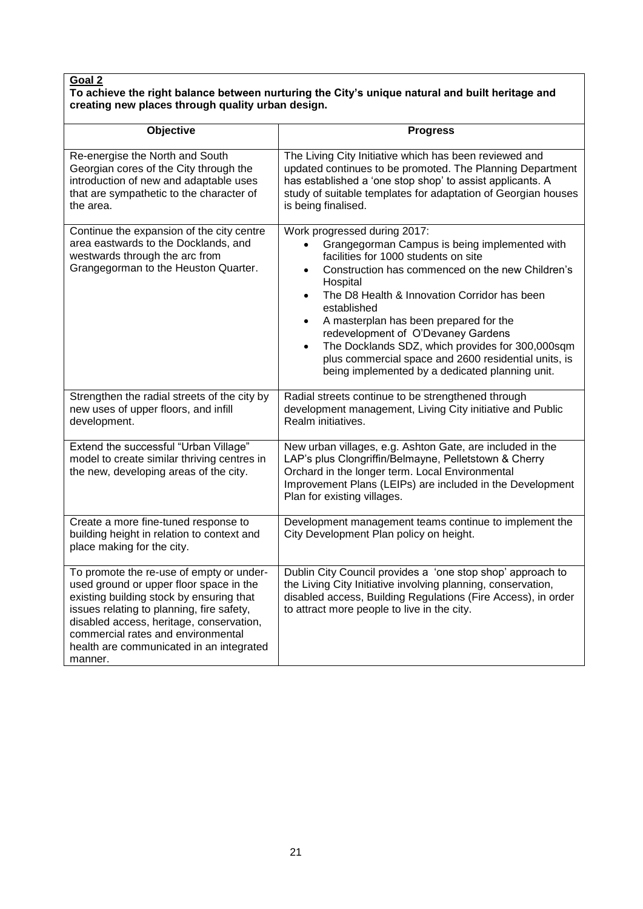**Goal 2**

**To achieve the right balance between nurturing the City's unique natural and built heritage and creating new places through quality urban design.**

| Objective | Progress |
|---|---|
| Re-energise the North and South Georgian cores of the City through the introduction of new and adaptable uses that are sympathetic to the character of the area. | The Living City Initiative which has been reviewed and updated continues to be promoted. The Planning Department has established a 'one stop shop' to assist applicants. A study of suitable templates for adaptation of Georgian houses is being finalised. |
| Continue the expansion of the city centre area eastwards to the Docklands, and westwards through the arc from Grangegorman to the Heuston Quarter. | Work progressed during 2017:<br>• Grangegorman Campus is being implemented with facilities for 1000 students on site<br>• Construction has commenced on the new Children's Hospital<br>• The D8 Health & Innovation Corridor has been established<br>• A masterplan has been prepared for the redevelopment of O'Devaney Gardens<br>• The Docklands SDZ, which provides for 300,000sqm plus commercial space and 2600 residential units, is being implemented by a dedicated planning unit. |
| Strengthen the radial streets of the city by new uses of upper floors, and infill development. | Radial streets continue to be strengthened through development management, Living City initiative and Public Realm initiatives. |
| Extend the successful "Urban Village" model to create similar thriving centres in the new, developing areas of the city. | New urban villages, e.g. Ashton Gate, are included in the LAP's plus Clongriffin/Belmayne, Pelletstown & Cherry Orchard in the longer term. Local Environmental Improvement Plans (LEIPs) are included in the Development Plan for existing villages. |
| Create a more fine-tuned response to building height in relation to context and place making for the city. | Development management teams continue to implement the City Development Plan policy on height. |
| To promote the re-use of empty or under-used ground or upper floor space in the existing building stock by ensuring that issues relating to planning, fire safety, disabled access, heritage, conservation, commercial rates and environmental health are communicated in an integrated manner. | Dublin City Council provides a 'one stop shop' approach to the Living City Initiative involving planning, conservation, disabled access, Building Regulations (Fire Access), in order to attract more people to live in the city. |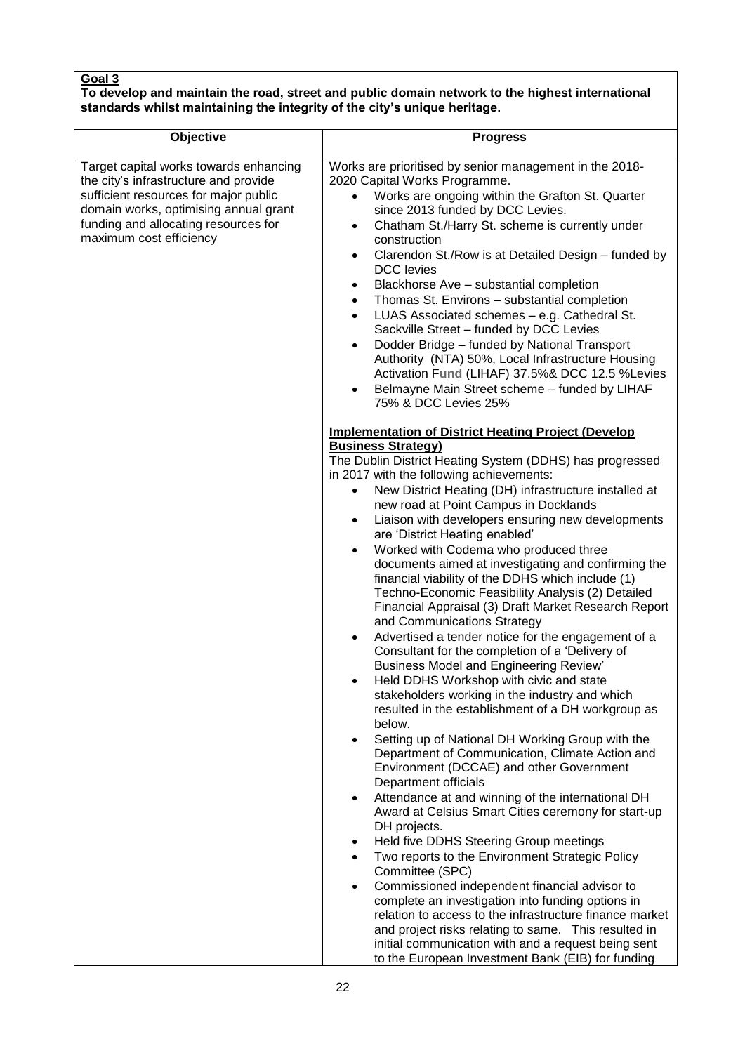**Goal 3**

**To develop and maintain the road, street and public domain network to the highest international standards whilst maintaining the integrity of the city's unique heritage.**

| Objective | Progress |
|---|---|
| Target capital works towards enhancing the city's infrastructure and provide sufficient resources for major public domain works, optimising annual grant funding and allocating resources for maximum cost efficiency | Works are prioritised by senior management in the 2018-2020 Capital Works Programme.<br>• Works are ongoing within the Grafton St. Quarter since 2013 funded by DCC Levies.<br>• Chatham St./Harry St. scheme is currently under construction<br>• Clarendon St./Row is at Detailed Design – funded by DCC levies<br>• Blackhorse Ave – substantial completion<br>• Thomas St. Environs – substantial completion<br>• LUAS Associated schemes – e.g. Cathedral St. Sackville Street – funded by DCC Levies<br>• Dodder Bridge – funded by National Transport Authority (NTA) 50%, Local Infrastructure Housing Activation Fund (LIHAF) 37.5%& DCC 12.5 %Levies<br>• Belmayne Main Street scheme – funded by LIHAF 75% & DCC Levies 25%<br><br>**Implementation of District Heating Project (Develop Business Strategy)**<br>The Dublin District Heating System (DDHS) has progressed in 2017 with the following achievements:<br>• New District Heating (DH) infrastructure installed at new road at Point Campus in Docklands<br>• Liaison with developers ensuring new developments are 'District Heating enabled'<br>• Worked with Codema who produced three documents aimed at investigating and confirming the financial viability of the DDHS which include (1) Techno-Economic Feasibility Analysis (2) Detailed Financial Appraisal (3) Draft Market Research Report and Communications Strategy<br>• Advertised a tender notice for the engagement of a Consultant for the completion of a 'Delivery of Business Model and Engineering Review'<br>• Held DDHS Workshop with civic and state stakeholders working in the industry and which resulted in the establishment of a DH workgroup as below.<br>• Setting up of National DH Working Group with the Department of Communication, Climate Action and Environment (DCCAE) and other Government Department officials<br>• Attendance at and winning of the international DH Award at Celsius Smart Cities ceremony for start-up DH projects.<br>• Held five DDHS Steering Group meetings<br>• Two reports to the Environment Strategic Policy Committee (SPC)<br>• Commissioned independent financial advisor to complete an investigation into funding options in relation to access to the infrastructure finance market and project risks relating to same. This resulted in initial communication with and a request being sent to the European Investment Bank (EIB) for funding |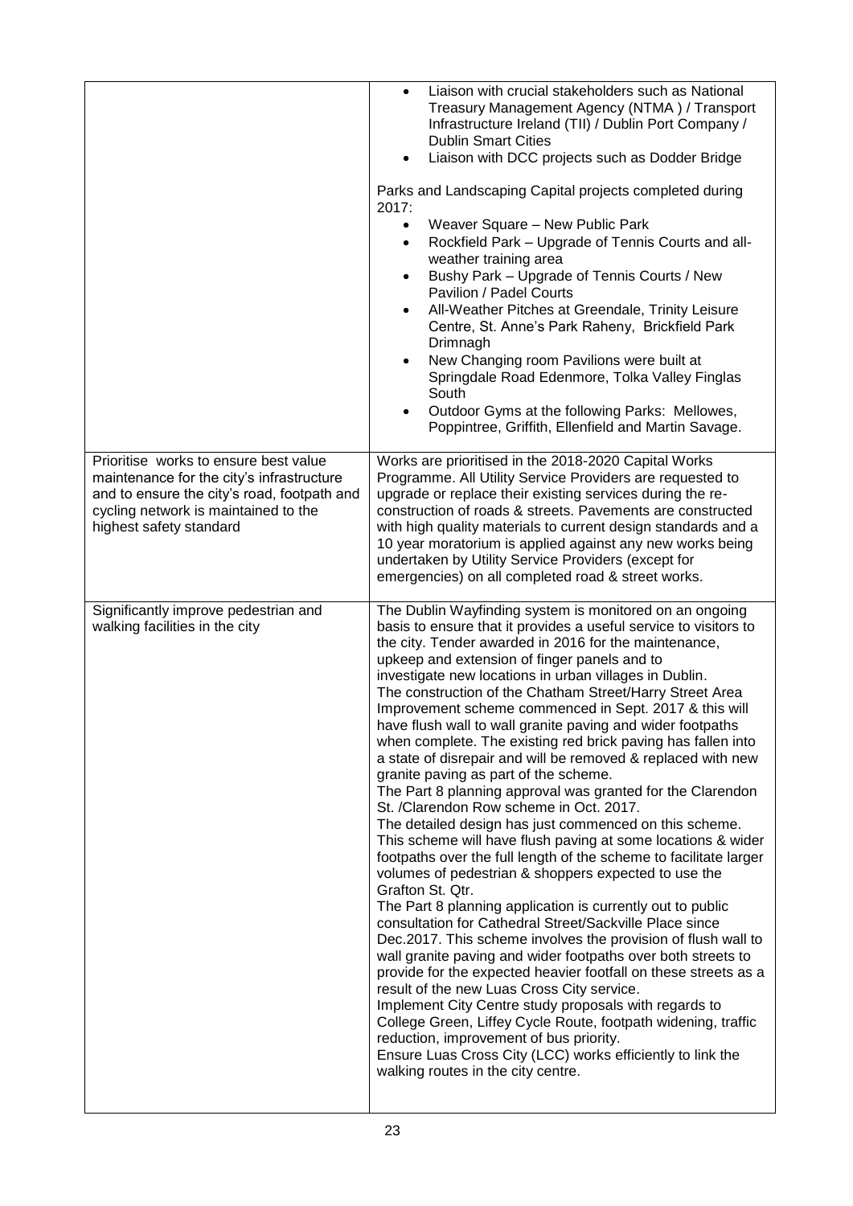| | |
|---|---|
| | • Liaison with crucial stakeholders such as National Treasury Management Agency (NTMA ) / Transport Infrastructure Ireland (TII) / Dublin Port Company / Dublin Smart Cities<br>• Liaison with DCC projects such as Dodder Bridge<br><br>Parks and Landscaping Capital projects completed during 2017:<br>• Weaver Square – New Public Park<br>• Rockfield Park – Upgrade of Tennis Courts and all-weather training area<br>• Bushy Park – Upgrade of Tennis Courts / New Pavilion / Padel Courts<br>• All-Weather Pitches at Greendale, Trinity Leisure Centre, St. Anne's Park Raheny, Brickfield Park Drimnagh<br>• New Changing room Pavilions were built at Springdale Road Edenmore, Tolka Valley Finglas South<br>• Outdoor Gyms at the following Parks: Mellowes, Poppintree, Griffith, Ellenfield and Martin Savage. |
| Prioritise works to ensure best value maintenance for the city's infrastructure and to ensure the city's road, footpath and cycling network is maintained to the highest safety standard | Works are prioritised in the 2018-2020 Capital Works Programme. All Utility Service Providers are requested to upgrade or replace their existing services during the re-construction of roads & streets. Pavements are constructed with high quality materials to current design standards and a 10 year moratorium is applied against any new works being undertaken by Utility Service Providers (except for emergencies) on all completed road & street works. |
| Significantly improve pedestrian and walking facilities in the city | The Dublin Wayfinding system is monitored on an ongoing basis to ensure that it provides a useful service to visitors to the city. Tender awarded in 2016 for the maintenance, upkeep and extension of finger panels and to investigate new locations in urban villages in Dublin.<br>The construction of the Chatham Street/Harry Street Area Improvement scheme commenced in Sept. 2017 & this will have flush wall to wall granite paving and wider footpaths when complete. The existing red brick paving has fallen into a state of disrepair and will be removed & replaced with new granite paving as part of the scheme.<br>The Part 8 planning approval was granted for the Clarendon St. /Clarendon Row scheme in Oct. 2017.<br>The detailed design has just commenced on this scheme. This scheme will have flush paving at some locations & wider footpaths over the full length of the scheme to facilitate larger volumes of pedestrian & shoppers expected to use the Grafton St. Qtr.<br>The Part 8 planning application is currently out to public consultation for Cathedral Street/Sackville Place since Dec.2017. This scheme involves the provision of flush wall to wall granite paving and wider footpaths over both streets to provide for the expected heavier footfall on these streets as a result of the new Luas Cross City service.<br>Implement City Centre study proposals with regards to College Green, Liffey Cycle Route, footpath widening, traffic reduction, improvement of bus priority.<br>Ensure Luas Cross City (LCC) works efficiently to link the walking routes in the city centre. |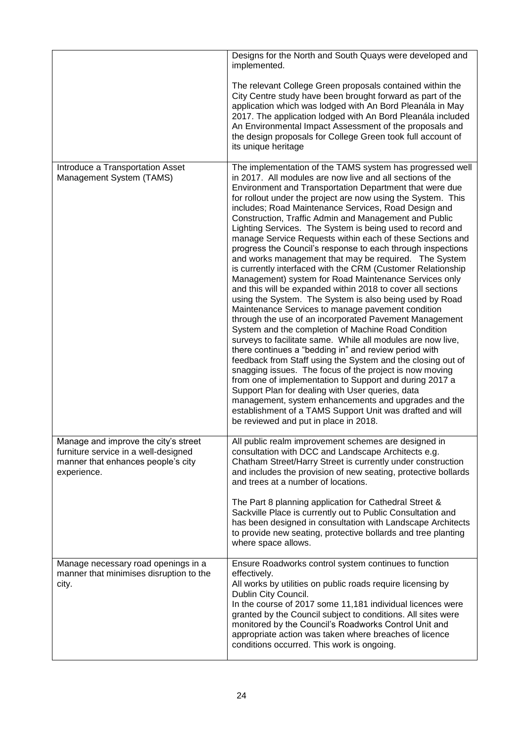| | |
|---|---|
| | Designs for the North and South Quays were developed and implemented.<br><br>The relevant College Green proposals contained within the City Centre study have been brought forward as part of the application which was lodged with An Bord Pleanála in May 2017. The application lodged with An Bord Pleanála included An Environmental Impact Assessment of the proposals and the design proposals for College Green took full account of its unique heritage |
| Introduce a Transportation Asset Management System (TAMS) | The implementation of the TAMS system has progressed well in 2017. All modules are now live and all sections of the Environment and Transportation Department that were due for rollout under the project are now using the System. This includes; Road Maintenance Services, Road Design and Construction, Traffic Admin and Management and Public Lighting Services. The System is being used to record and manage Service Requests within each of these Sections and progress the Council's response to each through inspections and works management that may be required. The System is currently interfaced with the CRM (Customer Relationship Management) system for Road Maintenance Services only and this will be expanded within 2018 to cover all sections using the System. The System is also being used by Road Maintenance Services to manage pavement condition through the use of an incorporated Pavement Management System and the completion of Machine Road Condition surveys to facilitate same. While all modules are now live, there continues a "bedding in" and review period with feedback from Staff using the System and the closing out of snagging issues. The focus of the project is now moving from one of implementation to Support and during 2017 a Support Plan for dealing with User queries, data management, system enhancements and upgrades and the establishment of a TAMS Support Unit was drafted and will be reviewed and put in place in 2018. |
| Manage and improve the city's street furniture service in a well-designed manner that enhances people's city experience. | All public realm improvement schemes are designed in consultation with DCC and Landscape Architects e.g. Chatham Street/Harry Street is currently under construction and includes the provision of new seating, protective bollards and trees at a number of locations.<br><br>The Part 8 planning application for Cathedral Street & Sackville Place is currently out to Public Consultation and has been designed in consultation with Landscape Architects to provide new seating, protective bollards and tree planting where space allows. |
| Manage necessary road openings in a manner that minimises disruption to the city. | Ensure Roadworks control system continues to function effectively.<br>All works by utilities on public roads require licensing by Dublin City Council.<br>In the course of 2017 some 11,181 individual licences were granted by the Council subject to conditions. All sites were monitored by the Council's Roadworks Control Unit and appropriate action was taken where breaches of licence conditions occurred. This work is ongoing. |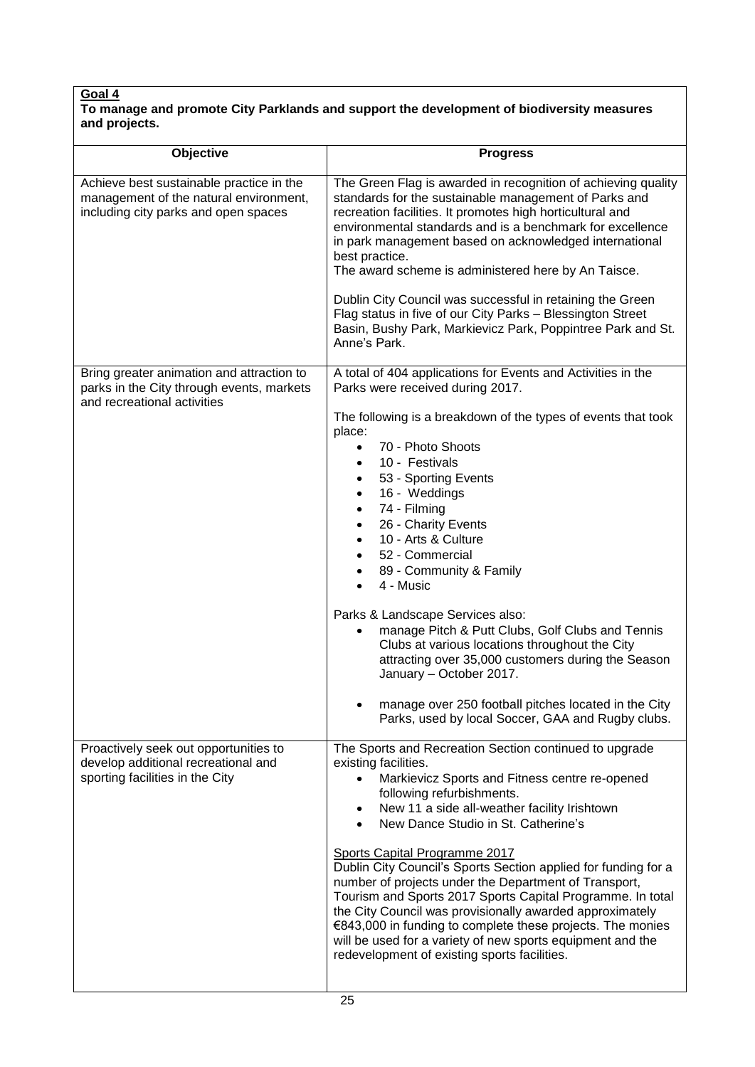**Goal 4**

**To manage and promote City Parklands and support the development of biodiversity measures and projects.**

| Objective | Progress |
|---|---|
| Achieve best sustainable practice in the management of the natural environment, including city parks and open spaces | The Green Flag is awarded in recognition of achieving quality standards for the sustainable management of Parks and recreation facilities. It promotes high horticultural and environmental standards and is a benchmark for excellence in park management based on acknowledged international best practice.<br>The award scheme is administered here by An Taisce.<br><br>Dublin City Council was successful in retaining the Green Flag status in five of our City Parks – Blessington Street Basin, Bushy Park, Markievicz Park, Poppintree Park and St. Anne's Park. |
| Bring greater animation and attraction to parks in the City through events, markets and recreational activities | A total of 404 applications for Events and Activities in the Parks were received during 2017.<br><br>The following is a breakdown of the types of events that took place:<br>• 70 - Photo Shoots<br>• 10 - Festivals<br>• 53 - Sporting Events<br>• 16 - Weddings<br>• 74 - Filming<br>• 26 - Charity Events<br>• 10 - Arts & Culture<br>• 52 - Commercial<br>• 89 - Community & Family<br>• 4 - Music<br><br>Parks & Landscape Services also:<br>• manage Pitch & Putt Clubs, Golf Clubs and Tennis Clubs at various locations throughout the City attracting over 35,000 customers during the Season January – October 2017.<br><br>• manage over 250 football pitches located in the City Parks, used by local Soccer, GAA and Rugby clubs. |
| Proactively seek out opportunities to develop additional recreational and sporting facilities in the City | The Sports and Recreation Section continued to upgrade existing facilities.<br>• Markievicz Sports and Fitness centre re-opened following refurbishments.<br>• New 11 a side all-weather facility Irishtown<br>• New Dance Studio in St. Catherine's<br><br>Sports Capital Programme 2017<br>Dublin City Council's Sports Section applied for funding for a number of projects under the Department of Transport, Tourism and Sports 2017 Sports Capital Programme. In total the City Council was provisionally awarded approximately €843,000 in funding to complete these projects. The monies will be used for a variety of new sports equipment and the redevelopment of existing sports facilities. |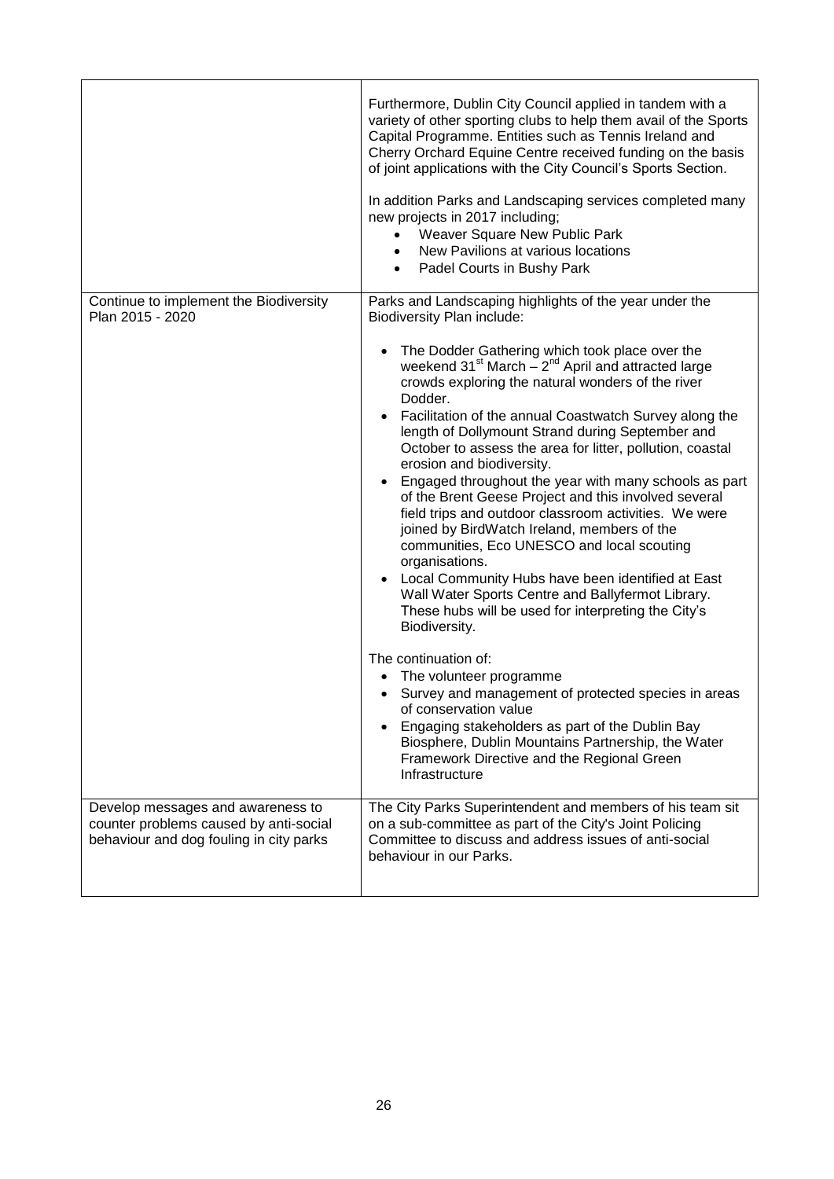| | |
|---|---|
| | Furthermore, Dublin City Council applied in tandem with a variety of other sporting clubs to help them avail of the Sports Capital Programme. Entities such as Tennis Ireland and Cherry Orchard Equine Centre received funding on the basis of joint applications with the City Council's Sports Section.<br><br>In addition Parks and Landscaping services completed many new projects in 2017 including;<br>• Weaver Square New Public Park<br>• New Pavilions at various locations<br>• Padel Courts in Bushy Park |
| Continue to implement the Biodiversity Plan 2015 - 2020 | Parks and Landscaping highlights of the year under the Biodiversity Plan include:<br><br>• The Dodder Gathering which took place over the weekend 31st March – 2nd April and attracted large crowds exploring the natural wonders of the river Dodder.<br>• Facilitation of the annual Coastwatch Survey along the length of Dollymount Strand during September and October to assess the area for litter, pollution, coastal erosion and biodiversity.<br>• Engaged throughout the year with many schools as part of the Brent Geese Project and this involved several field trips and outdoor classroom activities. We were joined by BirdWatch Ireland, members of the communities, Eco UNESCO and local scouting organisations.<br>• Local Community Hubs have been identified at East Wall Water Sports Centre and Ballyfermot Library. These hubs will be used for interpreting the City's Biodiversity.<br><br>The continuation of:<br>• The volunteer programme<br>• Survey and management of protected species in areas of conservation value<br>• Engaging stakeholders as part of the Dublin Bay Biosphere, Dublin Mountains Partnership, the Water Framework Directive and the Regional Green Infrastructure |
| Develop messages and awareness to counter problems caused by anti-social behaviour and dog fouling in city parks | The City Parks Superintendent and members of his team sit on a sub-committee as part of the City's Joint Policing Committee to discuss and address issues of anti-social behaviour in our Parks. |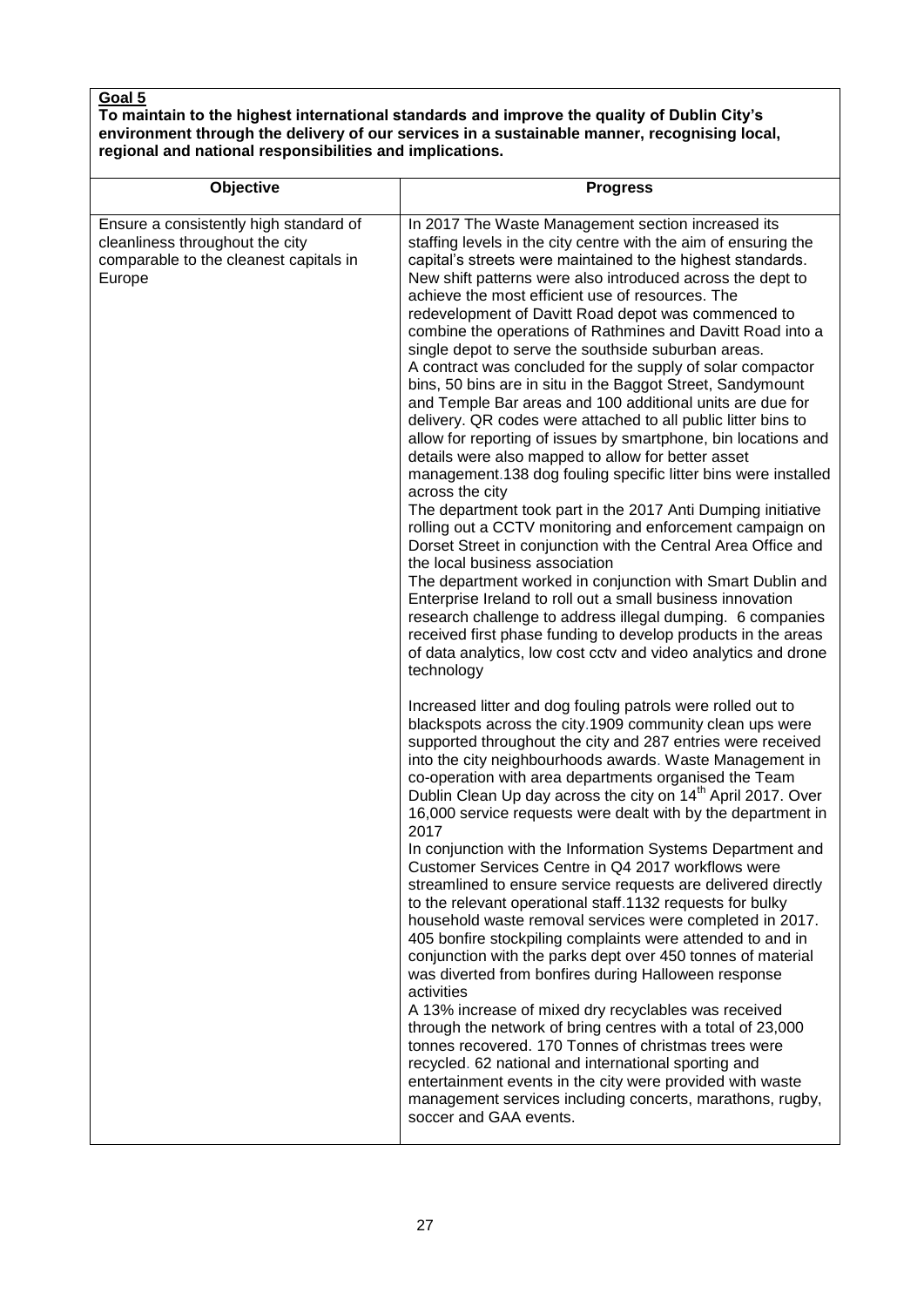**Goal 5**

**To maintain to the highest international standards and improve the quality of Dublin City's environment through the delivery of our services in a sustainable manner, recognising local, regional and national responsibilities and implications.**

| Objective | Progress |
|---|---|
| Ensure a consistently high standard of cleanliness throughout the city comparable to the cleanest capitals in Europe | In 2017 The Waste Management section increased its staffing levels in the city centre with the aim of ensuring the capital's streets were maintained to the highest standards. New shift patterns were also introduced across the dept to achieve the most efficient use of resources. The redevelopment of Davitt Road depot was commenced to combine the operations of Rathmines and Davitt Road into a single depot to serve the southside suburban areas. A contract was concluded for the supply of solar compactor bins, 50 bins are in situ in the Baggot Street, Sandymount and Temple Bar areas and 100 additional units are due for delivery. QR codes were attached to all public litter bins to allow for reporting of issues by smartphone, bin locations and details were also mapped to allow for better asset management.138 dog fouling specific litter bins were installed across the city<br>The department took part in the 2017 Anti Dumping initiative rolling out a CCTV monitoring and enforcement campaign on Dorset Street in conjunction with the Central Area Office and the local business association<br>The department worked in conjunction with Smart Dublin and Enterprise Ireland to roll out a small business innovation research challenge to address illegal dumping. 6 companies received first phase funding to develop products in the areas of data analytics, low cost cctv and video analytics and drone technology<br><br>Increased litter and dog fouling patrols were rolled out to blackspots across the city.1909 community clean ups were supported throughout the city and 287 entries were received into the city neighbourhoods awards. Waste Management in co-operation with area departments organised the Team Dublin Clean Up day across the city on 14th April 2017. Over 16,000 service requests were dealt with by the department in 2017<br>In conjunction with the Information Systems Department and Customer Services Centre in Q4 2017 workflows were streamlined to ensure service requests are delivered directly to the relevant operational staff.1132 requests for bulky household waste removal services were completed in 2017. 405 bonfire stockpiling complaints were attended to and in conjunction with the parks dept over 450 tonnes of material was diverted from bonfires during Halloween response activities<br>A 13% increase of mixed dry recyclables was received through the network of bring centres with a total of 23,000 tonnes recovered. 170 Tonnes of christmas trees were recycled. 62 national and international sporting and entertainment events in the city were provided with waste management services including concerts, marathons, rugby, soccer and GAA events. |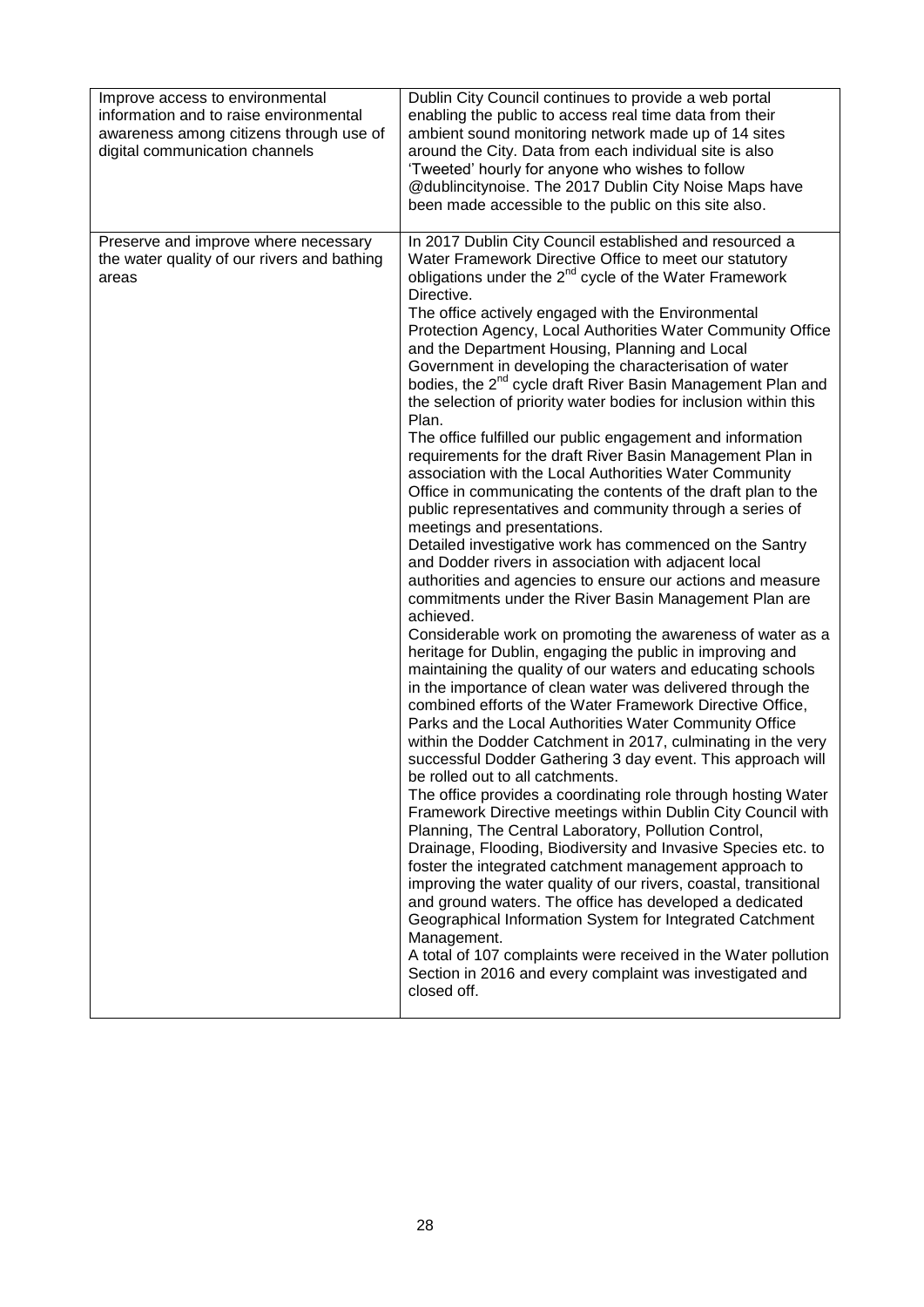| | |
|---|---|
| Improve access to environmental information and to raise environmental awareness among citizens through use of digital communication channels | Dublin City Council continues to provide a web portal enabling the public to access real time data from their ambient sound monitoring network made up of 14 sites around the City. Data from each individual site is also 'Tweeted' hourly for anyone who wishes to follow @dublincitynoise. The 2017 Dublin City Noise Maps have been made accessible to the public on this site also. |
| Preserve and improve where necessary the water quality of our rivers and bathing areas | In 2017 Dublin City Council established and resourced a Water Framework Directive Office to meet our statutory obligations under the 2nd cycle of the Water Framework Directive.<br>The office actively engaged with the Environmental Protection Agency, Local Authorities Water Community Office and the Department Housing, Planning and Local Government in developing the characterisation of water bodies, the 2nd cycle draft River Basin Management Plan and the selection of priority water bodies for inclusion within this Plan.<br>The office fulfilled our public engagement and information requirements for the draft River Basin Management Plan in association with the Local Authorities Water Community Office in communicating the contents of the draft plan to the public representatives and community through a series of meetings and presentations.<br>Detailed investigative work has commenced on the Santry and Dodder rivers in association with adjacent local authorities and agencies to ensure our actions and measure commitments under the River Basin Management Plan are achieved.<br>Considerable work on promoting the awareness of water as a heritage for Dublin, engaging the public in improving and maintaining the quality of our waters and educating schools in the importance of clean water was delivered through the combined efforts of the Water Framework Directive Office, Parks and the Local Authorities Water Community Office within the Dodder Catchment in 2017, culminating in the very successful Dodder Gathering 3 day event. This approach will be rolled out to all catchments.<br>The office provides a coordinating role through hosting Water Framework Directive meetings within Dublin City Council with Planning, The Central Laboratory, Pollution Control, Drainage, Flooding, Biodiversity and Invasive Species etc. to foster the integrated catchment management approach to improving the water quality of our rivers, coastal, transitional and ground waters. The office has developed a dedicated Geographical Information System for Integrated Catchment Management.<br>A total of 107 complaints were received in the Water pollution Section in 2016 and every complaint was investigated and closed off. |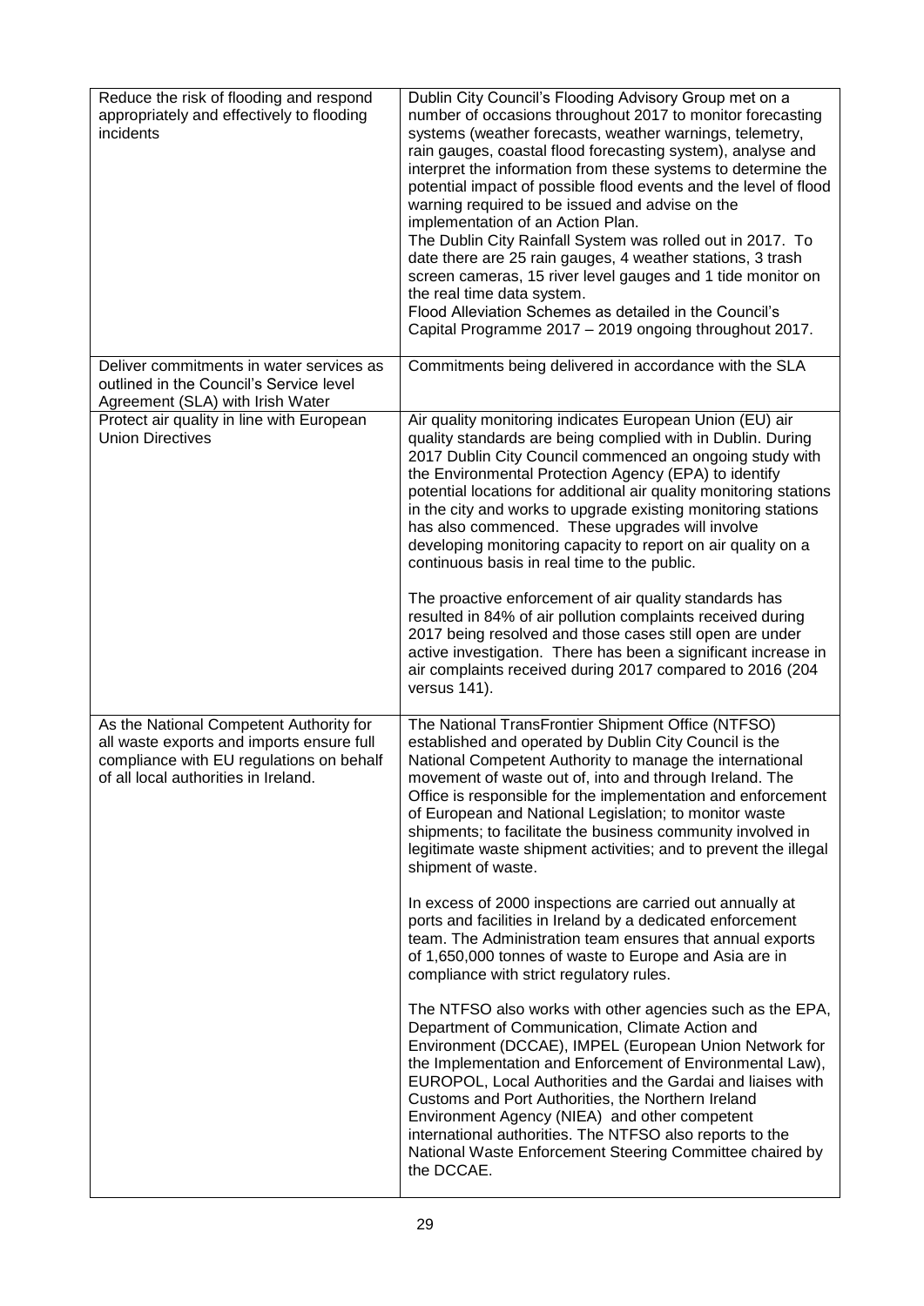| | |
|---|---|
| Reduce the risk of flooding and respond appropriately and effectively to flooding incidents | Dublin City Council's Flooding Advisory Group met on a number of occasions throughout 2017 to monitor forecasting systems (weather forecasts, weather warnings, telemetry, rain gauges, coastal flood forecasting system), analyse and interpret the information from these systems to determine the potential impact of possible flood events and the level of flood warning required to be issued and advise on the implementation of an Action Plan.<br>The Dublin City Rainfall System was rolled out in 2017. To date there are 25 rain gauges, 4 weather stations, 3 trash screen cameras, 15 river level gauges and 1 tide monitor on the real time data system.<br>Flood Alleviation Schemes as detailed in the Council's Capital Programme 2017 – 2019 ongoing throughout 2017. |
| Deliver commitments in water services as outlined in the Council's Service level Agreement (SLA) with Irish Water | Commitments being delivered in accordance with the SLA |
| Protect air quality in line with European Union Directives | Air quality monitoring indicates European Union (EU) air quality standards are being complied with in Dublin. During 2017 Dublin City Council commenced an ongoing study with the Environmental Protection Agency (EPA) to identify potential locations for additional air quality monitoring stations in the city and works to upgrade existing monitoring stations has also commenced. These upgrades will involve developing monitoring capacity to report on air quality on a continuous basis in real time to the public.<br><br>The proactive enforcement of air quality standards has resulted in 84% of air pollution complaints received during 2017 being resolved and those cases still open are under active investigation. There has been a significant increase in air complaints received during 2017 compared to 2016 (204 versus 141). |
| As the National Competent Authority for all waste exports and imports ensure full compliance with EU regulations on behalf of all local authorities in Ireland. | The National TransFrontier Shipment Office (NTFSO) established and operated by Dublin City Council is the National Competent Authority to manage the international movement of waste out of, into and through Ireland. The Office is responsible for the implementation and enforcement of European and National Legislation; to monitor waste shipments; to facilitate the business community involved in legitimate waste shipment activities; and to prevent the illegal shipment of waste.<br><br>In excess of 2000 inspections are carried out annually at ports and facilities in Ireland by a dedicated enforcement team. The Administration team ensures that annual exports of 1,650,000 tonnes of waste to Europe and Asia are in compliance with strict regulatory rules.<br><br>The NTFSO also works with other agencies such as the EPA, Department of Communication, Climate Action and Environment (DCCAE), IMPEL (European Union Network for the Implementation and Enforcement of Environmental Law), EUROPOL, Local Authorities and the Gardai and liaises with Customs and Port Authorities, the Northern Ireland Environment Agency (NIEA) and other competent international authorities. The NTFSO also reports to the National Waste Enforcement Steering Committee chaired by the DCCAE. |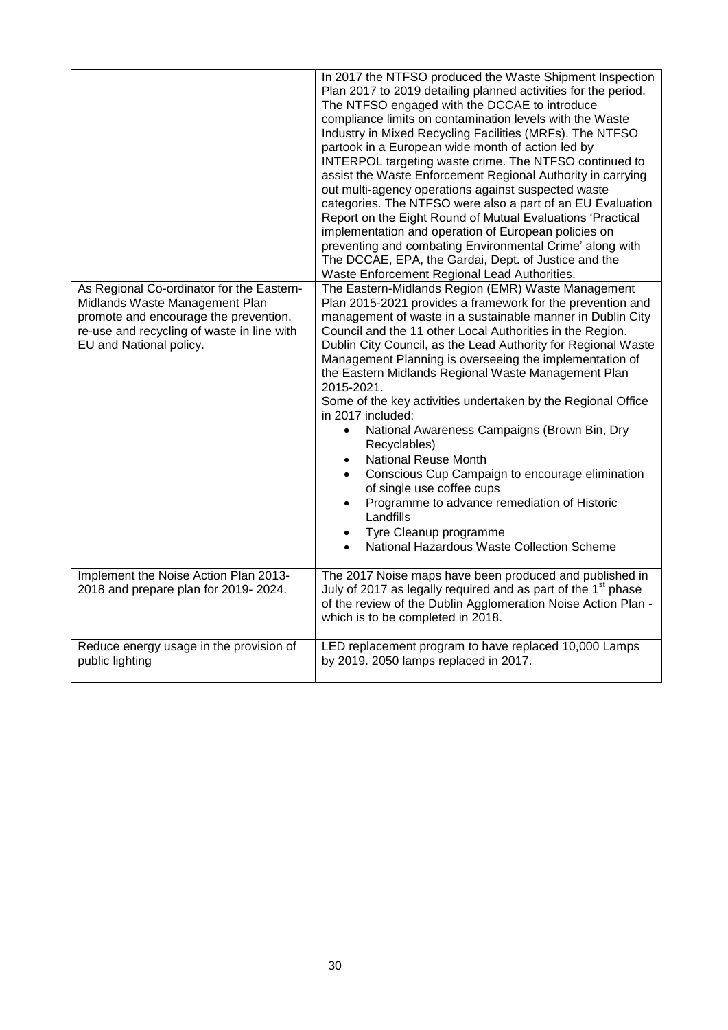| | |
|---|---|
| | In 2017 the NTFSO produced the Waste Shipment Inspection Plan 2017 to 2019 detailing planned activities for the period. The NTFSO engaged with the DCCAE to introduce compliance limits on contamination levels with the Waste Industry in Mixed Recycling Facilities (MRFs). The NTFSO partook in a European wide month of action led by INTERPOL targeting waste crime. The NTFSO continued to assist the Waste Enforcement Regional Authority in carrying out multi-agency operations against suspected waste categories. The NTFSO were also a part of an EU Evaluation Report on the Eight Round of Mutual Evaluations 'Practical implementation and operation of European policies on preventing and combating Environmental Crime' along with The DCCAE, EPA, the Gardai, Dept. of Justice and the Waste Enforcement Regional Lead Authorities. |
| As Regional Co-ordinator for the Eastern-Midlands Waste Management Plan promote and encourage the prevention, re-use and recycling of waste in line with EU and National policy. | The Eastern-Midlands Region (EMR) Waste Management Plan 2015-2021 provides a framework for the prevention and management of waste in a sustainable manner in Dublin City Council and the 11 other Local Authorities in the Region. Dublin City Council, as the Lead Authority for Regional Waste Management Planning is overseeing the implementation of the Eastern Midlands Regional Waste Management Plan 2015-2021.<br>Some of the key activities undertaken by the Regional Office in 2017 included:<br>• National Awareness Campaigns (Brown Bin, Dry Recyclables)<br>• National Reuse Month<br>• Conscious Cup Campaign to encourage elimination of single use coffee cups<br>• Programme to advance remediation of Historic Landfills<br>• Tyre Cleanup programme<br>• National Hazardous Waste Collection Scheme |
| Implement the Noise Action Plan 2013-2018 and prepare plan for 2019- 2024. | The 2017 Noise maps have been produced and published in July of 2017 as legally required and as part of the 1st phase of the review of the Dublin Agglomeration Noise Action Plan - which is to be completed in 2018. |
| Reduce energy usage in the provision of public lighting | LED replacement program to have replaced 10,000 Lamps by 2019. 2050 lamps replaced in 2017. |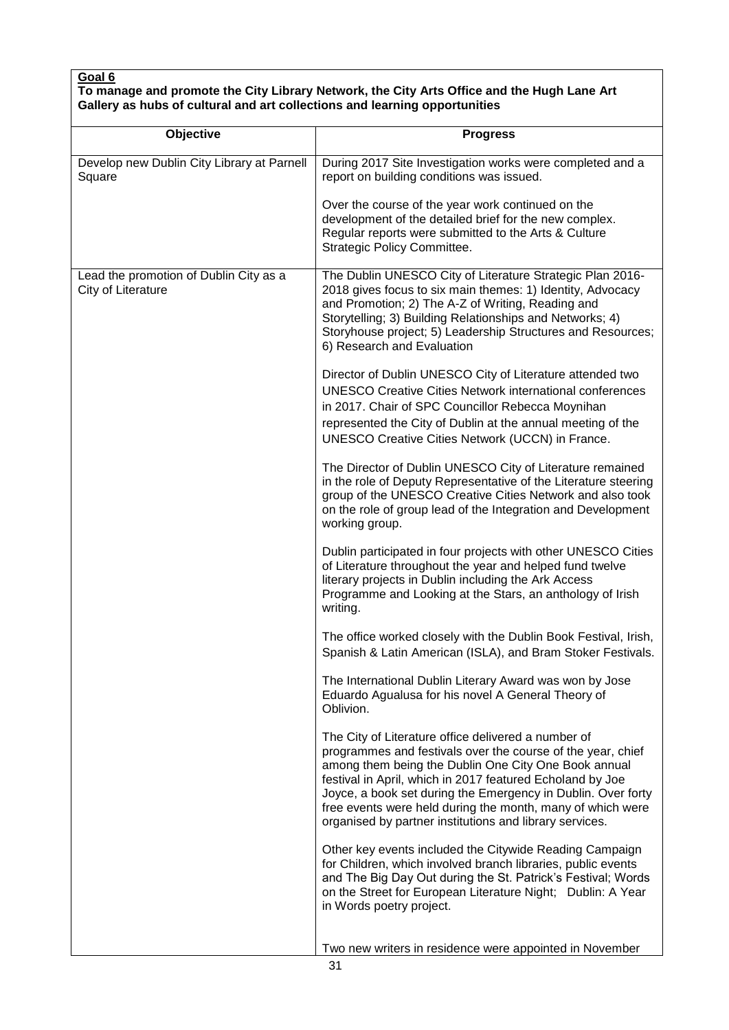**Goal 6**

**To manage and promote the City Library Network, the City Arts Office and the Hugh Lane Art Gallery as hubs of cultural and art collections and learning opportunities**

| Objective | Progress |
|---|---|
| Develop new Dublin City Library at Parnell Square | During 2017 Site Investigation works were completed and a report on building conditions was issued.<br><br>Over the course of the year work continued on the development of the detailed brief for the new complex. Regular reports were submitted to the Arts & Culture Strategic Policy Committee. |
| Lead the promotion of Dublin City as a City of Literature | The Dublin UNESCO City of Literature Strategic Plan 2016-2018 gives focus to six main themes: 1) Identity, Advocacy and Promotion; 2) The A-Z of Writing, Reading and Storytelling; 3) Building Relationships and Networks; 4) Storyhouse project; 5) Leadership Structures and Resources; 6) Research and Evaluation<br><br>Director of Dublin UNESCO City of Literature attended two UNESCO Creative Cities Network international conferences in 2017. Chair of SPC Councillor Rebecca Moynihan represented the City of Dublin at the annual meeting of the UNESCO Creative Cities Network (UCCN) in France.<br><br>The Director of Dublin UNESCO City of Literature remained in the role of Deputy Representative of the Literature steering group of the UNESCO Creative Cities Network and also took on the role of group lead of the Integration and Development working group.<br><br>Dublin participated in four projects with other UNESCO Cities of Literature throughout the year and helped fund twelve literary projects in Dublin including the Ark Access Programme and Looking at the Stars, an anthology of Irish writing.<br><br>The office worked closely with the Dublin Book Festival, Irish, Spanish & Latin American (ISLA), and Bram Stoker Festivals.<br><br>The International Dublin Literary Award was won by Jose Eduardo Agualusa for his novel A General Theory of Oblivion.<br><br>The City of Literature office delivered a number of programmes and festivals over the course of the year, chief among them being the Dublin One City One Book annual festival in April, which in 2017 featured Echoland by Joe Joyce, a book set during the Emergency in Dublin. Over forty free events were held during the month, many of which were organised by partner institutions and library services.<br><br>Other key events included the Citywide Reading Campaign for Children, which involved branch libraries, public events and The Big Day Out during the St. Patrick's Festival; Words on the Street for European Literature Night; Dublin: A Year in Words poetry project.<br><br>Two new writers in residence were appointed in November |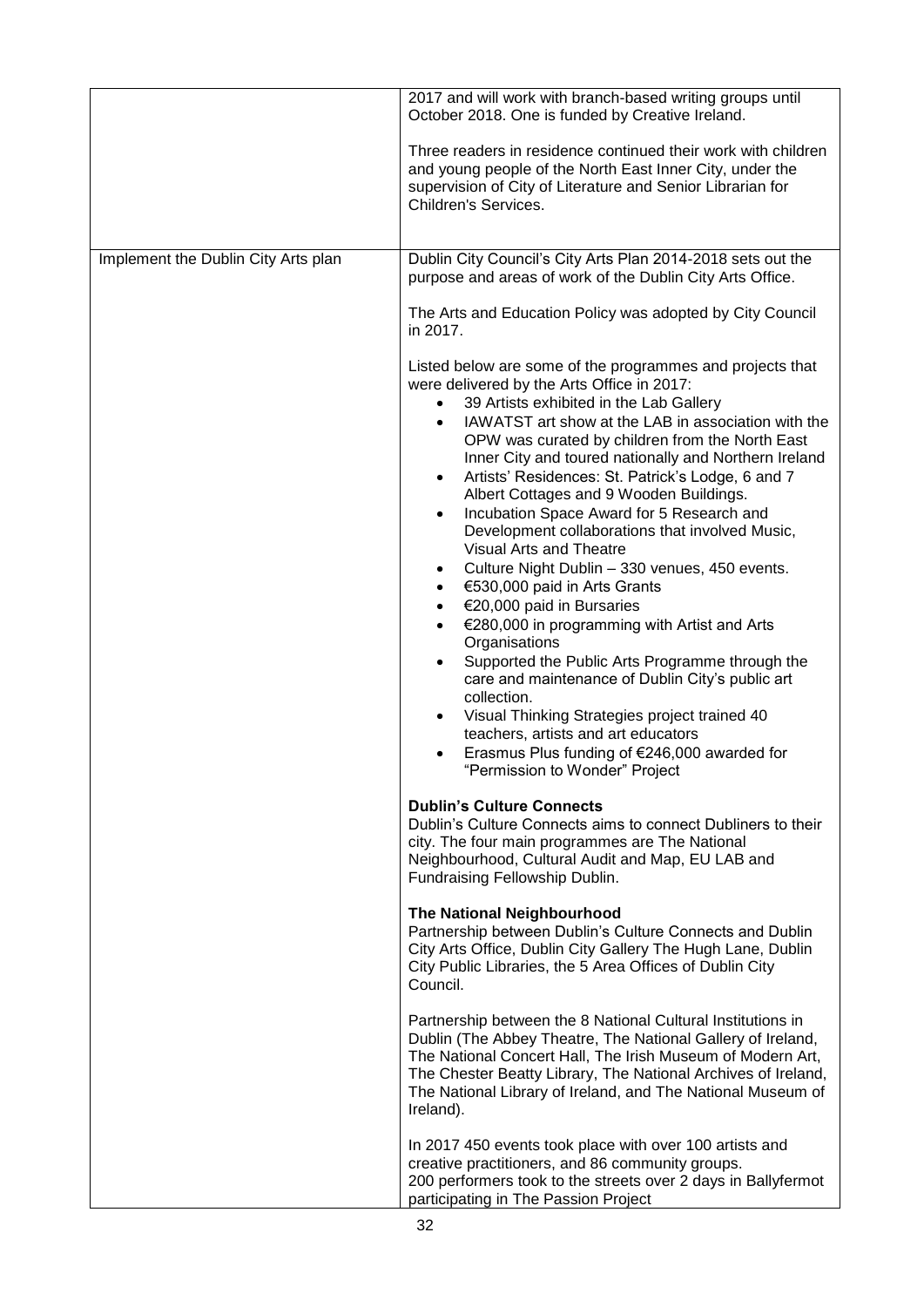| | |
|---|---|
| | 2017 and will work with branch-based writing groups until October 2018. One is funded by Creative Ireland.<br><br>Three readers in residence continued their work with children and young people of the North East Inner City, under the supervision of City of Literature and Senior Librarian for Children's Services. |
| Implement the Dublin City Arts plan | Dublin City Council's City Arts Plan 2014-2018 sets out the purpose and areas of work of the Dublin City Arts Office.<br><br>The Arts and Education Policy was adopted by City Council in 2017.<br><br>Listed below are some of the programmes and projects that were delivered by the Arts Office in 2017:<br>• 39 Artists exhibited in the Lab Gallery<br>• IAWATST art show at the LAB in association with the OPW was curated by children from the North East Inner City and toured nationally and Northern Ireland<br>• Artists' Residences: St. Patrick's Lodge, 6 and 7 Albert Cottages and 9 Wooden Buildings.<br>• Incubation Space Award for 5 Research and Development collaborations that involved Music, Visual Arts and Theatre<br>• Culture Night Dublin – 330 venues, 450 events.<br>• €530,000 paid in Arts Grants<br>• €20,000 paid in Bursaries<br>• €280,000 in programming with Artist and Arts Organisations<br>• Supported the Public Arts Programme through the care and maintenance of Dublin City's public art collection.<br>• Visual Thinking Strategies project trained 40 teachers, artists and art educators<br>• Erasmus Plus funding of €246,000 awarded for "Permission to Wonder" Project<br><br>**Dublin's Culture Connects**<br>Dublin's Culture Connects aims to connect Dubliners to their city. The four main programmes are The National Neighbourhood, Cultural Audit and Map, EU LAB and Fundraising Fellowship Dublin.<br><br>**The National Neighbourhood**<br>Partnership between Dublin's Culture Connects and Dublin City Arts Office, Dublin City Gallery The Hugh Lane, Dublin City Public Libraries, the 5 Area Offices of Dublin City Council.<br><br>Partnership between the 8 National Cultural Institutions in Dublin (The Abbey Theatre, The National Gallery of Ireland, The National Concert Hall, The Irish Museum of Modern Art, The Chester Beatty Library, The National Archives of Ireland, The National Library of Ireland, and The National Museum of Ireland).<br><br>In 2017 450 events took place with over 100 artists and creative practitioners, and 86 community groups.<br>200 performers took to the streets over 2 days in Ballyfermot participating in The Passion Project |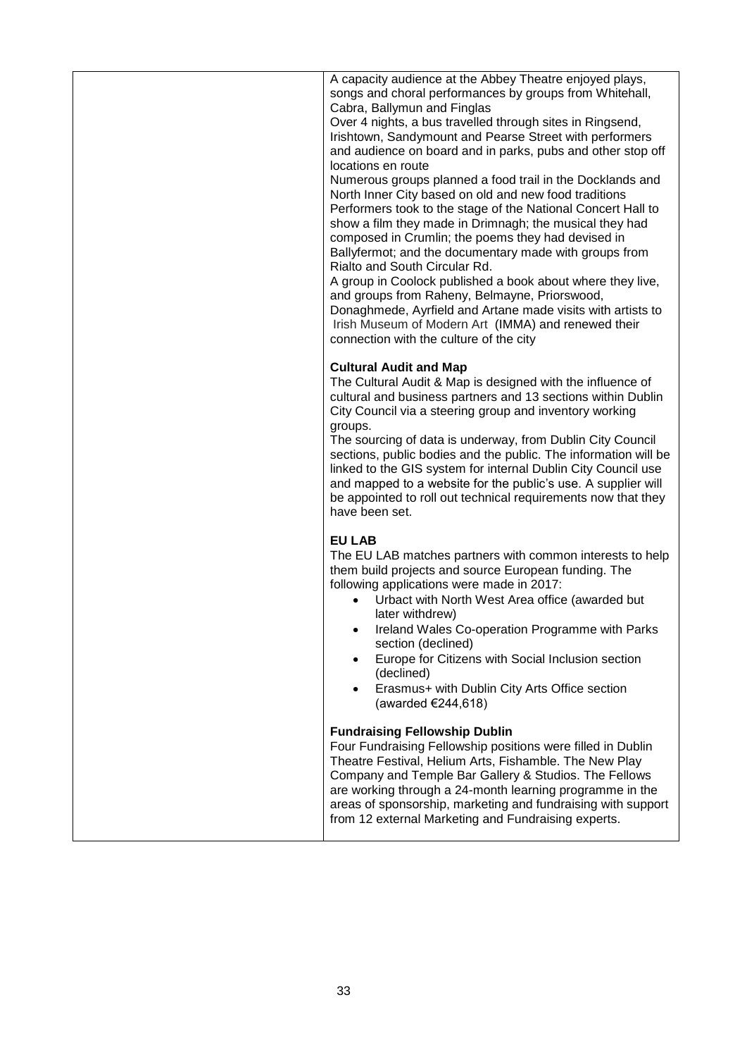| | |
|---|---|
| | A capacity audience at the Abbey Theatre enjoyed plays, songs and choral performances by groups from Whitehall, Cabra, Ballymun and Finglas<br>Over 4 nights, a bus travelled through sites in Ringsend, Irishtown, Sandymount and Pearse Street with performers and audience on board and in parks, pubs and other stop off locations en route<br>Numerous groups planned a food trail in the Docklands and North Inner City based on old and new food traditions<br>Performers took to the stage of the National Concert Hall to show a film they made in Drimnagh; the musical they had composed in Crumlin; the poems they had devised in Ballyfermot; and the documentary made with groups from Rialto and South Circular Rd.<br>A group in Coolock published a book about where they live, and groups from Raheny, Belmayne, Priorswood, Donaghmede, Ayrfield and Artane made visits with artists to Irish Museum of Modern Art (IMMA) and renewed their connection with the culture of the city<br><br>**Cultural Audit and Map**<br>The Cultural Audit & Map is designed with the influence of cultural and business partners and 13 sections within Dublin City Council via a steering group and inventory working groups.<br>The sourcing of data is underway, from Dublin City Council sections, public bodies and the public. The information will be linked to the GIS system for internal Dublin City Council use and mapped to a website for the public's use. A supplier will be appointed to roll out technical requirements now that they have been set.<br><br>**EU LAB**<br>The EU LAB matches partners with common interests to help them build projects and source European funding. The following applications were made in 2017:<br>• Urbact with North West Area office (awarded but later withdrew)<br>• Ireland Wales Co-operation Programme with Parks section (declined)<br>• Europe for Citizens with Social Inclusion section (declined)<br>• Erasmus+ with Dublin City Arts Office section (awarded €244,618)<br><br>**Fundraising Fellowship Dublin**<br>Four Fundraising Fellowship positions were filled in Dublin Theatre Festival, Helium Arts, Fishamble. The New Play Company and Temple Bar Gallery & Studios. The Fellows are working through a 24-month learning programme in the areas of sponsorship, marketing and fundraising with support from 12 external Marketing and Fundraising experts. |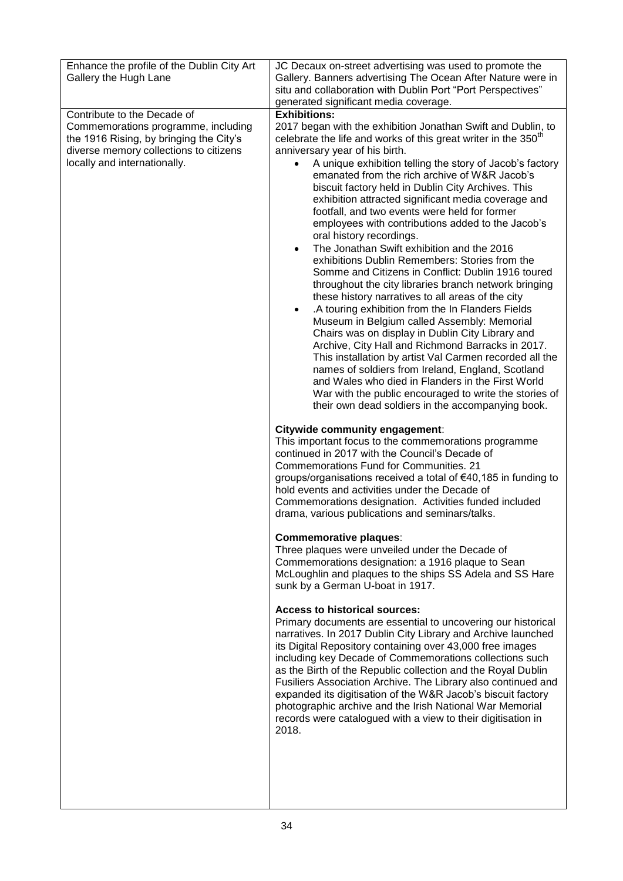| | |
|---|---|
| Enhance the profile of the Dublin City Art Gallery the Hugh Lane | JC Decaux on-street advertising was used to promote the Gallery. Banners advertising The Ocean After Nature were in situ and collaboration with Dublin Port "Port Perspectives" generated significant media coverage. |
| Contribute to the Decade of Commemorations programme, including the 1916 Rising, by bringing the City's diverse memory collections to citizens locally and internationally. | **Exhibitions:**<br>2017 began with the exhibition Jonathan Swift and Dublin, to celebrate the life and works of this great writer in the 350th anniversary year of his birth.<br>• A unique exhibition telling the story of Jacob's factory emanated from the rich archive of W&R Jacob's biscuit factory held in Dublin City Archives. This exhibition attracted significant media coverage and footfall, and two events were held for former employees with contributions added to the Jacob's oral history recordings.<br>• The Jonathan Swift exhibition and the 2016 exhibitions Dublin Remembers: Stories from the Somme and Citizens in Conflict: Dublin 1916 toured throughout the city libraries branch network bringing these history narratives to all areas of the city<br>• .A touring exhibition from the In Flanders Fields Museum in Belgium called Assembly: Memorial Chairs was on display in Dublin City Library and Archive, City Hall and Richmond Barracks in 2017. This installation by artist Val Carmen recorded all the names of soldiers from Ireland, England, Scotland and Wales who died in Flanders in the First World War with the public encouraged to write the stories of their own dead soldiers in the accompanying book.<br><br>**Citywide community engagement**:<br>This important focus to the commemorations programme continued in 2017 with the Council's Decade of Commemorations Fund for Communities. 21 groups/organisations received a total of €40,185 in funding to hold events and activities under the Decade of Commemorations designation. Activities funded included drama, various publications and seminars/talks.<br><br>**Commemorative plaques**:<br>Three plaques were unveiled under the Decade of Commemorations designation: a 1916 plaque to Sean McLoughlin and plaques to the ships SS Adela and SS Hare sunk by a German U-boat in 1917.<br><br>**Access to historical sources:**<br>Primary documents are essential to uncovering our historical narratives. In 2017 Dublin City Library and Archive launched its Digital Repository containing over 43,000 free images including key Decade of Commemorations collections such as the Birth of the Republic collection and the Royal Dublin Fusiliers Association Archive. The Library also continued and expanded its digitisation of the W&R Jacob's biscuit factory photographic archive and the Irish National War Memorial records were catalogued with a view to their digitisation in 2018. |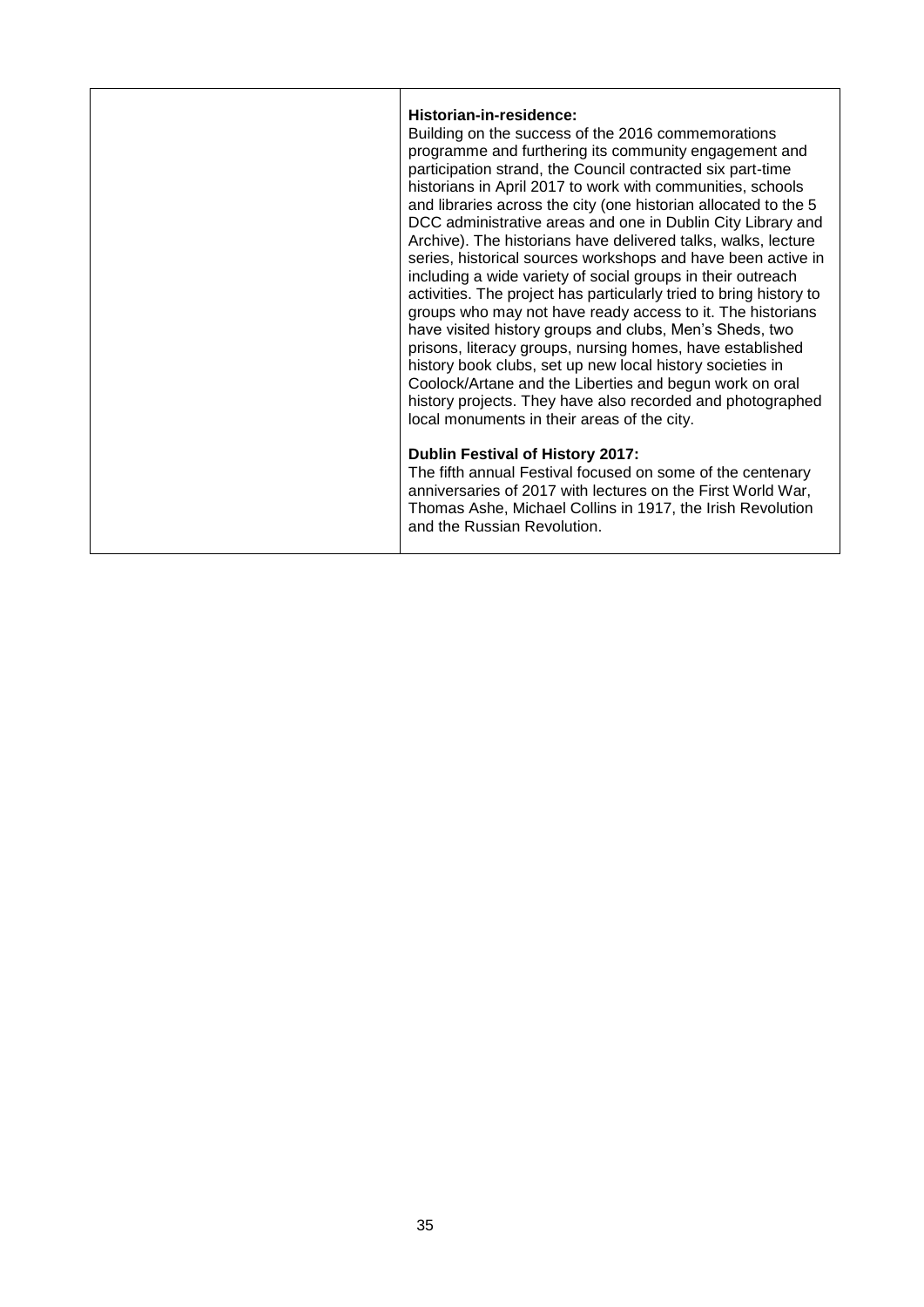| | |
|---|---|
| | **Historian-in-residence:**<br>Building on the success of the 2016 commemorations programme and furthering its community engagement and participation strand, the Council contracted six part-time historians in April 2017 to work with communities, schools and libraries across the city (one historian allocated to the 5 DCC administrative areas and one in Dublin City Library and Archive). The historians have delivered talks, walks, lecture series, historical sources workshops and have been active in including a wide variety of social groups in their outreach activities. The project has particularly tried to bring history to groups who may not have ready access to it. The historians have visited history groups and clubs, Men's Sheds, two prisons, literacy groups, nursing homes, have established history book clubs, set up new local history societies in Coolock/Artane and the Liberties and begun work on oral history projects. They have also recorded and photographed local monuments in their areas of the city.<br><br>**Dublin Festival of History 2017:**<br>The fifth annual Festival focused on some of the centenary anniversaries of 2017 with lectures on the First World War, Thomas Ashe, Michael Collins in 1917, the Irish Revolution and the Russian Revolution. |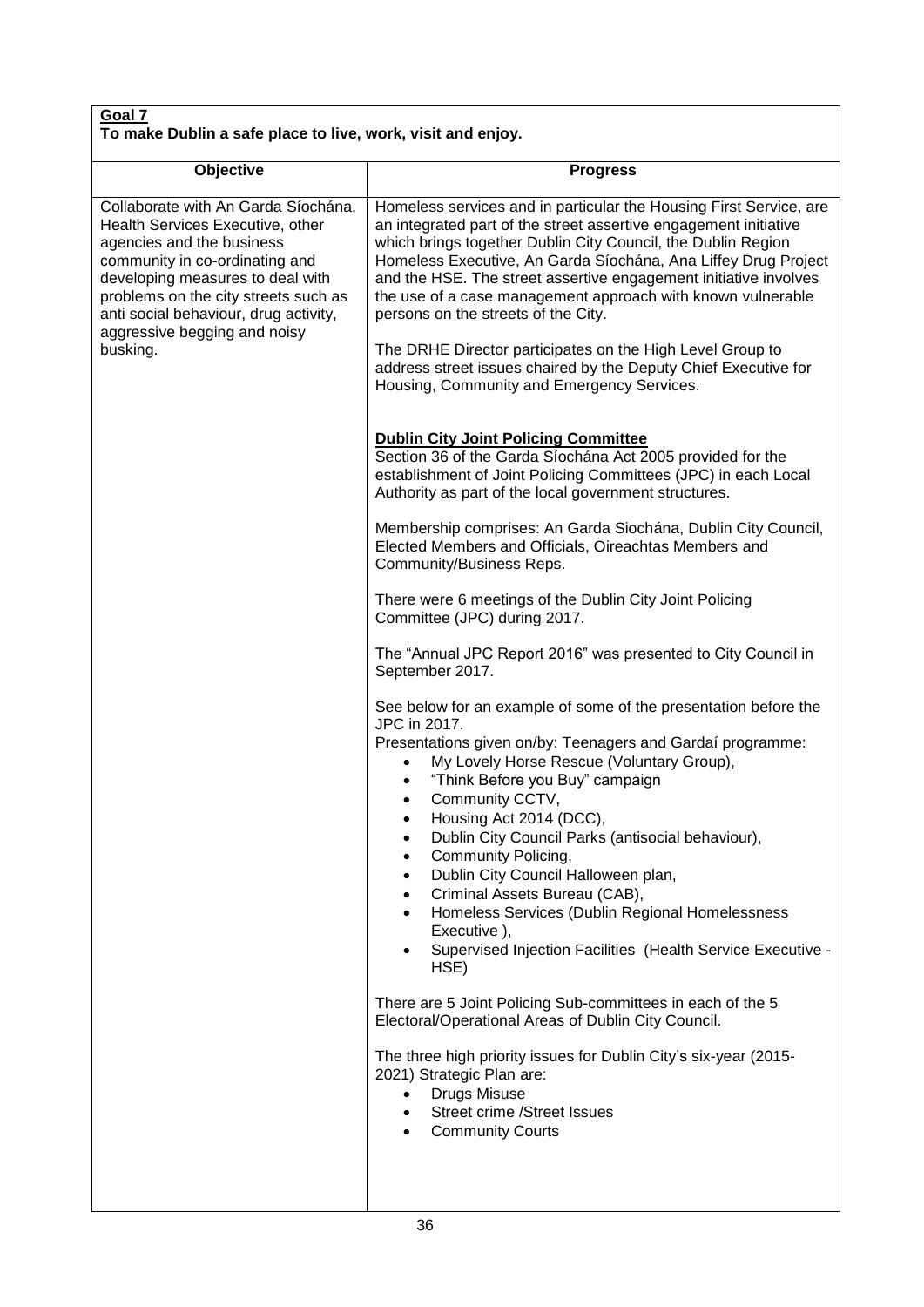**Goal 7**
**To make Dublin a safe place to live, work, visit and enjoy.**

| Objective | Progress |
|---|---|
| Collaborate with An Garda Síochána, Health Services Executive, other agencies and the business community in co-ordinating and developing measures to deal with problems on the city streets such as anti social behaviour, drug activity, aggressive begging and noisy busking. | Homeless services and in particular the Housing First Service, are an integrated part of the street assertive engagement initiative which brings together Dublin City Council, the Dublin Region Homeless Executive, An Garda Síochána, Ana Liffey Drug Project and the HSE. The street assertive engagement initiative involves the use of a case management approach with known vulnerable persons on the streets of the City.<br><br>The DRHE Director participates on the High Level Group to address street issues chaired by the Deputy Chief Executive for Housing, Community and Emergency Services.<br><br>**Dublin City Joint Policing Committee**<br>Section 36 of the Garda Síochána Act 2005 provided for the establishment of Joint Policing Committees (JPC) in each Local Authority as part of the local government structures.<br><br>Membership comprises: An Garda Siochána, Dublin City Council, Elected Members and Officials, Oireachtas Members and Community/Business Reps.<br><br>There were 6 meetings of the Dublin City Joint Policing Committee (JPC) during 2017.<br><br>The "Annual JPC Report 2016" was presented to City Council in September 2017.<br><br>See below for an example of some of the presentation before the JPC in 2017.<br>Presentations given on/by: Teenagers and Gardaí programme:<br>• My Lovely Horse Rescue (Voluntary Group),<br>• "Think Before you Buy" campaign<br>• Community CCTV,<br>• Housing Act 2014 (DCC),<br>• Dublin City Council Parks (antisocial behaviour),<br>• Community Policing,<br>• Dublin City Council Halloween plan,<br>• Criminal Assets Bureau (CAB),<br>• Homeless Services (Dublin Regional Homelessness Executive ),<br>• Supervised Injection Facilities (Health Service Executive - HSE)<br><br>There are 5 Joint Policing Sub-committees in each of the 5 Electoral/Operational Areas of Dublin City Council.<br><br>The three high priority issues for Dublin City's six-year (2015-2021) Strategic Plan are:<br>• Drugs Misuse<br>• Street crime /Street Issues<br>• Community Courts |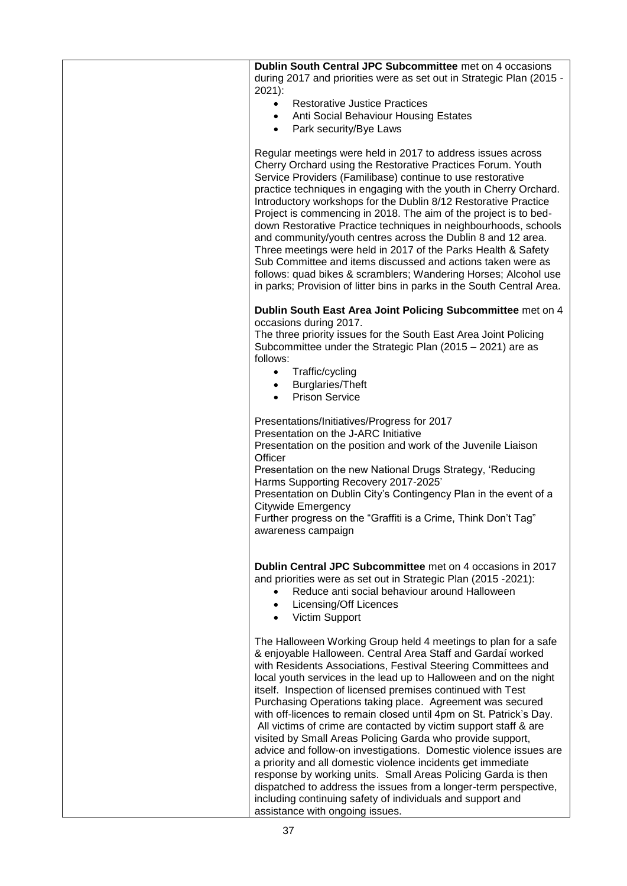| | |
|---|---|
| | **Dublin South Central JPC Subcommittee** met on 4 occasions during 2017 and priorities were as set out in Strategic Plan (2015 - 2021):<br>• Restorative Justice Practices<br>• Anti Social Behaviour Housing Estates<br>• Park security/Bye Laws<br><br>Regular meetings were held in 2017 to address issues across Cherry Orchard using the Restorative Practices Forum. Youth Service Providers (Familibase) continue to use restorative practice techniques in engaging with the youth in Cherry Orchard. Introductory workshops for the Dublin 8/12 Restorative Practice Project is commencing in 2018. The aim of the project is to bed-down Restorative Practice techniques in neighbourhoods, schools and community/youth centres across the Dublin 8 and 12 area. Three meetings were held in 2017 of the Parks Health & Safety Sub Committee and items discussed and actions taken were as follows: quad bikes & scramblers; Wandering Horses; Alcohol use in parks; Provision of litter bins in parks in the South Central Area.<br><br>**Dublin South East Area Joint Policing Subcommittee** met on 4 occasions during 2017.<br>The three priority issues for the South East Area Joint Policing Subcommittee under the Strategic Plan (2015 – 2021) are as follows:<br>• Traffic/cycling<br>• Burglaries/Theft<br>• Prison Service<br><br>Presentations/Initiatives/Progress for 2017<br>Presentation on the J-ARC Initiative<br>Presentation on the position and work of the Juvenile Liaison Officer<br>Presentation on the new National Drugs Strategy, 'Reducing Harms Supporting Recovery 2017-2025'<br>Presentation on Dublin City's Contingency Plan in the event of a Citywide Emergency<br>Further progress on the "Graffiti is a Crime, Think Don't Tag" awareness campaign<br><br>**Dublin Central JPC Subcommittee** met on 4 occasions in 2017 and priorities were as set out in Strategic Plan (2015 -2021):<br>• Reduce anti social behaviour around Halloween<br>• Licensing/Off Licences<br>• Victim Support<br><br>The Halloween Working Group held 4 meetings to plan for a safe & enjoyable Halloween. Central Area Staff and Gardaí worked with Residents Associations, Festival Steering Committees and local youth services in the lead up to Halloween and on the night itself. Inspection of licensed premises continued with Test Purchasing Operations taking place. Agreement was secured with off-licences to remain closed until 4pm on St. Patrick's Day. All victims of crime are contacted by victim support staff & are visited by Small Areas Policing Garda who provide support, advice and follow-on investigations. Domestic violence issues are a priority and all domestic violence incidents get immediate response by working units. Small Areas Policing Garda is then dispatched to address the issues from a longer-term perspective, including continuing safety of individuals and support and assistance with ongoing issues. |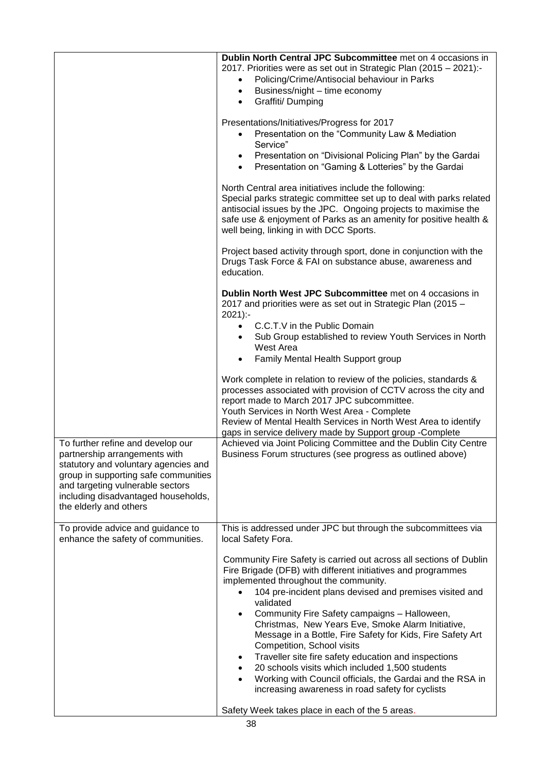| | |
|---|---|
| | **Dublin North Central JPC Subcommittee** met on 4 occasions in 2017. Priorities were as set out in Strategic Plan (2015 – 2021):-<br>• Policing/Crime/Antisocial behaviour in Parks<br>• Business/night – time economy<br>• Graffiti/ Dumping<br><br>Presentations/Initiatives/Progress for 2017<br>• Presentation on the "Community Law & Mediation Service"<br>• Presentation on "Divisional Policing Plan" by the Gardai<br>• Presentation on "Gaming & Lotteries" by the Gardai<br><br>North Central area initiatives include the following:<br>Special parks strategic committee set up to deal with parks related antisocial issues by the JPC. Ongoing projects to maximise the safe use & enjoyment of Parks as an amenity for positive health & well being, linking in with DCC Sports.<br><br>Project based activity through sport, done in conjunction with the Drugs Task Force & FAI on substance abuse, awareness and education.<br><br>**Dublin North West JPC Subcommittee** met on 4 occasions in 2017 and priorities were as set out in Strategic Plan (2015 – 2021):-<br>• C.C.T.V in the Public Domain<br>• Sub Group established to review Youth Services in North West Area<br>• Family Mental Health Support group<br><br>Work complete in relation to review of the policies, standards & processes associated with provision of CCTV across the city and report made to March 2017 JPC subcommittee.<br>Youth Services in North West Area - Complete<br>Review of Mental Health Services in North West Area to identify gaps in service delivery made by Support group -Complete |
| To further refine and develop our partnership arrangements with statutory and voluntary agencies and group in supporting safe communities and targeting vulnerable sectors including disadvantaged households, the elderly and others | Achieved via Joint Policing Committee and the Dublin City Centre Business Forum structures (see progress as outlined above) |
| To provide advice and guidance to enhance the safety of communities. | This is addressed under JPC but through the subcommittees via local Safety Fora.<br><br>Community Fire Safety is carried out across all sections of Dublin Fire Brigade (DFB) with different initiatives and programmes implemented throughout the community.<br>• 104 pre-incident plans devised and premises visited and validated<br>• Community Fire Safety campaigns – Halloween, Christmas, New Years Eve, Smoke Alarm Initiative, Message in a Bottle, Fire Safety for Kids, Fire Safety Art Competition, School visits<br>• Traveller site fire safety education and inspections<br>• 20 schools visits which included 1,500 students<br>• Working with Council officials, the Gardai and the RSA in increasing awareness in road safety for cyclists<br><br>Safety Week takes place in each of the 5 areas. |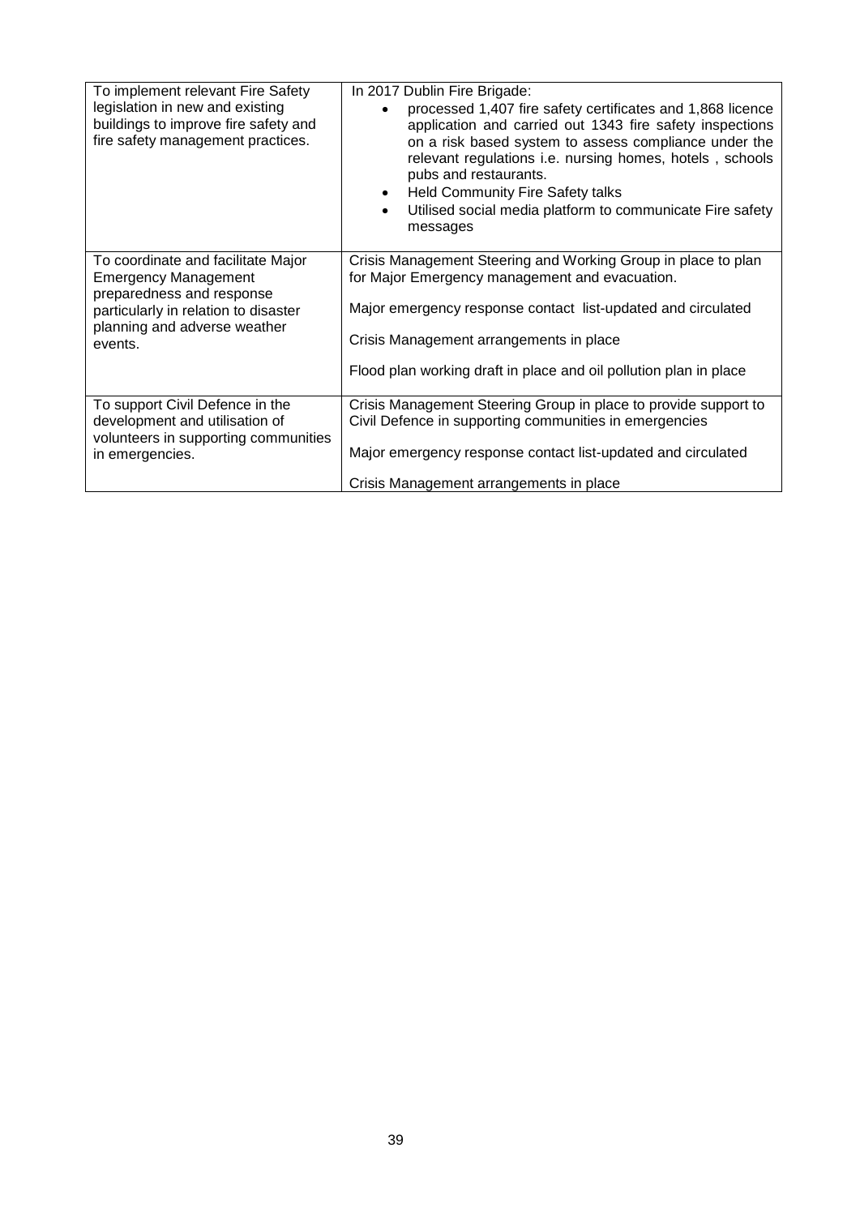| | |
|---|---|
| To implement relevant Fire Safety legislation in new and existing buildings to improve fire safety and fire safety management practices. | In 2017 Dublin Fire Brigade:<br>• processed 1,407 fire safety certificates and 1,868 licence application and carried out 1343 fire safety inspections on a risk based system to assess compliance under the relevant regulations i.e. nursing homes, hotels , schools pubs and restaurants.<br>• Held Community Fire Safety talks<br>• Utilised social media platform to communicate Fire safety messages |
| To coordinate and facilitate Major Emergency Management preparedness and response particularly in relation to disaster planning and adverse weather events. | Crisis Management Steering and Working Group in place to plan for Major Emergency management and evacuation.<br><br>Major emergency response contact list-updated and circulated<br><br>Crisis Management arrangements in place<br><br>Flood plan working draft in place and oil pollution plan in place |
| To support Civil Defence in the development and utilisation of volunteers in supporting communities in emergencies. | Crisis Management Steering Group in place to provide support to Civil Defence in supporting communities in emergencies<br><br>Major emergency response contact list-updated and circulated<br><br>Crisis Management arrangements in place |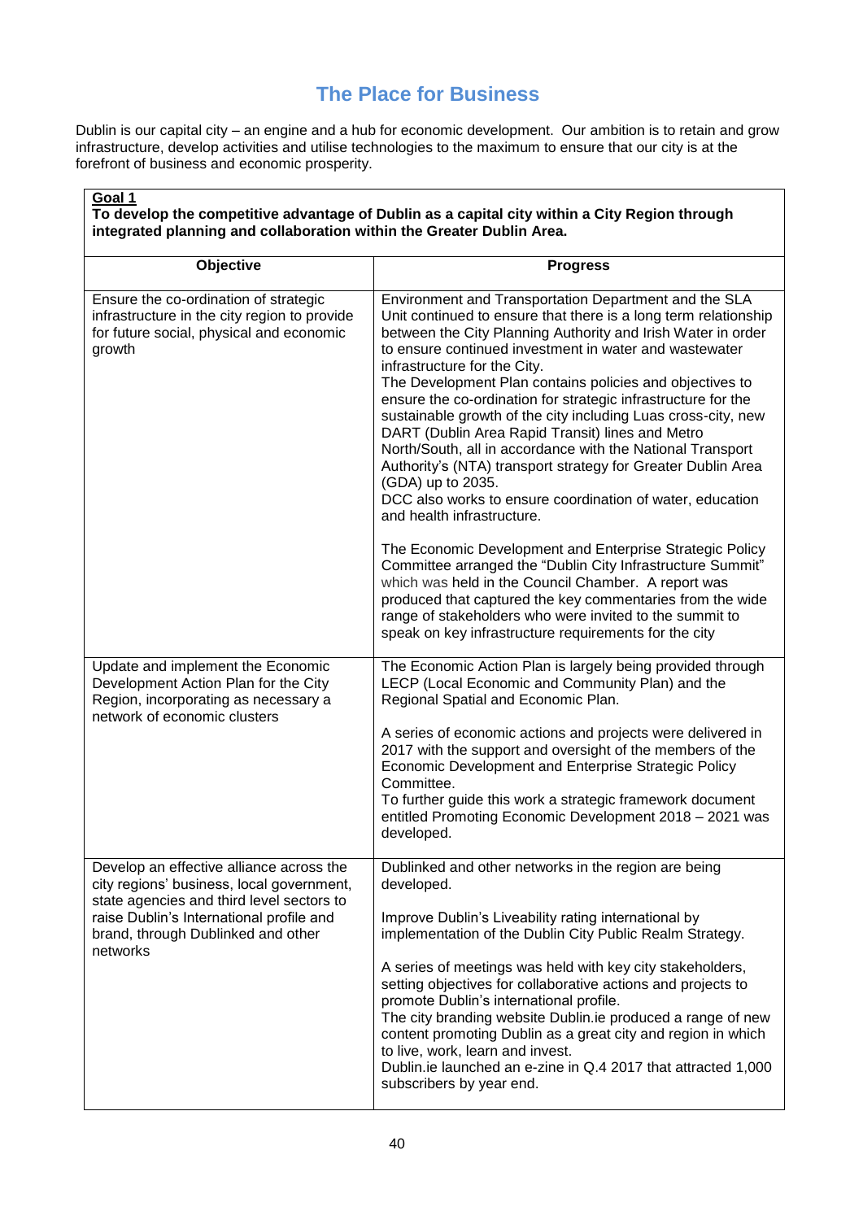# The Place for Business

Dublin is our capital city – an engine and a hub for economic development. Our ambition is to retain and grow infrastructure, develop activities and utilise technologies to the maximum to ensure that our city is at the forefront of business and economic prosperity.

**Goal 1**
**To develop the competitive advantage of Dublin as a capital city within a City Region through integrated planning and collaboration within the Greater Dublin Area.**

| Objective | Progress |
|---|---|
| Ensure the co-ordination of strategic infrastructure in the city region to provide for future social, physical and economic growth | Environment and Transportation Department and the SLA Unit continued to ensure that there is a long term relationship between the City Planning Authority and Irish Water in order to ensure continued investment in water and wastewater infrastructure for the City.<br>The Development Plan contains policies and objectives to ensure the co-ordination for strategic infrastructure for the sustainable growth of the city including Luas cross-city, new DART (Dublin Area Rapid Transit) lines and Metro North/South, all in accordance with the National Transport Authority's (NTA) transport strategy for Greater Dublin Area (GDA) up to 2035.<br>DCC also works to ensure coordination of water, education and health infrastructure.<br><br>The Economic Development and Enterprise Strategic Policy Committee arranged the "Dublin City Infrastructure Summit" which was held in the Council Chamber. A report was produced that captured the key commentaries from the wide range of stakeholders who were invited to the summit to speak on key infrastructure requirements for the city |
| Update and implement the Economic Development Action Plan for the City Region, incorporating as necessary a network of economic clusters | The Economic Action Plan is largely being provided through LECP (Local Economic and Community Plan) and the Regional Spatial and Economic Plan.<br><br>A series of economic actions and projects were delivered in 2017 with the support and oversight of the members of the Economic Development and Enterprise Strategic Policy Committee.<br>To further guide this work a strategic framework document entitled Promoting Economic Development 2018 – 2021 was developed. |
| Develop an effective alliance across the city regions' business, local government, state agencies and third level sectors to raise Dublin's International profile and brand, through Dublinked and other networks | Dublinked and other networks in the region are being developed.<br><br>Improve Dublin's Liveability rating international by implementation of the Dublin City Public Realm Strategy.<br><br>A series of meetings was held with key city stakeholders, setting objectives for collaborative actions and projects to promote Dublin's international profile.<br>The city branding website Dublin.ie produced a range of new content promoting Dublin as a great city and region in which to live, work, learn and invest.<br>Dublin.ie launched an e-zine in Q.4 2017 that attracted 1,000 subscribers by year end. |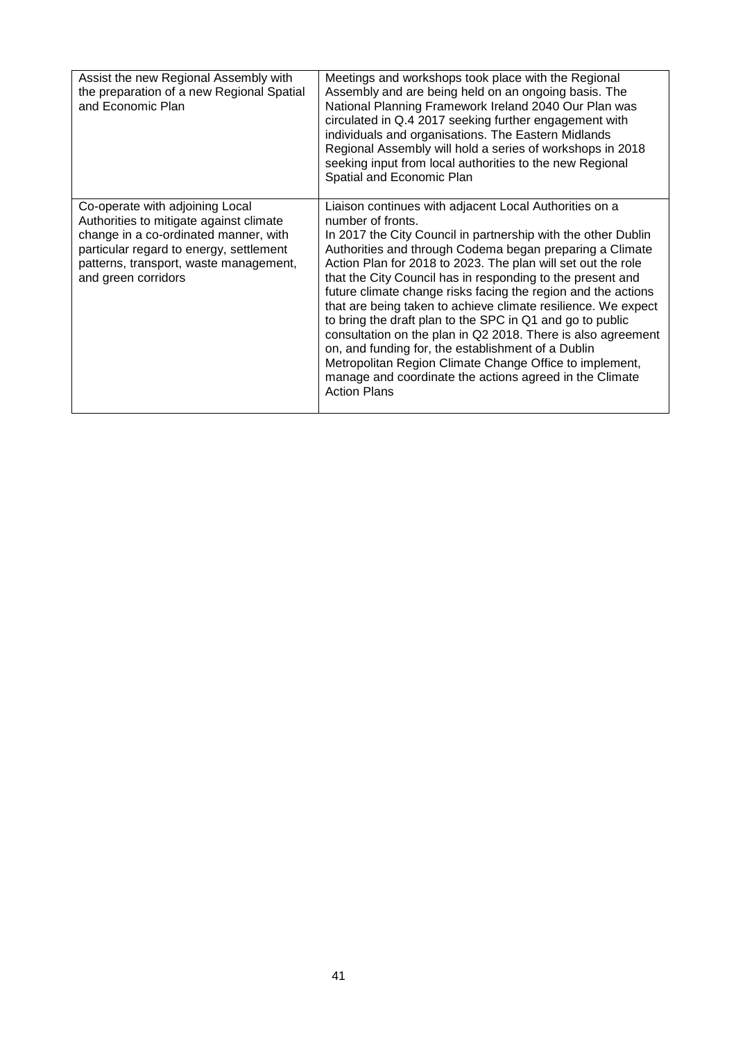| | |
|---|---|
| Assist the new Regional Assembly with the preparation of a new Regional Spatial and Economic Plan | Meetings and workshops took place with the Regional Assembly and are being held on an ongoing basis. The National Planning Framework Ireland 2040 Our Plan was circulated in Q.4 2017 seeking further engagement with individuals and organisations. The Eastern Midlands Regional Assembly will hold a series of workshops in 2018 seeking input from local authorities to the new Regional Spatial and Economic Plan |
| Co-operate with adjoining Local Authorities to mitigate against climate change in a co-ordinated manner, with particular regard to energy, settlement patterns, transport, waste management, and green corridors | Liaison continues with adjacent Local Authorities on a number of fronts.<br>In 2017 the City Council in partnership with the other Dublin Authorities and through Codema began preparing a Climate Action Plan for 2018 to 2023. The plan will set out the role that the City Council has in responding to the present and future climate change risks facing the region and the actions that are being taken to achieve climate resilience. We expect to bring the draft plan to the SPC in Q1 and go to public consultation on the plan in Q2 2018. There is also agreement on, and funding for, the establishment of a Dublin Metropolitan Region Climate Change Office to implement, manage and coordinate the actions agreed in the Climate Action Plans |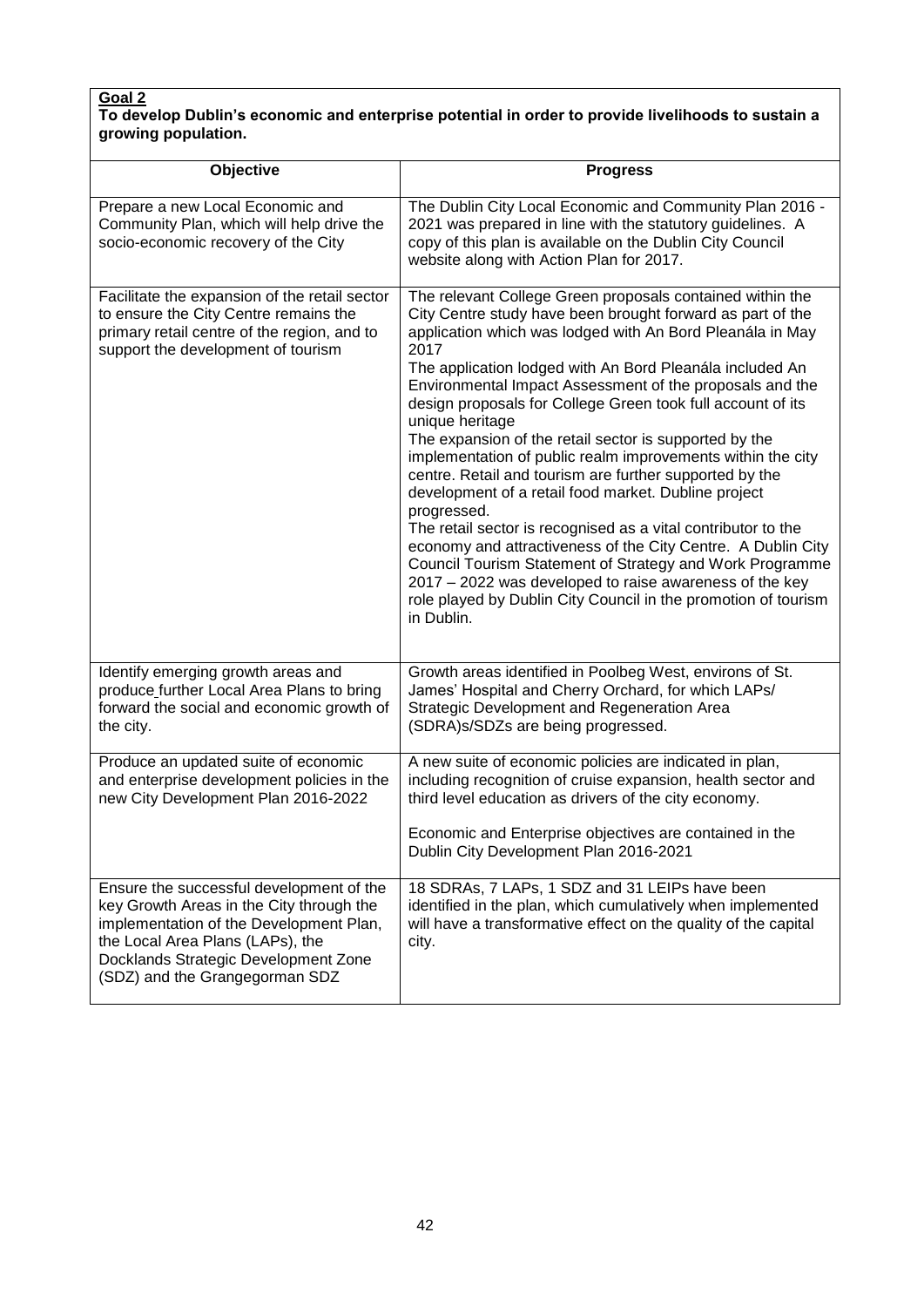**Goal 2**

**To develop Dublin's economic and enterprise potential in order to provide livelihoods to sustain a growing population.**

| Objective | Progress |
|---|---|
| Prepare a new Local Economic and Community Plan, which will help drive the socio-economic recovery of the City | The Dublin City Local Economic and Community Plan 2016 - 2021 was prepared in line with the statutory guidelines. A copy of this plan is available on the Dublin City Council website along with Action Plan for 2017. |
| Facilitate the expansion of the retail sector to ensure the City Centre remains the primary retail centre of the region, and to support the development of tourism | The relevant College Green proposals contained within the City Centre study have been brought forward as part of the application which was lodged with An Bord Pleanála in May 2017<br>The application lodged with An Bord Pleanála included An Environmental Impact Assessment of the proposals and the design proposals for College Green took full account of its unique heritage<br>The expansion of the retail sector is supported by the implementation of public realm improvements within the city centre. Retail and tourism are further supported by the development of a retail food market. Dubline project progressed.<br>The retail sector is recognised as a vital contributor to the economy and attractiveness of the City Centre. A Dublin City Council Tourism Statement of Strategy and Work Programme 2017 – 2022 was developed to raise awareness of the key role played by Dublin City Council in the promotion of tourism in Dublin. |
| Identify emerging growth areas and produce further Local Area Plans to bring forward the social and economic growth of the city. | Growth areas identified in Poolbeg West, environs of St. James' Hospital and Cherry Orchard, for which LAPs/ Strategic Development and Regeneration Area (SDRA)s/SDZs are being progressed. |
| Produce an updated suite of economic and enterprise development policies in the new City Development Plan 2016-2022 | A new suite of economic policies are indicated in plan, including recognition of cruise expansion, health sector and third level education as drivers of the city economy.<br><br>Economic and Enterprise objectives are contained in the Dublin City Development Plan 2016-2021 |
| Ensure the successful development of the key Growth Areas in the City through the implementation of the Development Plan, the Local Area Plans (LAPs), the Docklands Strategic Development Zone (SDZ) and the Grangegorman SDZ | 18 SDRAs, 7 LAPs, 1 SDZ and 31 LEIPs have been identified in the plan, which cumulatively when implemented will have a transformative effect on the quality of the capital city. |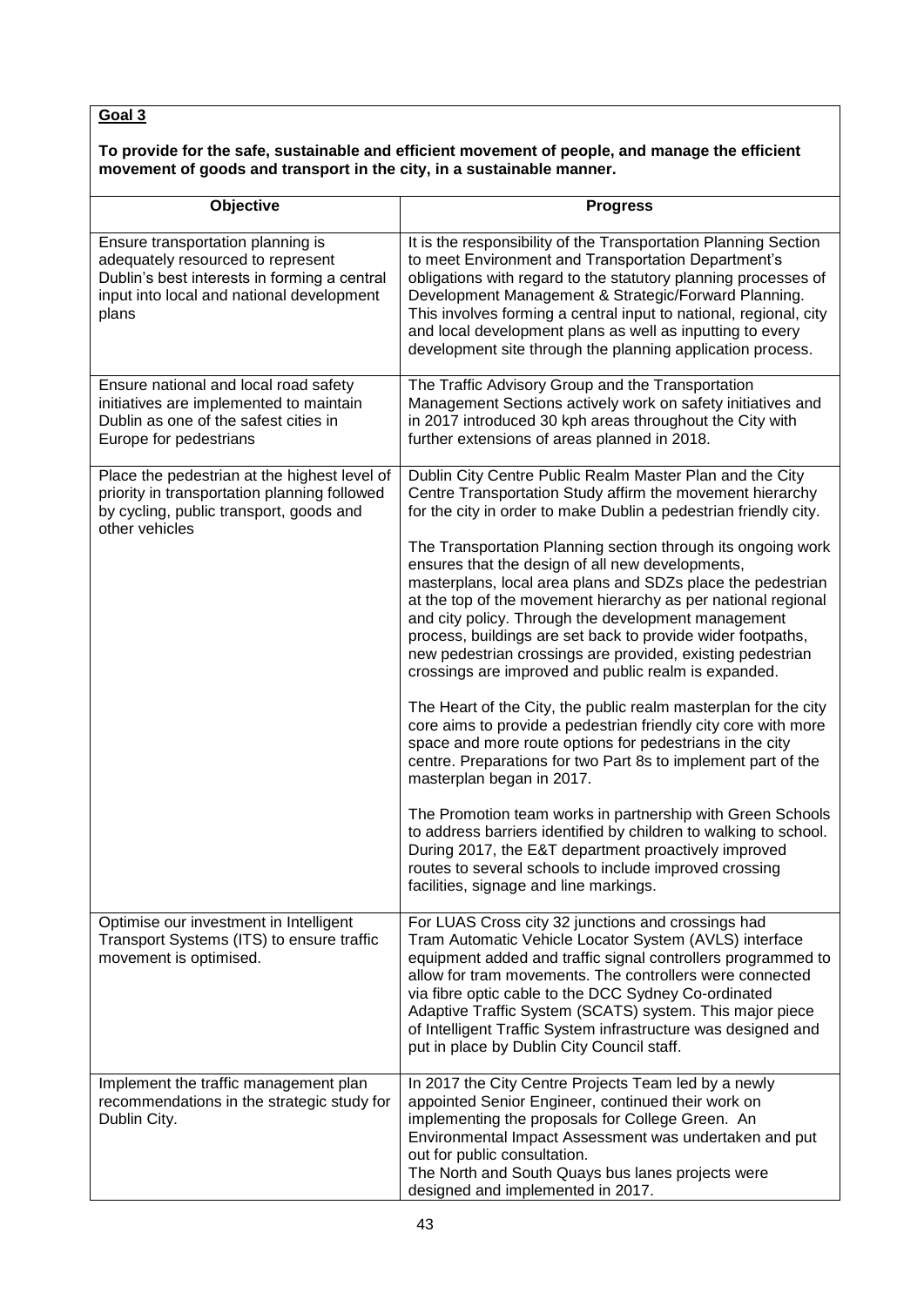**Goal 3**

**To provide for the safe, sustainable and efficient movement of people, and manage the efficient movement of goods and transport in the city, in a sustainable manner.**

| Objective | Progress |
|---|---|
| Ensure transportation planning is adequately resourced to represent Dublin's best interests in forming a central input into local and national development plans | It is the responsibility of the Transportation Planning Section to meet Environment and Transportation Department's obligations with regard to the statutory planning processes of Development Management & Strategic/Forward Planning. This involves forming a central input to national, regional, city and local development plans as well as inputting to every development site through the planning application process. |
| Ensure national and local road safety initiatives are implemented to maintain Dublin as one of the safest cities in Europe for pedestrians | The Traffic Advisory Group and the Transportation Management Sections actively work on safety initiatives and in 2017 introduced 30 kph areas throughout the City with further extensions of areas planned in 2018. |
| Place the pedestrian at the highest level of priority in transportation planning followed by cycling, public transport, goods and other vehicles | Dublin City Centre Public Realm Master Plan and the City Centre Transportation Study affirm the movement hierarchy for the city in order to make Dublin a pedestrian friendly city.<br><br>The Transportation Planning section through its ongoing work ensures that the design of all new developments, masterplans, local area plans and SDZs place the pedestrian at the top of the movement hierarchy as per national regional and city policy. Through the development management process, buildings are set back to provide wider footpaths, new pedestrian crossings are provided, existing pedestrian crossings are improved and public realm is expanded.<br><br>The Heart of the City, the public realm masterplan for the city core aims to provide a pedestrian friendly city core with more space and more route options for pedestrians in the city centre. Preparations for two Part 8s to implement part of the masterplan began in 2017.<br><br>The Promotion team works in partnership with Green Schools to address barriers identified by children to walking to school. During 2017, the E&T department proactively improved routes to several schools to include improved crossing facilities, signage and line markings. |
| Optimise our investment in Intelligent Transport Systems (ITS) to ensure traffic movement is optimised. | For LUAS Cross city 32 junctions and crossings had Tram Automatic Vehicle Locator System (AVLS) interface equipment added and traffic signal controllers programmed to allow for tram movements. The controllers were connected via fibre optic cable to the DCC Sydney Co-ordinated Adaptive Traffic System (SCATS) system. This major piece of Intelligent Traffic System infrastructure was designed and put in place by Dublin City Council staff. |
| Implement the traffic management plan recommendations in the strategic study for Dublin City. | In 2017 the City Centre Projects Team led by a newly appointed Senior Engineer, continued their work on implementing the proposals for College Green. An Environmental Impact Assessment was undertaken and put out for public consultation.<br>The North and South Quays bus lanes projects were designed and implemented in 2017. |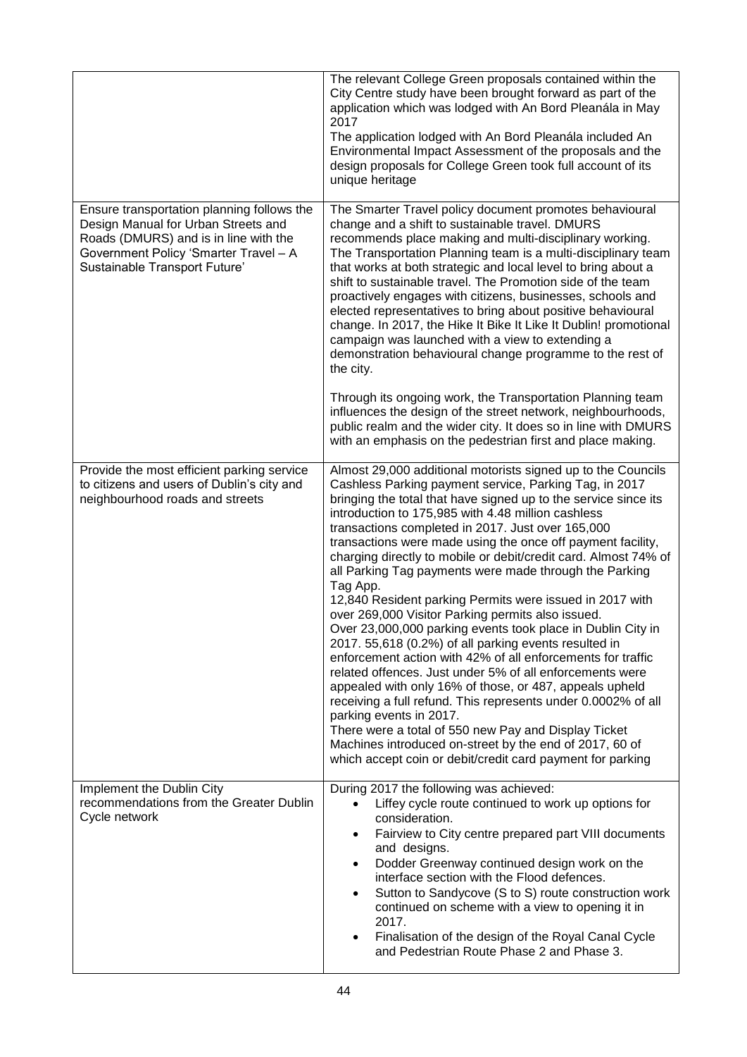| | |
|---|---|
| | The relevant College Green proposals contained within the City Centre study have been brought forward as part of the application which was lodged with An Bord Pleanála in May 2017<br>The application lodged with An Bord Pleanála included An Environmental Impact Assessment of the proposals and the design proposals for College Green took full account of its unique heritage |
| Ensure transportation planning follows the Design Manual for Urban Streets and Roads (DMURS) and is in line with the Government Policy 'Smarter Travel – A Sustainable Transport Future' | The Smarter Travel policy document promotes behavioural change and a shift to sustainable travel. DMURS recommends place making and multi-disciplinary working. The Transportation Planning team is a multi-disciplinary team that works at both strategic and local level to bring about a shift to sustainable travel. The Promotion side of the team proactively engages with citizens, businesses, schools and elected representatives to bring about positive behavioural change. In 2017, the Hike It Bike It Like It Dublin! promotional campaign was launched with a view to extending a demonstration behavioural change programme to the rest of the city.<br><br>Through its ongoing work, the Transportation Planning team influences the design of the street network, neighbourhoods, public realm and the wider city. It does so in line with DMURS with an emphasis on the pedestrian first and place making. |
| Provide the most efficient parking service to citizens and users of Dublin's city and neighbourhood roads and streets | Almost 29,000 additional motorists signed up to the Councils Cashless Parking payment service, Parking Tag, in 2017 bringing the total that have signed up to the service since its introduction to 175,985 with 4.48 million cashless transactions completed in 2017. Just over 165,000 transactions were made using the once off payment facility, charging directly to mobile or debit/credit card. Almost 74% of all Parking Tag payments were made through the Parking Tag App.<br>12,840 Resident parking Permits were issued in 2017 with over 269,000 Visitor Parking permits also issued.<br>Over 23,000,000 parking events took place in Dublin City in 2017. 55,618 (0.2%) of all parking events resulted in enforcement action with 42% of all enforcements for traffic related offences. Just under 5% of all enforcements were appealed with only 16% of those, or 487, appeals upheld receiving a full refund. This represents under 0.0002% of all parking events in 2017.<br>There were a total of 550 new Pay and Display Ticket Machines introduced on-street by the end of 2017, 60 of which accept coin or debit/credit card payment for parking |
| Implement the Dublin City recommendations from the Greater Dublin Cycle network | During 2017 the following was achieved:<br>• Liffey cycle route continued to work up options for consideration.<br>• Fairview to City centre prepared part VIII documents and designs.<br>• Dodder Greenway continued design work on the interface section with the Flood defences.<br>• Sutton to Sandycove (S to S) route construction work continued on scheme with a view to opening it in 2017.<br>• Finalisation of the design of the Royal Canal Cycle and Pedestrian Route Phase 2 and Phase 3. |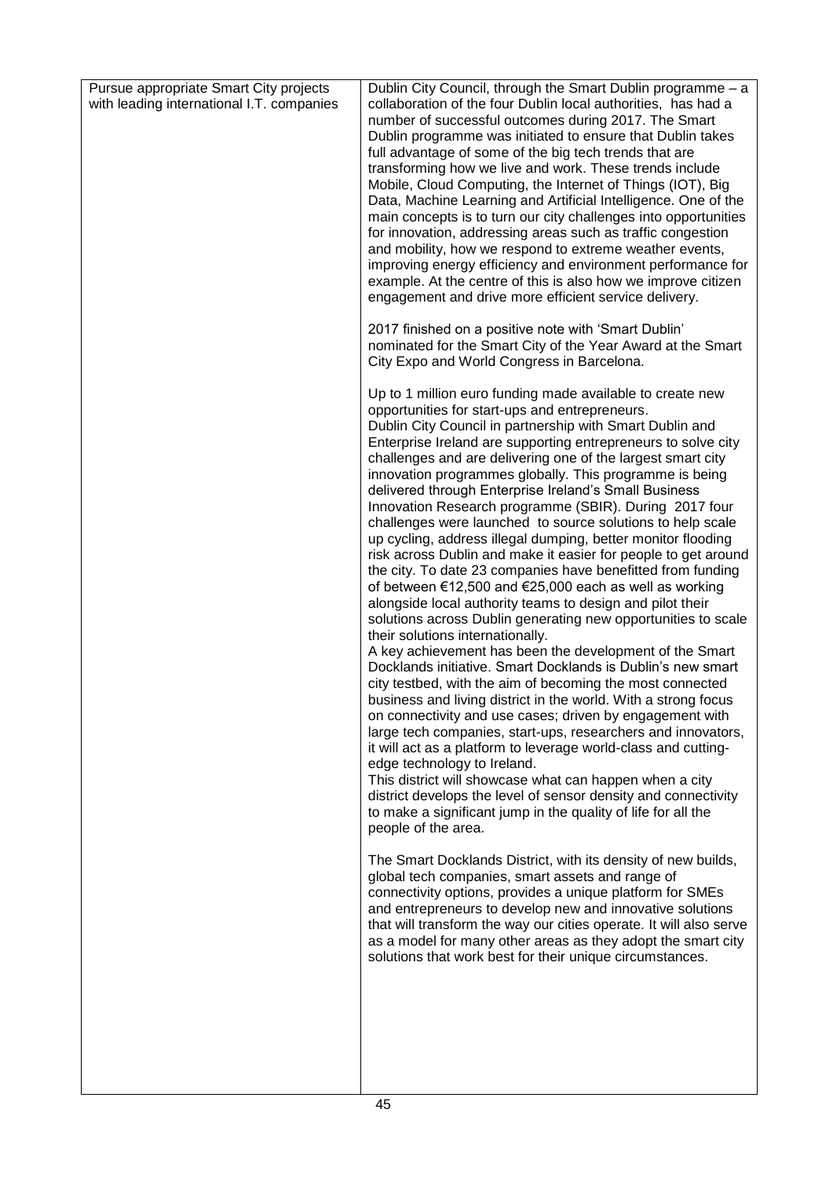| | |
|---|---|
| Pursue appropriate Smart City projects with leading international I.T. companies | Dublin City Council, through the Smart Dublin programme – a collaboration of the four Dublin local authorities, has had a number of successful outcomes during 2017. The Smart Dublin programme was initiated to ensure that Dublin takes full advantage of some of the big tech trends that are transforming how we live and work. These trends include Mobile, Cloud Computing, the Internet of Things (IOT), Big Data, Machine Learning and Artificial Intelligence. One of the main concepts is to turn our city challenges into opportunities for innovation, addressing areas such as traffic congestion and mobility, how we respond to extreme weather events, improving energy efficiency and environment performance for example. At the centre of this is also how we improve citizen engagement and drive more efficient service delivery.<br><br>2017 finished on a positive note with 'Smart Dublin' nominated for the Smart City of the Year Award at the Smart City Expo and World Congress in Barcelona.<br><br>Up to 1 million euro funding made available to create new opportunities for start-ups and entrepreneurs.<br>Dublin City Council in partnership with Smart Dublin and Enterprise Ireland are supporting entrepreneurs to solve city challenges and are delivering one of the largest smart city innovation programmes globally. This programme is being delivered through Enterprise Ireland's Small Business Innovation Research programme (SBIR). During 2017 four challenges were launched to source solutions to help scale up cycling, address illegal dumping, better monitor flooding risk across Dublin and make it easier for people to get around the city. To date 23 companies have benefitted from funding of between €12,500 and €25,000 each as well as working alongside local authority teams to design and pilot their solutions across Dublin generating new opportunities to scale their solutions internationally.<br>A key achievement has been the development of the Smart Docklands initiative. Smart Docklands is Dublin's new smart city testbed, with the aim of becoming the most connected business and living district in the world. With a strong focus on connectivity and use cases; driven by engagement with large tech companies, start-ups, researchers and innovators, it will act as a platform to leverage world-class and cutting-edge technology to Ireland.<br>This district will showcase what can happen when a city district develops the level of sensor density and connectivity to make a significant jump in the quality of life for all the people of the area.<br><br>The Smart Docklands District, with its density of new builds, global tech companies, smart assets and range of connectivity options, provides a unique platform for SMEs and entrepreneurs to develop new and innovative solutions that will transform the way our cities operate. It will also serve as a model for many other areas as they adopt the smart city solutions that work best for their unique circumstances. |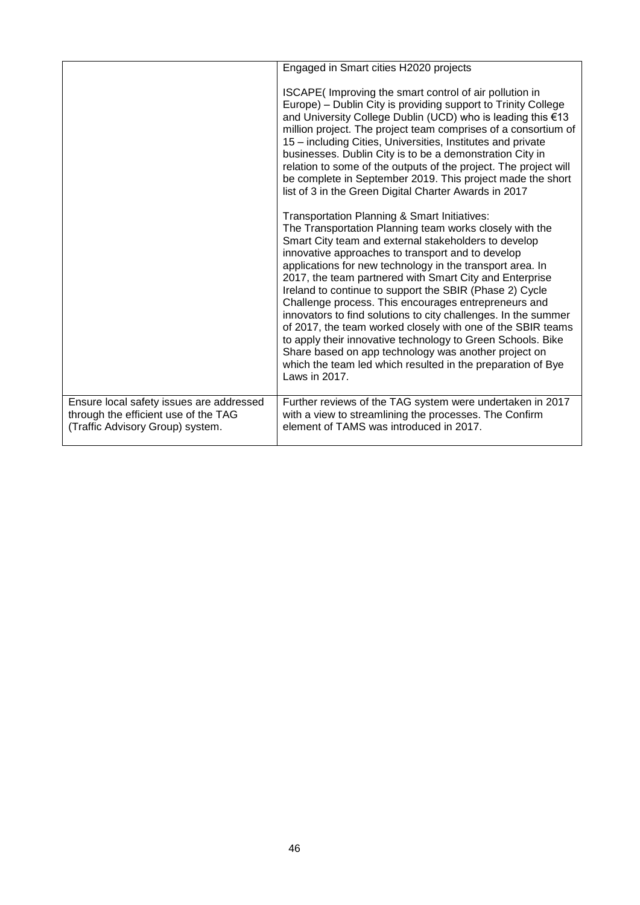| | |
|---|---|
| | Engaged in Smart cities H2020 projects<br><br>ISCAPE( Improving the smart control of air pollution in Europe) – Dublin City is providing support to Trinity College and University College Dublin (UCD) who is leading this €13 million project. The project team comprises of a consortium of 15 – including Cities, Universities, Institutes and private businesses. Dublin City is to be a demonstration City in relation to some of the outputs of the project. The project will be complete in September 2019. This project made the short list of 3 in the Green Digital Charter Awards in 2017<br><br>Transportation Planning & Smart Initiatives:<br>The Transportation Planning team works closely with the Smart City team and external stakeholders to develop innovative approaches to transport and to develop applications for new technology in the transport area. In 2017, the team partnered with Smart City and Enterprise Ireland to continue to support the SBIR (Phase 2) Cycle Challenge process. This encourages entrepreneurs and innovators to find solutions to city challenges. In the summer of 2017, the team worked closely with one of the SBIR teams to apply their innovative technology to Green Schools. Bike Share based on app technology was another project on which the team led which resulted in the preparation of Bye Laws in 2017. |
| Ensure local safety issues are addressed through the efficient use of the TAG (Traffic Advisory Group) system. | Further reviews of the TAG system were undertaken in 2017 with a view to streamlining the processes. The Confirm element of TAMS was introduced in 2017. |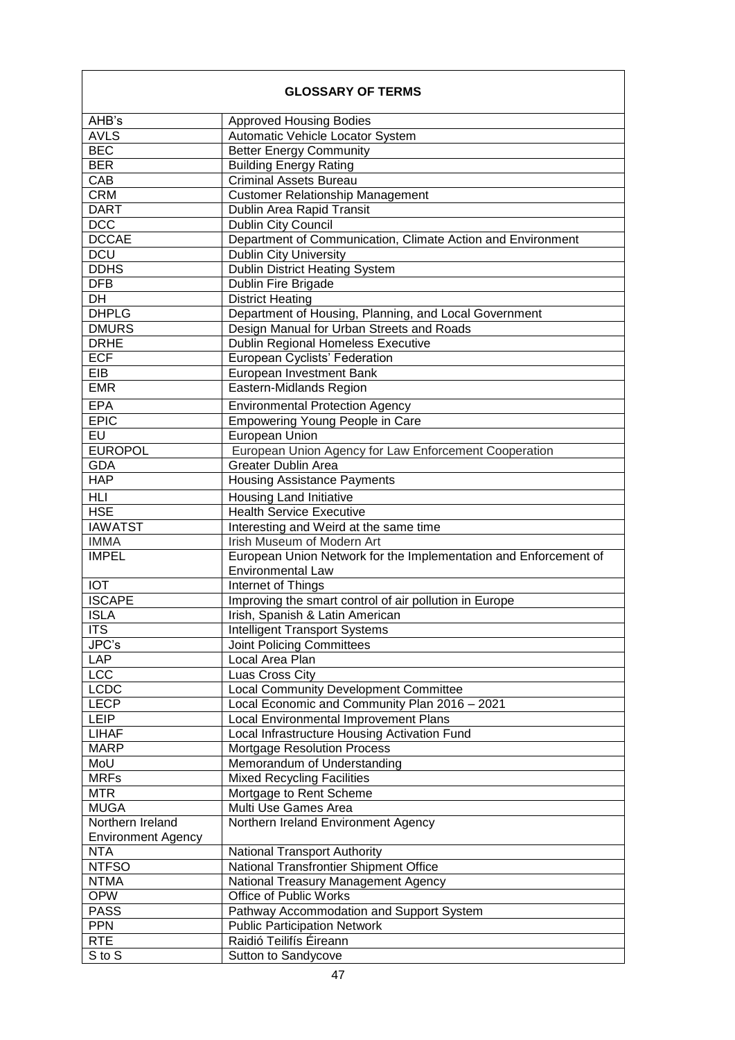## GLOSSARY OF TERMS

| | |
|---|---|
| AHB's | Approved Housing Bodies |
| AVLS | Automatic Vehicle Locator System |
| BEC | Better Energy Community |
| BER | Building Energy Rating |
| CAB | Criminal Assets Bureau |
| CRM | Customer Relationship Management |
| DART | Dublin Area Rapid Transit |
| DCC | Dublin City Council |
| DCCAE | Department of Communication, Climate Action and Environment |
| DCU | Dublin City University |
| DDHS | Dublin District Heating System |
| DFB | Dublin Fire Brigade |
| DH | District Heating |
| DHPLG | Department of Housing, Planning, and Local Government |
| DMURS | Design Manual for Urban Streets and Roads |
| DRHE | Dublin Regional Homeless Executive |
| ECF | European Cyclists' Federation |
| EIB | European Investment Bank |
| EMR | Eastern-Midlands Region |
| EPA | Environmental Protection Agency |
| EPIC | Empowering Young People in Care |
| EU | European Union |
| EUROPOL | European Union Agency for Law Enforcement Cooperation |
| GDA | Greater Dublin Area |
| HAP | Housing Assistance Payments |
| HLI | Housing Land Initiative |
| HSE | Health Service Executive |
| IAWATST | Interesting and Weird at the same time |
| IMMA | Irish Museum of Modern Art |
| IMPEL | European Union Network for the Implementation and Enforcement of Environmental Law |
| IOT | Internet of Things |
| ISCAPE | Improving the smart control of air pollution in Europe |
| ISLA | Irish, Spanish & Latin American |
| ITS | Intelligent Transport Systems |
| JPC's | Joint Policing Committees |
| LAP | Local Area Plan |
| LCC | Luas Cross City |
| LCDC | Local Community Development Committee |
| LECP | Local Economic and Community Plan 2016 – 2021 |
| LEIP | Local Environmental Improvement Plans |
| LIHAF | Local Infrastructure Housing Activation Fund |
| MARP | Mortgage Resolution Process |
| MoU | Memorandum of Understanding |
| MRFs | Mixed Recycling Facilities |
| MTR | Mortgage to Rent Scheme |
| MUGA | Multi Use Games Area |
| Northern Ireland Environment Agency | Northern Ireland Environment Agency |
| NTA | National Transport Authority |
| NTFSO | National Transfrontier Shipment Office |
| NTMA | National Treasury Management Agency |
| OPW | Office of Public Works |
| PASS | Pathway Accommodation and Support System |
| PPN | Public Participation Network |
| RTE | Raidió Teilifís Éireann |
| S to S | Sutton to Sandycove |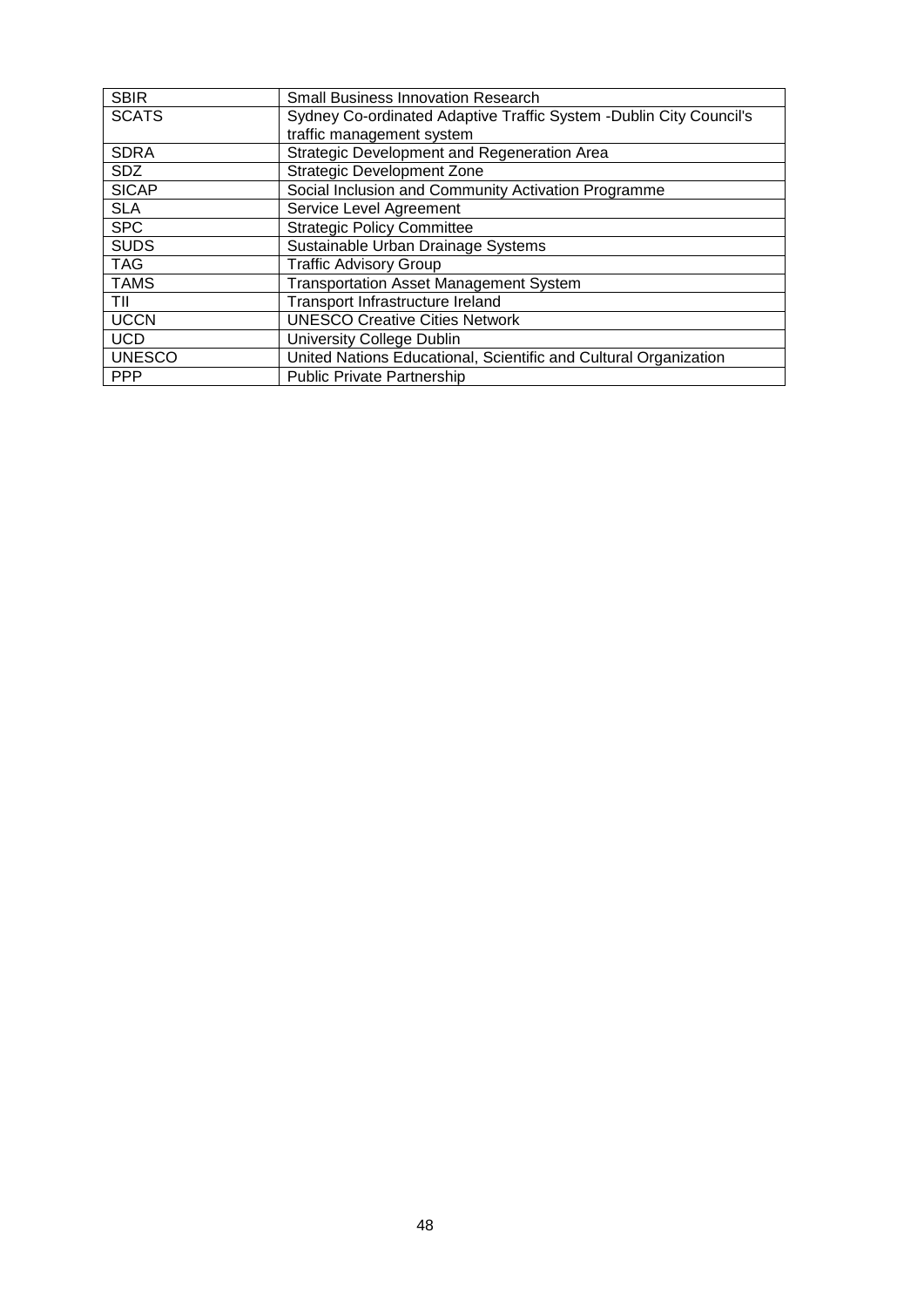| | |
|---|---|
| SBIR | Small Business Innovation Research |
| SCATS | Sydney Co-ordinated Adaptive Traffic System -Dublin City Council's traffic management system |
| SDRA | Strategic Development and Regeneration Area |
| SDZ | Strategic Development Zone |
| SICAP | Social Inclusion and Community Activation Programme |
| SLA | Service Level Agreement |
| SPC | Strategic Policy Committee |
| SUDS | Sustainable Urban Drainage Systems |
| TAG | Traffic Advisory Group |
| TAMS | Transportation Asset Management System |
| TII | Transport Infrastructure Ireland |
| UCCN | UNESCO Creative Cities Network |
| UCD | University College Dublin |
| UNESCO | United Nations Educational, Scientific and Cultural Organization |
| PPP | Public Private Partnership |